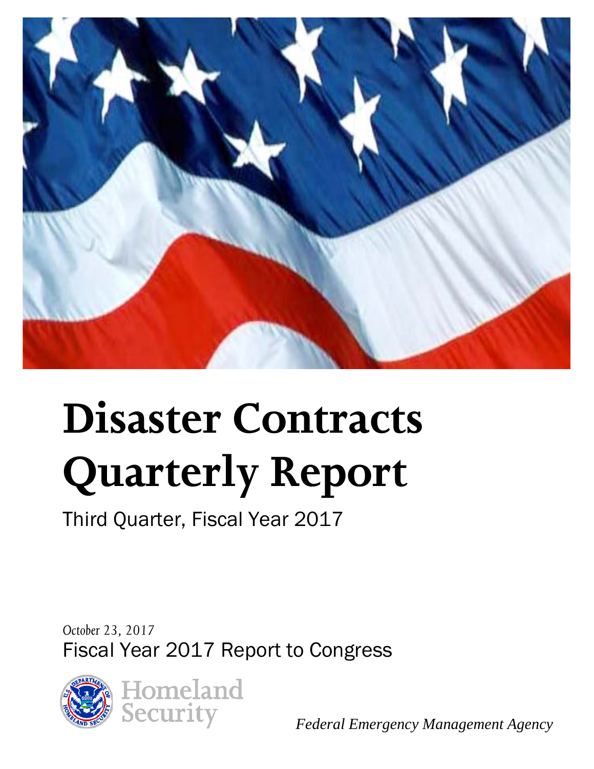# Disaster Contracts Quarterly Report

Third Quarter, Fiscal Year 2017

*October 23, 2017*

Fiscal Year 2017 Report to Congress

Homeland Security

*Federal Emergency Management Agency*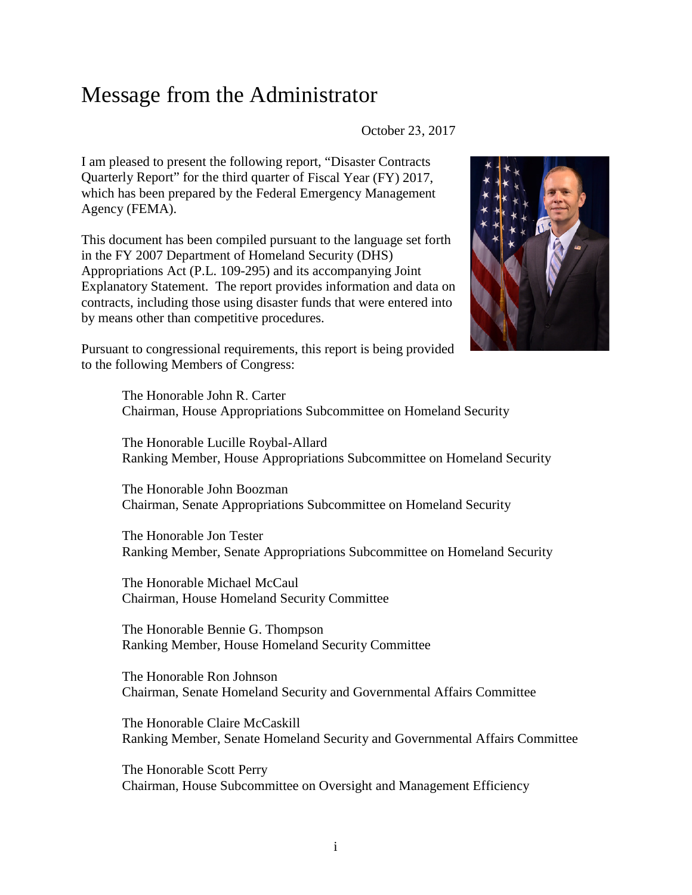# Message from the Administrator

October 23, 2017

I am pleased to present the following report, "Disaster Contracts Quarterly Report" for the third quarter of Fiscal Year (FY) 2017, which has been prepared by the Federal Emergency Management Agency (FEMA).

This document has been compiled pursuant to the language set forth in the FY 2007 Department of Homeland Security (DHS) Appropriations Act (P.L. 109-295) and its accompanying Joint Explanatory Statement. The report provides information and data on contracts, including those using disaster funds that were entered into by means other than competitive procedures.

Pursuant to congressional requirements, this report is being provided to the following Members of Congress:

The Honorable John R. Carter
Chairman, House Appropriations Subcommittee on Homeland Security

The Honorable Lucille Roybal-Allard
Ranking Member, House Appropriations Subcommittee on Homeland Security

The Honorable John Boozman
Chairman, Senate Appropriations Subcommittee on Homeland Security

The Honorable Jon Tester
Ranking Member, Senate Appropriations Subcommittee on Homeland Security

The Honorable Michael McCaul
Chairman, House Homeland Security Committee

The Honorable Bennie G. Thompson
Ranking Member, House Homeland Security Committee

The Honorable Ron Johnson
Chairman, Senate Homeland Security and Governmental Affairs Committee

The Honorable Claire McCaskill
Ranking Member, Senate Homeland Security and Governmental Affairs Committee

The Honorable Scott Perry
Chairman, House Subcommittee on Oversight and Management Efficiency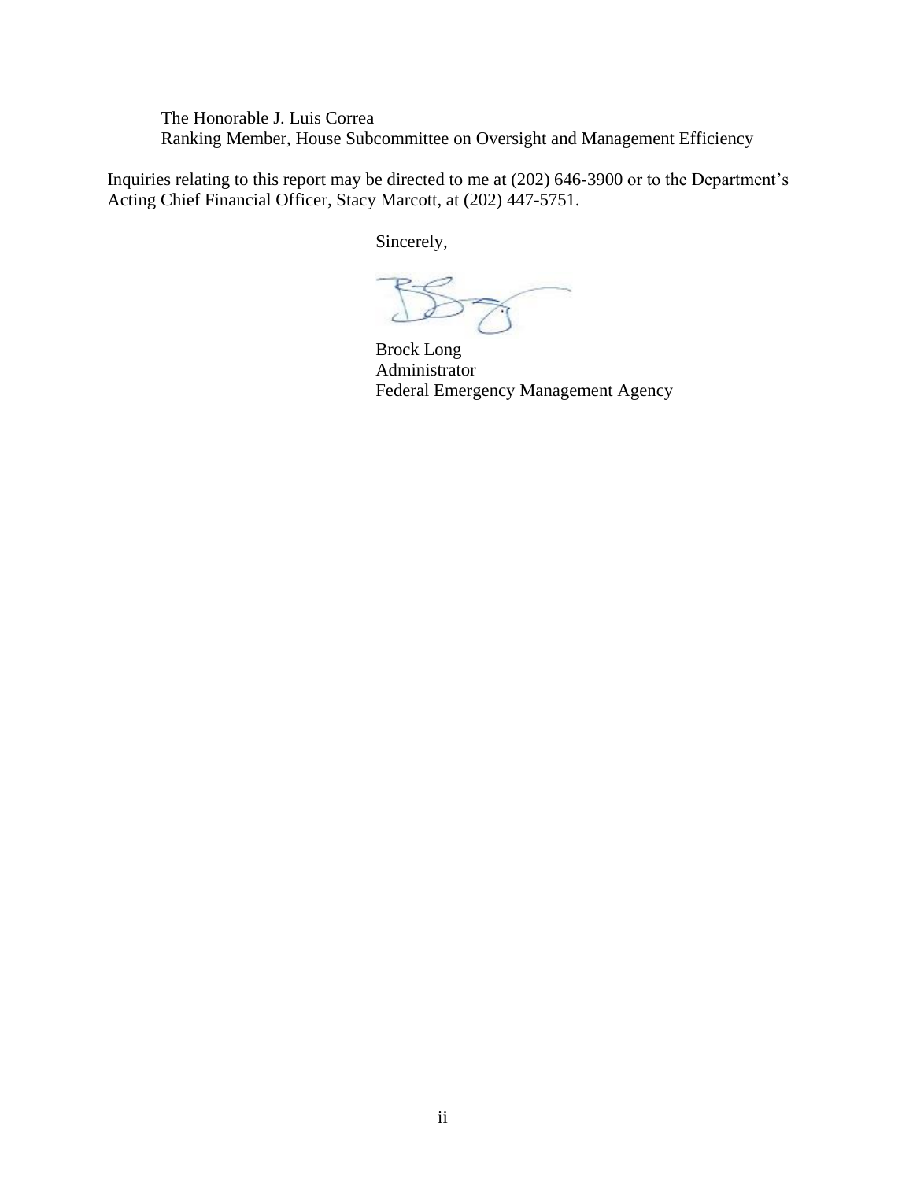The Honorable J. Luis Correa
Ranking Member, House Subcommittee on Oversight and Management Efficiency

Inquiries relating to this report may be directed to me at (202) 646-3900 or to the Department's Acting Chief Financial Officer, Stacy Marcott, at (202) 447-5751.

Sincerely,

Brock Long
Administrator
Federal Emergency Management Agency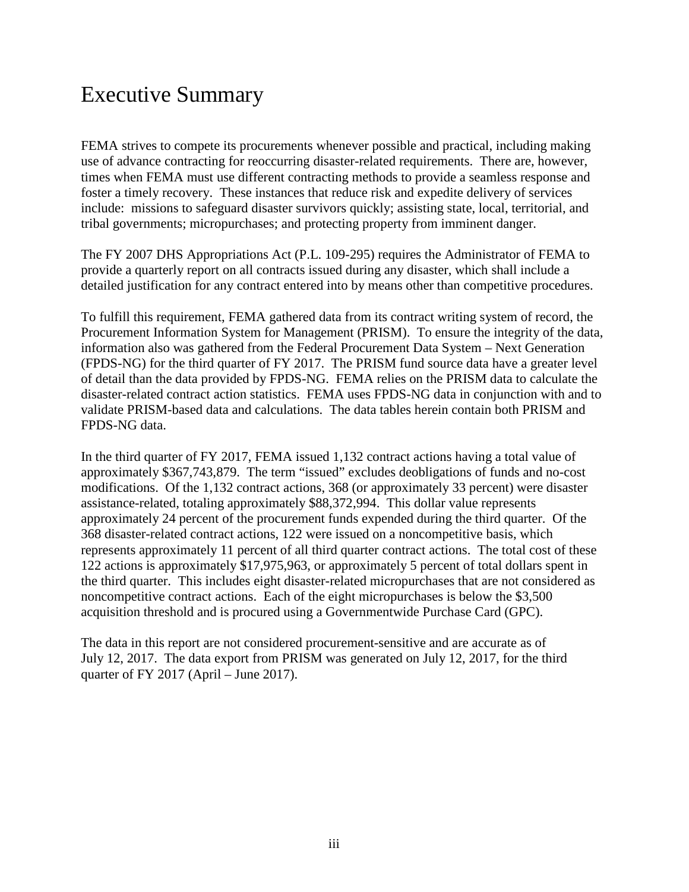# Executive Summary

FEMA strives to compete its procurements whenever possible and practical, including making use of advance contracting for reoccurring disaster-related requirements. There are, however, times when FEMA must use different contracting methods to provide a seamless response and foster a timely recovery. These instances that reduce risk and expedite delivery of services include: missions to safeguard disaster survivors quickly; assisting state, local, territorial, and tribal governments; micropurchases; and protecting property from imminent danger.

The FY 2007 DHS Appropriations Act (P.L. 109-295) requires the Administrator of FEMA to provide a quarterly report on all contracts issued during any disaster, which shall include a detailed justification for any contract entered into by means other than competitive procedures.

To fulfill this requirement, FEMA gathered data from its contract writing system of record, the Procurement Information System for Management (PRISM). To ensure the integrity of the data, information also was gathered from the Federal Procurement Data System – Next Generation (FPDS-NG) for the third quarter of FY 2017. The PRISM fund source data have a greater level of detail than the data provided by FPDS-NG. FEMA relies on the PRISM data to calculate the disaster-related contract action statistics. FEMA uses FPDS-NG data in conjunction with and to validate PRISM-based data and calculations. The data tables herein contain both PRISM and FPDS-NG data.

In the third quarter of FY 2017, FEMA issued 1,132 contract actions having a total value of approximately $367,743,879. The term "issued" excludes deobligations of funds and no-cost modifications. Of the 1,132 contract actions, 368 (or approximately 33 percent) were disaster assistance-related, totaling approximately $88,372,994. This dollar value represents approximately 24 percent of the procurement funds expended during the third quarter. Of the 368 disaster-related contract actions, 122 were issued on a noncompetitive basis, which represents approximately 11 percent of all third quarter contract actions. The total cost of these 122 actions is approximately $17,975,963, or approximately 5 percent of total dollars spent in the third quarter. This includes eight disaster-related micropurchases that are not considered as noncompetitive contract actions. Each of the eight micropurchases is below the $3,500 acquisition threshold and is procured using a Governmentwide Purchase Card (GPC).

The data in this report are not considered procurement-sensitive and are accurate as of July 12, 2017. The data export from PRISM was generated on July 12, 2017, for the third quarter of FY 2017 (April – June 2017).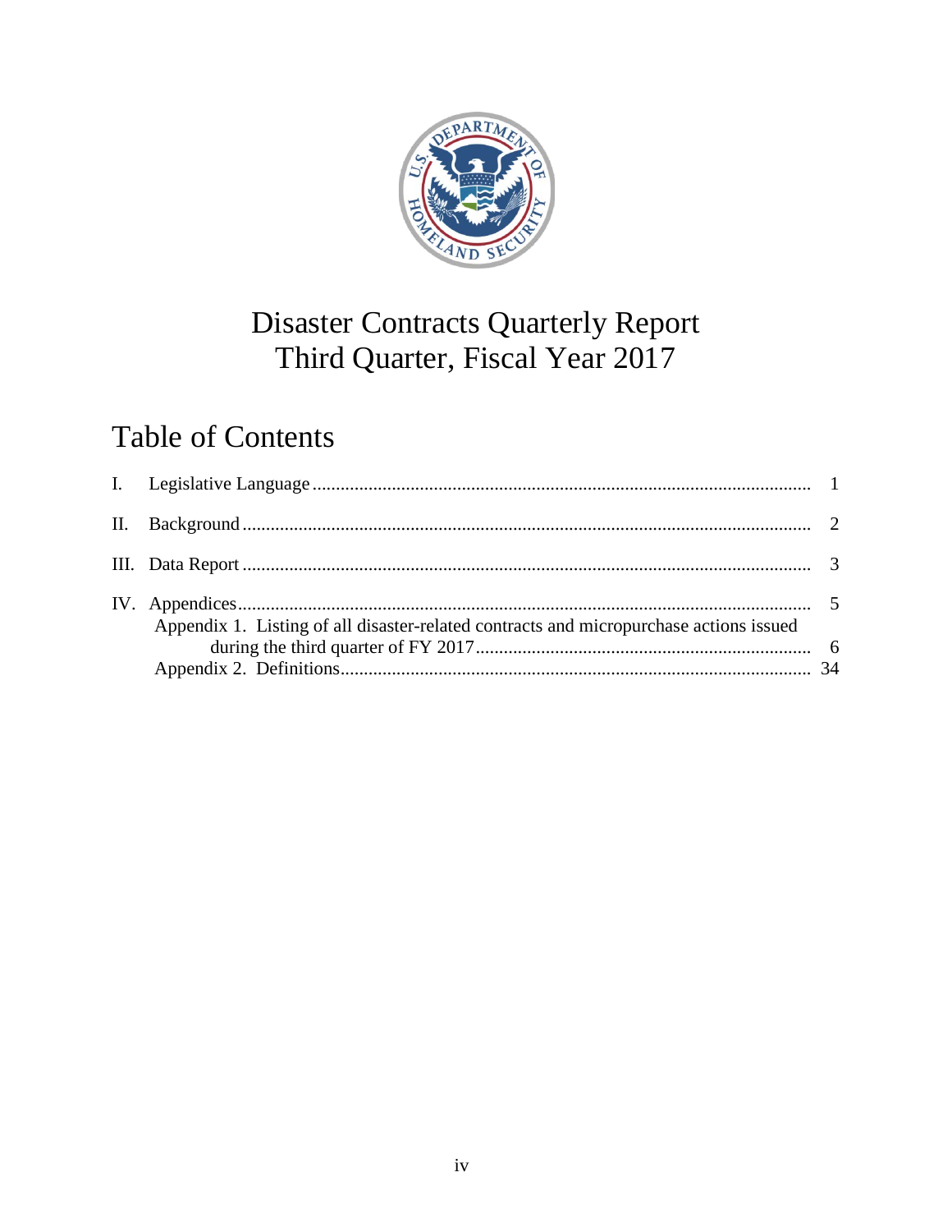# Disaster Contracts Quarterly Report
# Third Quarter, Fiscal Year 2017

## Table of Contents

I. Legislative Language .......... 1

II. Background .......... 2

III. Data Report .......... 3

IV. Appendices .......... 5

- Appendix 1. Listing of all disaster-related contracts and micropurchase actions issued during the third quarter of FY 2017 .......... 6
- Appendix 2. Definitions .......... 34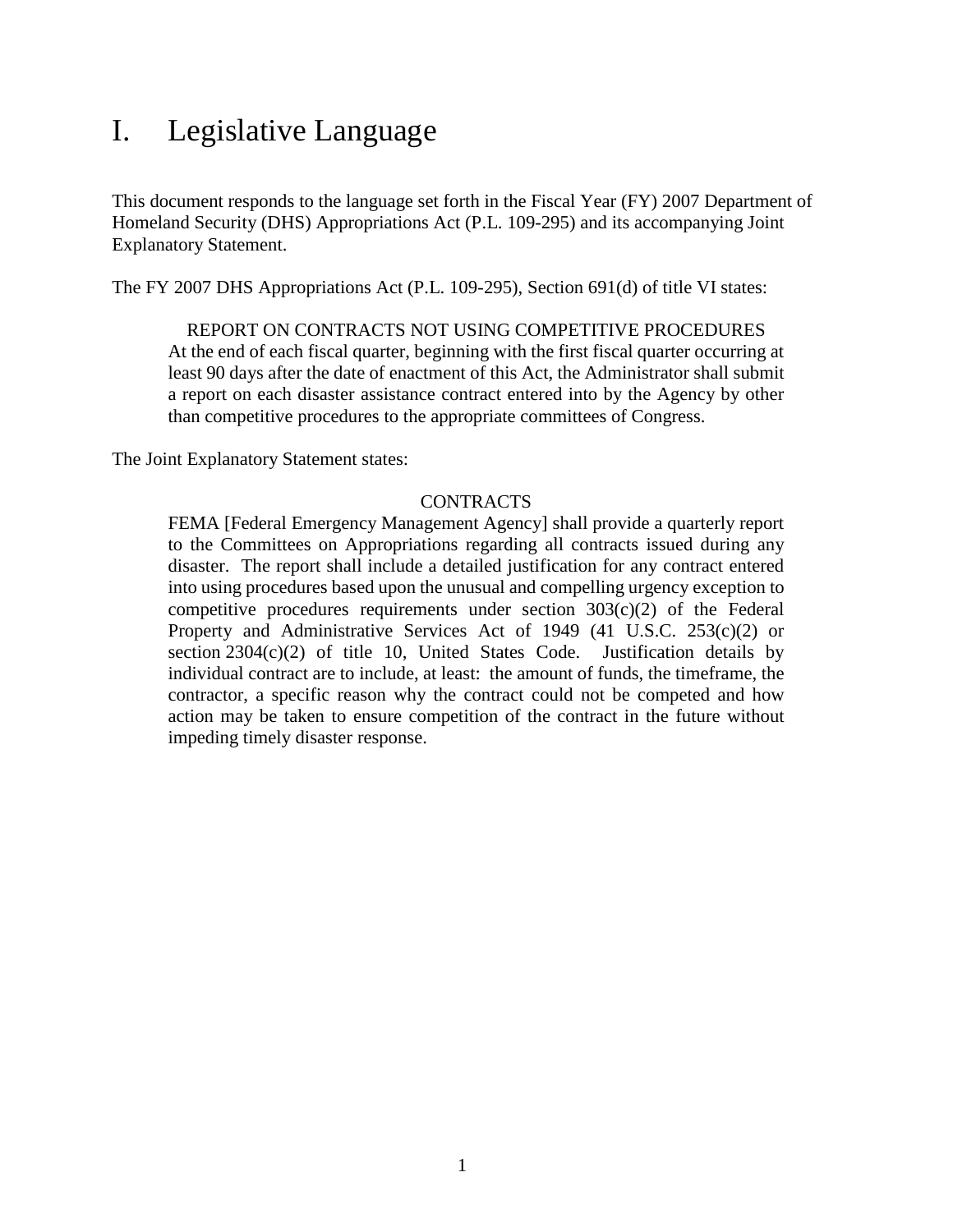# I. Legislative Language

This document responds to the language set forth in the Fiscal Year (FY) 2007 Department of Homeland Security (DHS) Appropriations Act (P.L. 109-295) and its accompanying Joint Explanatory Statement.

The FY 2007 DHS Appropriations Act (P.L. 109-295), Section 691(d) of title VI states:

> REPORT ON CONTRACTS NOT USING COMPETITIVE PROCEDURES
> At the end of each fiscal quarter, beginning with the first fiscal quarter occurring at least 90 days after the date of enactment of this Act, the Administrator shall submit a report on each disaster assistance contract entered into by the Agency by other than competitive procedures to the appropriate committees of Congress.

The Joint Explanatory Statement states:

> CONTRACTS
> FEMA [Federal Emergency Management Agency] shall provide a quarterly report to the Committees on Appropriations regarding all contracts issued during any disaster. The report shall include a detailed justification for any contract entered into using procedures based upon the unusual and compelling urgency exception to competitive procedures requirements under section 303(c)(2) of the Federal Property and Administrative Services Act of 1949 (41 U.S.C. 253(c)(2) or section 2304(c)(2) of title 10, United States Code. Justification details by individual contract are to include, at least: the amount of funds, the timeframe, the contractor, a specific reason why the contract could not be competed and how action may be taken to ensure competition of the contract in the future without impeding timely disaster response.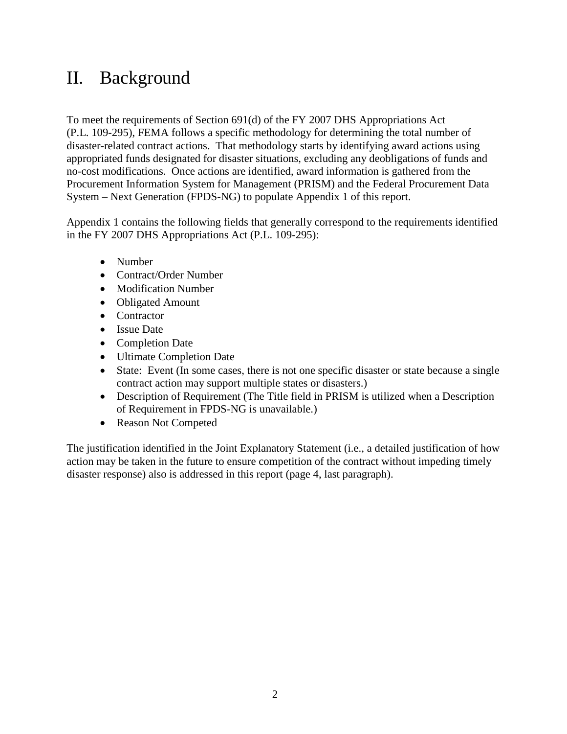# II. Background

To meet the requirements of Section 691(d) of the FY 2007 DHS Appropriations Act (P.L. 109-295), FEMA follows a specific methodology for determining the total number of disaster-related contract actions. That methodology starts by identifying award actions using appropriated funds designated for disaster situations, excluding any deobligations of funds and no-cost modifications. Once actions are identified, award information is gathered from the Procurement Information System for Management (PRISM) and the Federal Procurement Data System – Next Generation (FPDS-NG) to populate Appendix 1 of this report.

Appendix 1 contains the following fields that generally correspond to the requirements identified in the FY 2007 DHS Appropriations Act (P.L. 109-295):

- Number
- Contract/Order Number
- Modification Number
- Obligated Amount
- Contractor
- Issue Date
- Completion Date
- Ultimate Completion Date
- State: Event (In some cases, there is not one specific disaster or state because a single contract action may support multiple states or disasters.)
- Description of Requirement (The Title field in PRISM is utilized when a Description of Requirement in FPDS-NG is unavailable.)
- Reason Not Competed

The justification identified in the Joint Explanatory Statement (i.e., a detailed justification of how action may be taken in the future to ensure competition of the contract without impeding timely disaster response) also is addressed in this report (page 4, last paragraph).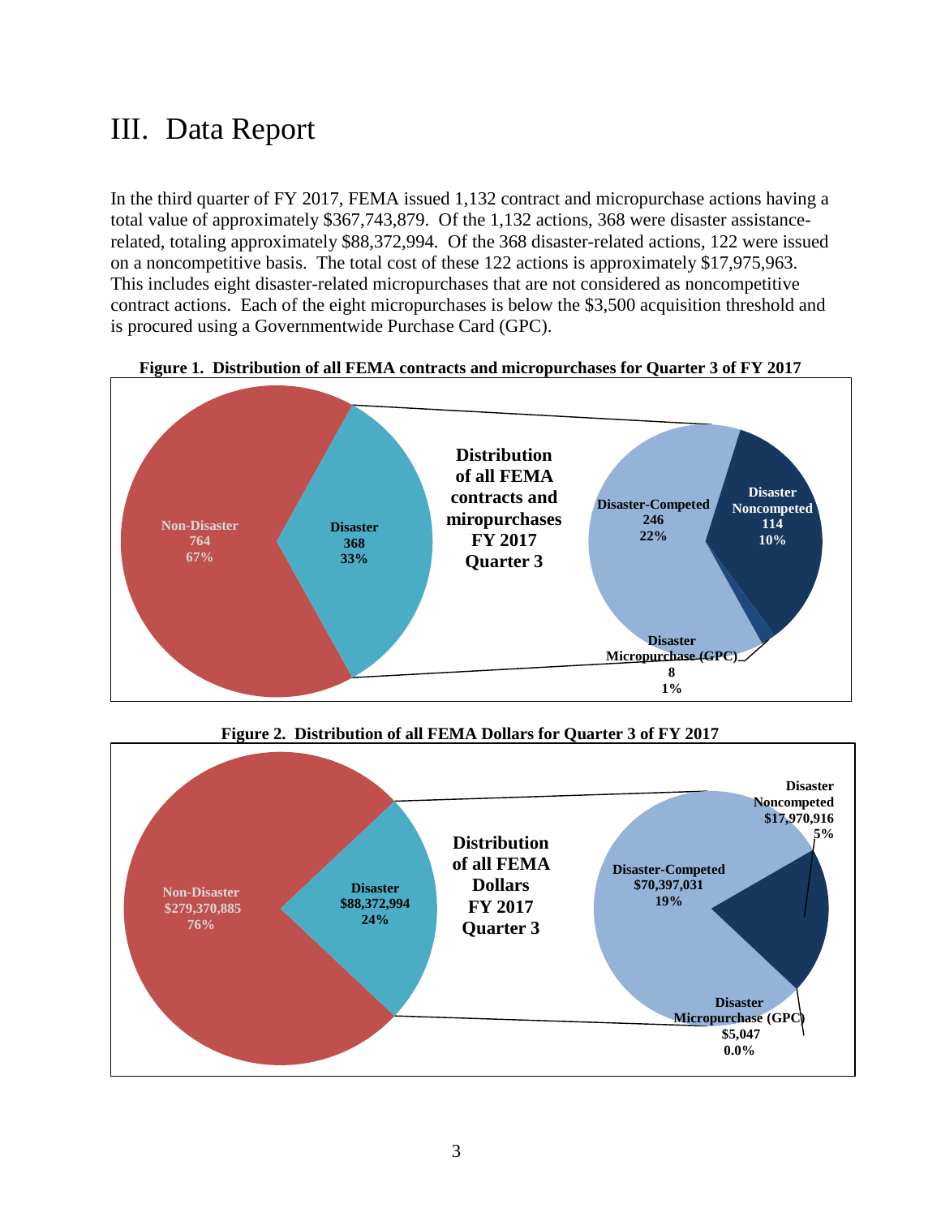# III. Data Report

In the third quarter of FY 2017, FEMA issued 1,132 contract and micropurchase actions having a total value of approximately $367,743,879. Of the 1,132 actions, 368 were disaster assistance-related, totaling approximately $88,372,994. Of the 368 disaster-related actions, 122 were issued on a noncompetitive basis. The total cost of these 122 actions is approximately $17,975,963. This includes eight disaster-related micropurchases that are not considered as noncompetitive contract actions. Each of the eight micropurchases is below the $3,500 acquisition threshold and is procured using a Governmentwide Purchase Card (GPC).

**Figure 1. Distribution of all FEMA contracts and micropurchases for Quarter 3 of FY 2017**

Distribution of all FEMA contracts and miropurchases FY 2017 Quarter 3

- Non-Disaster: 764 (67%)
- Disaster: 368 (33%)
  - Disaster-Competed: 246 (22%)
  - Disaster Noncompeted: 114 (10%)
  - Disaster Micropurchase (GPC): 8 (1%)

**Figure 2. Distribution of all FEMA Dollars for Quarter 3 of FY 2017**

Distribution of all FEMA Dollars FY 2017 Quarter 3

- Non-Disaster: $279,370,885 (76%)
- Disaster: $88,372,994 (24%)
  - Disaster-Competed: $70,397,031 (19%)
  - Disaster Noncompeted: $17,970,916 (5%)
  - Disaster Micropurchase (GPC): $5,047 (0.0%)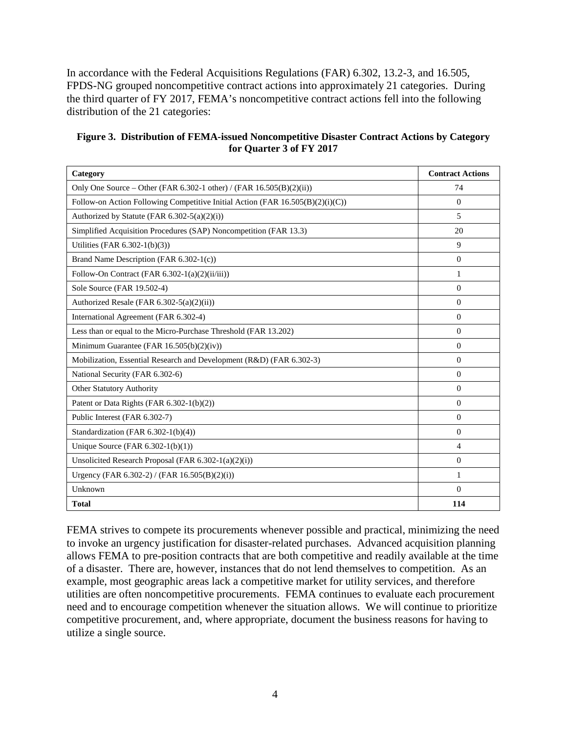In accordance with the Federal Acquisitions Regulations (FAR) 6.302, 13.2-3, and 16.505, FPDS-NG grouped noncompetitive contract actions into approximately 21 categories. During the third quarter of FY 2017, FEMA's noncompetitive contract actions fell into the following distribution of the 21 categories:

**Figure 3. Distribution of FEMA-issued Noncompetitive Disaster Contract Actions by Category for Quarter 3 of FY 2017**

| Category | Contract Actions |
|---|---|
| Only One Source – Other (FAR 6.302-1 other) / (FAR 16.505(B)(2)(ii)) | 74 |
| Follow-on Action Following Competitive Initial Action (FAR 16.505(B)(2)(i)(C)) | 0 |
| Authorized by Statute (FAR 6.302-5(a)(2)(i)) | 5 |
| Simplified Acquisition Procedures (SAP) Noncompetition (FAR 13.3) | 20 |
| Utilities (FAR 6.302-1(b)(3)) | 9 |
| Brand Name Description (FAR 6.302-1(c)) | 0 |
| Follow-On Contract (FAR 6.302-1(a)(2)(ii/iii)) | 1 |
| Sole Source (FAR 19.502-4) | 0 |
| Authorized Resale (FAR 6.302-5(a)(2)(ii)) | 0 |
| International Agreement (FAR 6.302-4) | 0 |
| Less than or equal to the Micro-Purchase Threshold (FAR 13.202) | 0 |
| Minimum Guarantee (FAR 16.505(b)(2)(iv)) | 0 |
| Mobilization, Essential Research and Development (R&D) (FAR 6.302-3) | 0 |
| National Security (FAR 6.302-6) | 0 |
| Other Statutory Authority | 0 |
| Patent or Data Rights (FAR 6.302-1(b)(2)) | 0 |
| Public Interest (FAR 6.302-7) | 0 |
| Standardization (FAR 6.302-1(b)(4)) | 0 |
| Unique Source (FAR 6.302-1(b)(1)) | 4 |
| Unsolicited Research Proposal (FAR 6.302-1(a)(2)(i)) | 0 |
| Urgency (FAR 6.302-2) / (FAR 16.505(B)(2)(i)) | 1 |
| Unknown | 0 |
| **Total** | **114** |

FEMA strives to compete its procurements whenever possible and practical, minimizing the need to invoke an urgency justification for disaster-related purchases. Advanced acquisition planning allows FEMA to pre-position contracts that are both competitive and readily available at the time of a disaster. There are, however, instances that do not lend themselves to competition. As an example, most geographic areas lack a competitive market for utility services, and therefore utilities are often noncompetitive procurements. FEMA continues to evaluate each procurement need and to encourage competition whenever the situation allows. We will continue to prioritize competitive procurement, and, where appropriate, document the business reasons for having to utilize a single source.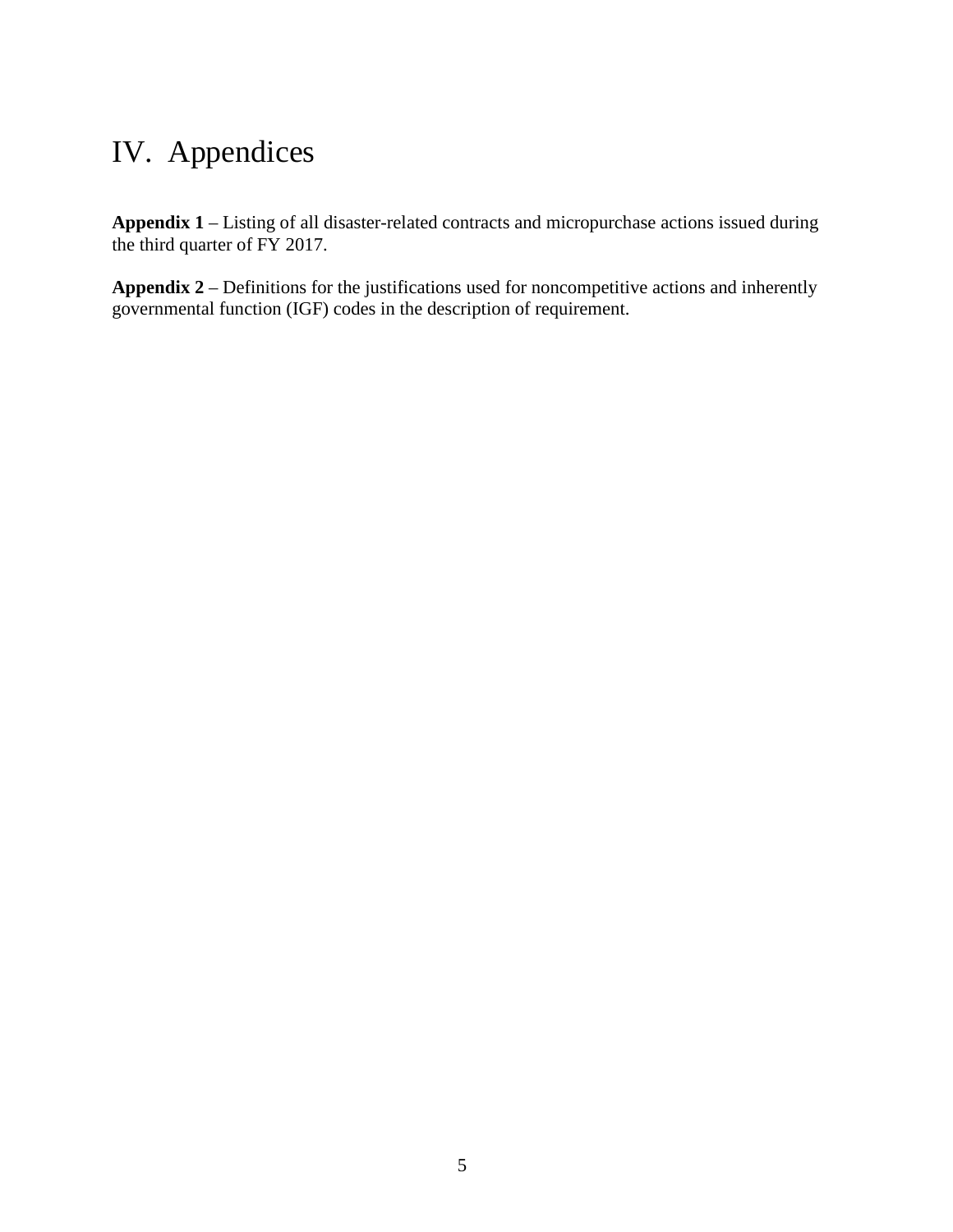# IV. Appendices

**Appendix 1** – Listing of all disaster-related contracts and micropurchase actions issued during the third quarter of FY 2017.

**Appendix 2** – Definitions for the justifications used for noncompetitive actions and inherently governmental function (IGF) codes in the description of requirement.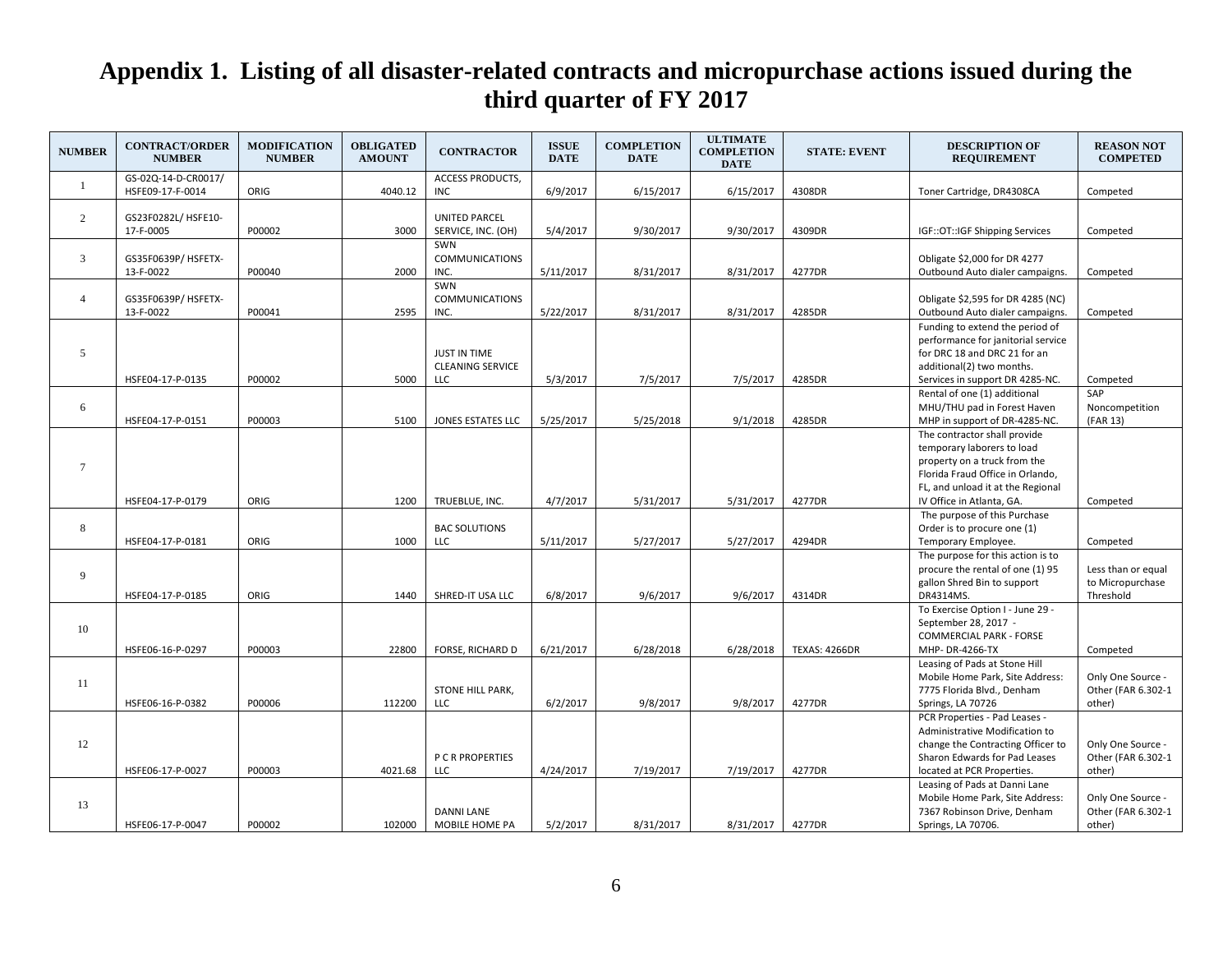# Appendix 1. Listing of all disaster-related contracts and micropurchase actions issued during the third quarter of FY 2017

| NUMBER | CONTRACT/ORDER NUMBER | MODIFICATION NUMBER | OBLIGATED AMOUNT | CONTRACTOR | ISSUE DATE | COMPLETION DATE | ULTIMATE COMPLETION DATE | STATE: EVENT | DESCRIPTION OF REQUIREMENT | REASON NOT COMPETED |
|---|---|---|---|---|---|---|---|---|---|---|
| 1 | GS-02Q-14-D-CR0017/ HSFE09-17-F-0014 | ORIG | 4040.12 | ACCESS PRODUCTS, INC | 6/9/2017 | 6/15/2017 | 6/15/2017 | 4308DR | Toner Cartridge, DR4308CA | Competed |
| 2 | GS23F0282L/ HSFE10-17-F-0005 | P00002 | 3000 | UNITED PARCEL SERVICE, INC. (OH) | 5/4/2017 | 9/30/2017 | 9/30/2017 | 4309DR | IGF::OT::IGF Shipping Services | Competed |
| 3 | GS35F0639P/ HSFETX-13-F-0022 | P00040 | 2000 | SWN COMMUNICATIONS INC. | 5/11/2017 | 8/31/2017 | 8/31/2017 | 4277DR | Obligate $2,000 for DR 4277 Outbound Auto dialer campaigns. | Competed |
| 4 | GS35F0639P/ HSFETX-13-F-0022 | P00041 | 2595 | SWN COMMUNICATIONS INC. | 5/22/2017 | 8/31/2017 | 8/31/2017 | 4285DR | Obligate $2,595 for DR 4285 (NC) Outbound Auto dialer campaigns. | Competed |
| 5 | HSFE04-17-P-0135 | P00002 | 5000 | JUST IN TIME CLEANING SERVICE LLC | 5/3/2017 | 7/5/2017 | 7/5/2017 | 4285DR | Funding to extend the period of performance for janitorial service for DRC 18 and DRC 21 for an additional(2) two months. Services in support DR 4285-NC. | Competed |
| 6 | HSFE04-17-P-0151 | P00003 | 5100 | JONES ESTATES LLC | 5/25/2017 | 5/25/2018 | 9/1/2018 | 4285DR | Rental of one (1) additional MHU/THU pad in Forest Haven MHP in support of DR-4285-NC. | SAP Noncompetition (FAR 13) |
| 7 | HSFE04-17-P-0179 | ORIG | 1200 | TRUEBLUE, INC. | 4/7/2017 | 5/31/2017 | 5/31/2017 | 4277DR | The contractor shall provide temporary laborers to load property on a truck from the Florida Fraud Office in Orlando, FL, and unload it at the Regional IV Office in Atlanta, GA. | Competed |
| 8 | HSFE04-17-P-0181 | ORIG | 1000 | BAC SOLUTIONS LLC | 5/11/2017 | 5/27/2017 | 5/27/2017 | 4294DR | The purpose of this Purchase Order is to procure one (1) Temporary Employee. | Competed |
| 9 | HSFE04-17-P-0185 | ORIG | 1440 | SHRED-IT USA LLC | 6/8/2017 | 9/6/2017 | 9/6/2017 | 4314DR | The purpose for this action is to procure the rental of one (1) 95 gallon Shred Bin to support DR4314MS. | Less than or equal to Micropurchase Threshold |
| 10 | HSFE06-16-P-0297 | P00003 | 22800 | FORSE, RICHARD D | 6/21/2017 | 6/28/2018 | 6/28/2018 | TEXAS: 4266DR | To Exercise Option I - June 29 - September 28, 2017 - COMMERCIAL PARK - FORSE MHP- DR-4266-TX | Competed |
| 11 | HSFE06-16-P-0382 | P00006 | 112200 | STONE HILL PARK, LLC | 6/2/2017 | 9/8/2017 | 9/8/2017 | 4277DR | Leasing of Pads at Stone Hill Mobile Home Park, Site Address: 7775 Florida Blvd., Denham Springs, LA 70726 | Only One Source - Other (FAR 6.302-1 other) |
| 12 | HSFE06-17-P-0027 | P00003 | 4021.68 | P C R PROPERTIES LLC | 4/24/2017 | 7/19/2017 | 7/19/2017 | 4277DR | PCR Properties - Pad Leases - Administrative Modification to change the Contracting Officer to Sharon Edwards for Pad Leases located at PCR Properties. | Only One Source - Other (FAR 6.302-1 other) |
| 13 | HSFE06-17-P-0047 | P00002 | 102000 | DANNI LANE MOBILE HOME PA | 5/2/2017 | 8/31/2017 | 8/31/2017 | 4277DR | Leasing of Pads at Danni Lane Mobile Home Park, Site Address: 7367 Robinson Drive, Denham Springs, LA 70706. | Only One Source - Other (FAR 6.302-1 other) |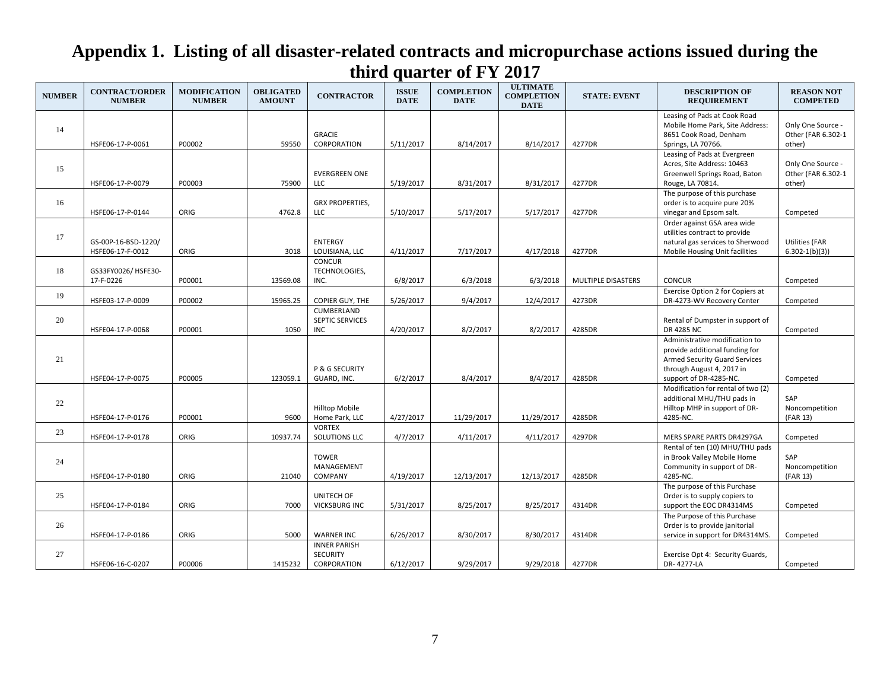# Appendix 1. Listing of all disaster-related contracts and micropurchase actions issued during the third quarter of FY 2017

| NUMBER | CONTRACT/ORDER NUMBER | MODIFICATION NUMBER | OBLIGATED AMOUNT | CONTRACTOR | ISSUE DATE | COMPLETION DATE | ULTIMATE COMPLETION DATE | STATE: EVENT | DESCRIPTION OF REQUIREMENT | REASON NOT COMPETED |
|---|---|---|---|---|---|---|---|---|---|---|
| 14 | HSFE06-17-P-0061 | P00002 | 59550 | GRACIE CORPORATION | 5/11/2017 | 8/14/2017 | 8/14/2017 | 4277DR | Leasing of Pads at Cook Road Mobile Home Park, Site Address: 8651 Cook Road, Denham Springs, LA 70766. | Only One Source - Other (FAR 6.302-1 other) |
| 15 | HSFE06-17-P-0079 | P00003 | 75900 | EVERGREEN ONE LLC | 5/19/2017 | 8/31/2017 | 8/31/2017 | 4277DR | Leasing of Pads at Evergreen Acres, Site Address: 10463 Greenwell Springs Road, Baton Rouge, LA 70814. | Only One Source - Other (FAR 6.302-1 other) |
| 16 | HSFE06-17-P-0144 | ORIG | 4762.8 | GRX PROPERTIES, LLC | 5/10/2017 | 5/17/2017 | 5/17/2017 | 4277DR | The purpose of this purchase order is to acquire pure 20% vinegar and Epsom salt. | Competed |
| 17 | GS-00P-16-BSD-1220/ HSFE06-17-F-0012 | ORIG | 3018 | ENTERGY LOUISIANA, LLC | 4/11/2017 | 7/17/2017 | 4/17/2018 | 4277DR | Order against GSA area wide utilities contract to provide natural gas services to Sherwood Mobile Housing Unit facilities | Utilities (FAR 6.302-1(b)(3)) |
| 18 | GS33FY0026/ HSFE30-17-F-0226 | P00001 | 13569.08 | CONCUR TECHNOLOGIES, INC. | 6/8/2017 | 6/3/2018 | 6/3/2018 | MULTIPLE DISASTERS | CONCUR | Competed |
| 19 | HSFE03-17-P-0009 | P00002 | 15965.25 | COPIER GUY, THE | 5/26/2017 | 9/4/2017 | 12/4/2017 | 4273DR | Exercise Option 2 for Copiers at DR-4273-WV Recovery Center | Competed |
| 20 | HSFE04-17-P-0068 | P00001 | 1050 | CUMBERLAND SEPTIC SERVICES INC | 4/20/2017 | 8/2/2017 | 8/2/2017 | 4285DR | Rental of Dumpster in support of DR 4285 NC | Competed |
| 21 | HSFE04-17-P-0075 | P00005 | 123059.1 | P & G SECURITY GUARD, INC. | 6/2/2017 | 8/4/2017 | 8/4/2017 | 4285DR | Administrative modification to provide additional funding for Armed Security Guard Services through August 4, 2017 in support of DR-4285-NC. | Competed |
| 22 | HSFE04-17-P-0176 | P00001 | 9600 | Hilltop Mobile Home Park, LLC | 4/27/2017 | 11/29/2017 | 11/29/2017 | 4285DR | Modification for rental of two (2) additional MHU/THU pads in Hilltop MHP in support of DR-4285-NC. | SAP Noncompetition (FAR 13) |
| 23 | HSFE04-17-P-0178 | ORIG | 10937.74 | VORTEX SOLUTIONS LLC | 4/7/2017 | 4/11/2017 | 4/11/2017 | 4297DR | MERS SPARE PARTS DR4297GA | Competed |
| 24 | HSFE04-17-P-0180 | ORIG | 21040 | TOWER MANAGEMENT COMPANY | 4/19/2017 | 12/13/2017 | 12/13/2017 | 4285DR | Rental of ten (10) MHU/THU pads in Brook Valley Mobile Home Community in support of DR-4285-NC. | SAP Noncompetition (FAR 13) |
| 25 | HSFE04-17-P-0184 | ORIG | 7000 | UNITECH OF VICKSBURG INC | 5/31/2017 | 8/25/2017 | 8/25/2017 | 4314DR | The purpose of this Purchase Order is to supply copiers to support the EOC DR4314MS | Competed |
| 26 | HSFE04-17-P-0186 | ORIG | 5000 | WARNER INC | 6/26/2017 | 8/30/2017 | 8/30/2017 | 4314DR | The Purpose of this Purchase Order is to provide janitorial service in support for DR4314MS. | Competed |
| 27 | HSFE06-16-C-0207 | P00006 | 1415232 | INNER PARISH SECURITY CORPORATION | 6/12/2017 | 9/29/2017 | 9/29/2018 | 4277DR | Exercise Opt 4: Security Guards, DR- 4277-LA | Competed |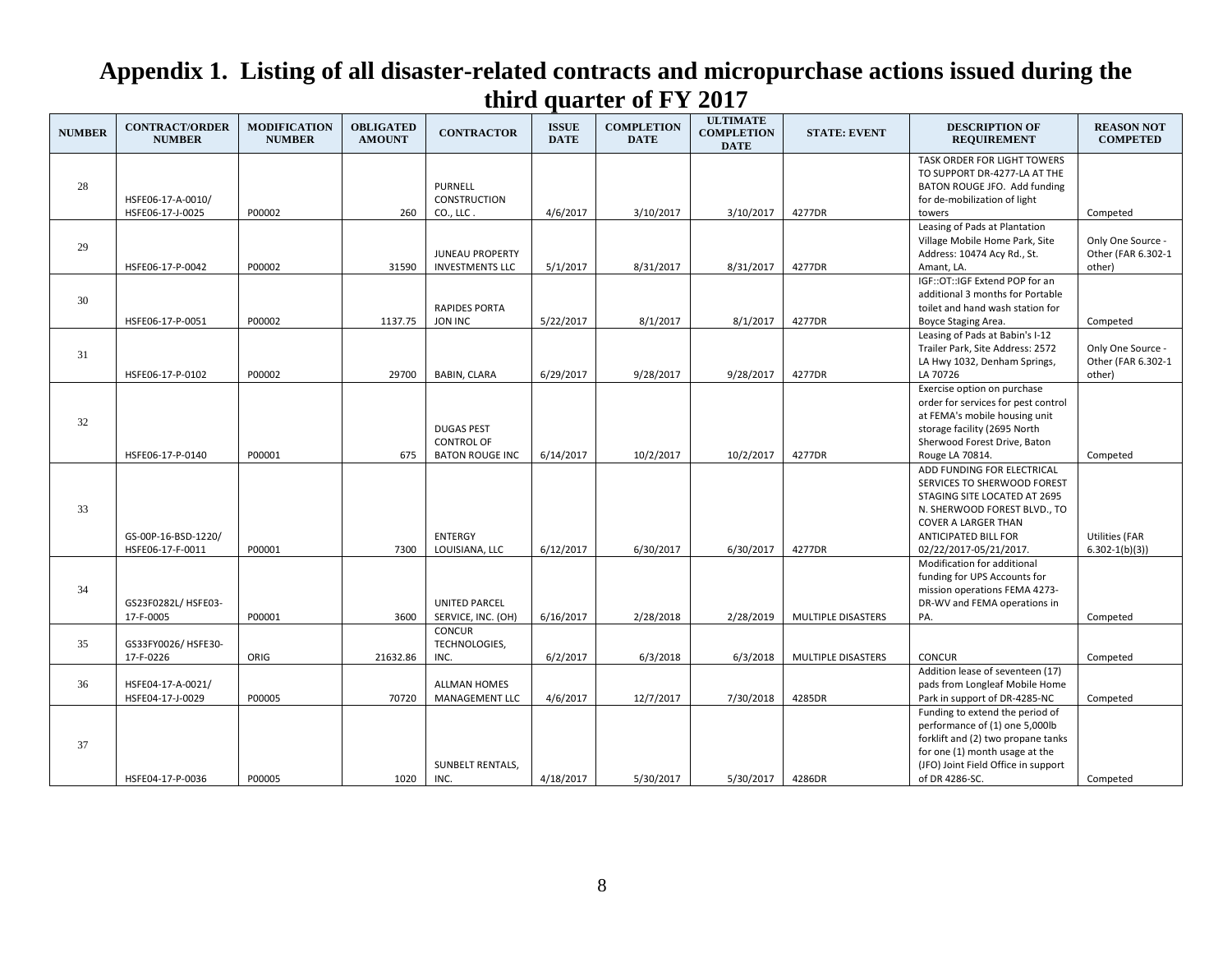# Appendix 1. Listing of all disaster-related contracts and micropurchase actions issued during the third quarter of FY 2017

| NUMBER | CONTRACT/ORDER NUMBER | MODIFICATION NUMBER | OBLIGATED AMOUNT | CONTRACTOR | ISSUE DATE | COMPLETION DATE | ULTIMATE COMPLETION DATE | STATE: EVENT | DESCRIPTION OF REQUIREMENT | REASON NOT COMPETED |
|---|---|---|---|---|---|---|---|---|---|---|
| 28 | HSFE06-17-A-0010/ HSFE06-17-J-0025 | P00002 | 260 | PURNELL CONSTRUCTION CO., LLC . | 4/6/2017 | 3/10/2017 | 3/10/2017 | 4277DR | TASK ORDER FOR LIGHT TOWERS TO SUPPORT DR-4277-LA AT THE BATON ROUGE JFO. Add funding for de-mobilization of light towers | Competed |
| 29 | HSFE06-17-P-0042 | P00002 | 31590 | JUNEAU PROPERTY INVESTMENTS LLC | 5/1/2017 | 8/31/2017 | 8/31/2017 | 4277DR | Leasing of Pads at Plantation Village Mobile Home Park, Site Address: 10474 Acy Rd., St. Amant, LA. | Only One Source - Other (FAR 6.302-1 other) |
| 30 | HSFE06-17-P-0051 | P00002 | 1137.75 | RAPIDES PORTA JON INC | 5/22/2017 | 8/1/2017 | 8/1/2017 | 4277DR | IGF::OT::IGF Extend POP for an additional 3 months for Portable toilet and hand wash station for Boyce Staging Area. | Competed |
| 31 | HSFE06-17-P-0102 | P00002 | 29700 | BABIN, CLARA | 6/29/2017 | 9/28/2017 | 9/28/2017 | 4277DR | Leasing of Pads at Babin's I-12 Trailer Park, Site Address: 2572 LA Hwy 1032, Denham Springs, LA 70726 | Only One Source - Other (FAR 6.302-1 other) |
| 32 | HSFE06-17-P-0140 | P00001 | 675 | DUGAS PEST CONTROL OF BATON ROUGE INC | 6/14/2017 | 10/2/2017 | 10/2/2017 | 4277DR | Exercise option on purchase order for services for pest control at FEMA's mobile housing unit storage facility (2695 North Sherwood Forest Drive, Baton Rouge LA 70814. | Competed |
| 33 | GS-00P-16-BSD-1220/ HSFE06-17-F-0011 | P00001 | 7300 | ENTERGY LOUISIANA, LLC | 6/12/2017 | 6/30/2017 | 6/30/2017 | 4277DR | ADD FUNDING FOR ELECTRICAL SERVICES TO SHERWOOD FOREST STAGING SITE LOCATED AT 2695 N. SHERWOOD FOREST BLVD., TO COVER A LARGER THAN ANTICIPATED BILL FOR 02/22/2017-05/21/2017. | Utilities (FAR 6.302-1(b)(3)) |
| 34 | GS23F0282L/ HSFE03-17-F-0005 | P00001 | 3600 | UNITED PARCEL SERVICE, INC. (OH) | 6/16/2017 | 2/28/2018 | 2/28/2019 | MULTIPLE DISASTERS | Modification for additional funding for UPS Accounts for mission operations FEMA 4273-DR-WV and FEMA operations in PA. | Competed |
| 35 | GS33FY0026/ HSFE30-17-F-0226 | ORIG | 21632.86 | CONCUR TECHNOLOGIES, INC. | 6/2/2017 | 6/3/2018 | 6/3/2018 | MULTIPLE DISASTERS | CONCUR | Competed |
| 36 | HSFE04-17-A-0021/ HSFE04-17-J-0029 | P00005 | 70720 | ALLMAN HOMES MANAGEMENT LLC | 4/6/2017 | 12/7/2017 | 7/30/2018 | 4285DR | Addition lease of seventeen (17) pads from Longleaf Mobile Home Park in support of DR-4285-NC | Competed |
| 37 | HSFE04-17-P-0036 | P00005 | 1020 | SUNBELT RENTALS, INC. | 4/18/2017 | 5/30/2017 | 5/30/2017 | 4286DR | Funding to extend the period of performance of (1) one 5,000lb forklift and (2) two propane tanks for one (1) month usage at the (JFO) Joint Field Office in support of DR 4286-SC. | Competed |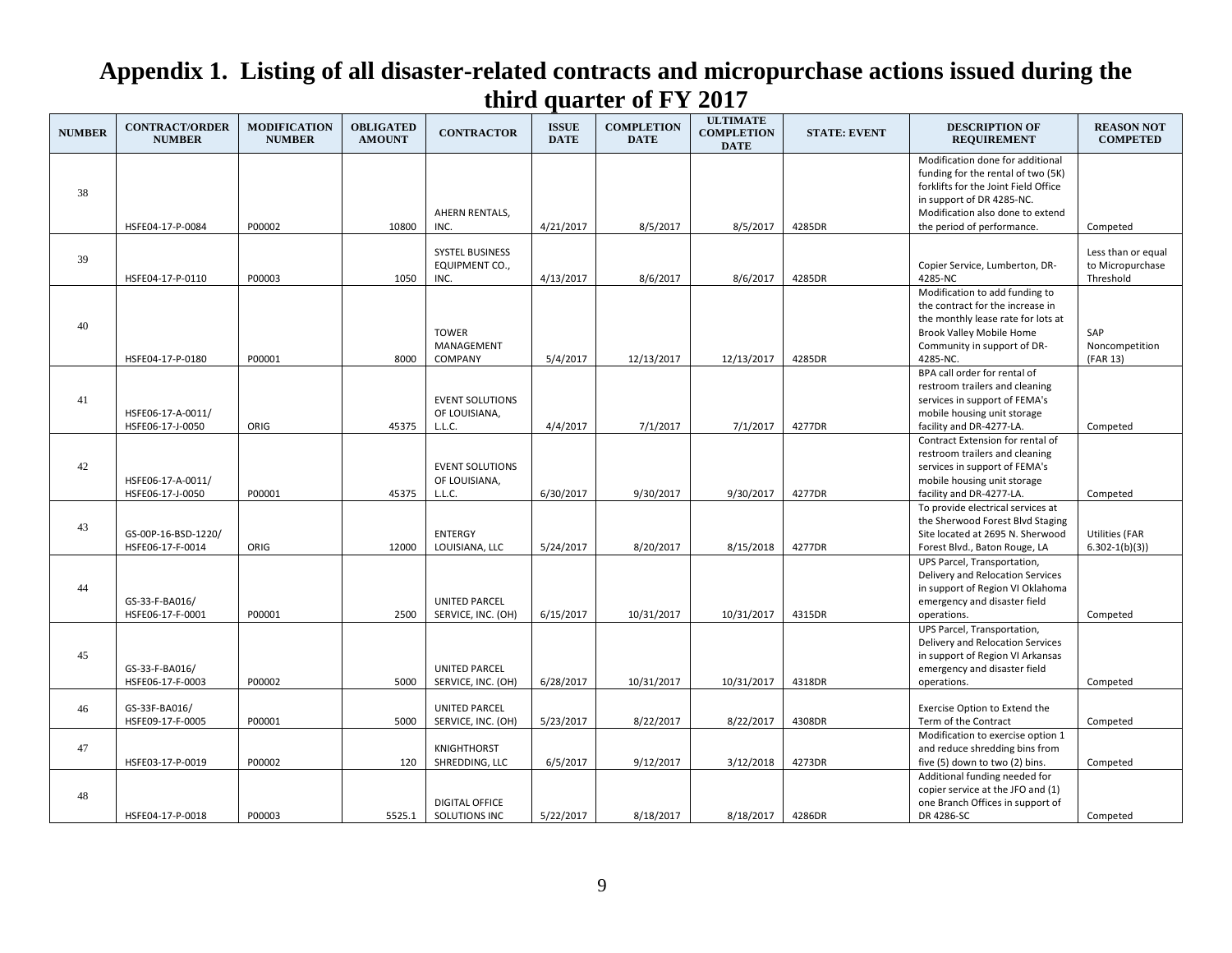# Appendix 1. Listing of all disaster-related contracts and micropurchase actions issued during the third quarter of FY 2017

| NUMBER | CONTRACT/ORDER NUMBER | MODIFICATION NUMBER | OBLIGATED AMOUNT | CONTRACTOR | ISSUE DATE | COMPLETION DATE | ULTIMATE COMPLETION DATE | STATE: EVENT | DESCRIPTION OF REQUIREMENT | REASON NOT COMPETED |
|---|---|---|---|---|---|---|---|---|---|---|
| 38 | HSFE04-17-P-0084 | P00002 | 10800 | AHERN RENTALS, INC. | 4/21/2017 | 8/5/2017 | 8/5/2017 | 4285DR | Modification done for additional funding for the rental of two (5K) forklifts for the Joint Field Office in support of DR 4285-NC. Modification also done to extend the period of performance. | Competed |
| 39 | HSFE04-17-P-0110 | P00003 | 1050 | SYSTEL BUSINESS EQUIPMENT CO., INC. | 4/13/2017 | 8/6/2017 | 8/6/2017 | 4285DR | Copier Service, Lumberton, DR-4285-NC | Less than or equal to Micropurchase Threshold |
| 40 | HSFE04-17-P-0180 | P00001 | 8000 | TOWER MANAGEMENT COMPANY | 5/4/2017 | 12/13/2017 | 12/13/2017 | 4285DR | Modification to add funding to the contract for the increase in the monthly lease rate for lots at Brook Valley Mobile Home Community in support of DR-4285-NC. | SAP Noncompetition (FAR 13) |
| 41 | HSFE06-17-A-0011/ HSFE06-17-J-0050 | ORIG | 45375 | EVENT SOLUTIONS OF LOUISIANA, L.L.C. | 4/4/2017 | 7/1/2017 | 7/1/2017 | 4277DR | BPA call order for rental of restroom trailers and cleaning services in support of FEMA's mobile housing unit storage facility and DR-4277-LA. | Competed |
| 42 | HSFE06-17-A-0011/ HSFE06-17-J-0050 | P00001 | 45375 | EVENT SOLUTIONS OF LOUISIANA, L.L.C. | 6/30/2017 | 9/30/2017 | 9/30/2017 | 4277DR | Contract Extension for rental of restroom trailers and cleaning services in support of FEMA's mobile housing unit storage facility and DR-4277-LA. | Competed |
| 43 | GS-00P-16-BSD-1220/ HSFE06-17-F-0014 | ORIG | 12000 | ENTERGY LOUISIANA, LLC | 5/24/2017 | 8/20/2017 | 8/15/2018 | 4277DR | To provide electrical services at the Sherwood Forest Blvd Staging Site located at 2695 N. Sherwood Forest Blvd., Baton Rouge, LA | Utilities (FAR 6.302-1(b)(3)) |
| 44 | GS-33-F-BA016/ HSFE06-17-F-0001 | P00001 | 2500 | UNITED PARCEL SERVICE, INC. (OH) | 6/15/2017 | 10/31/2017 | 10/31/2017 | 4315DR | UPS Parcel, Transportation, Delivery and Relocation Services in support of Region VI Oklahoma emergency and disaster field operations. | Competed |
| 45 | GS-33-F-BA016/ HSFE06-17-F-0003 | P00002 | 5000 | UNITED PARCEL SERVICE, INC. (OH) | 6/28/2017 | 10/31/2017 | 10/31/2017 | 4318DR | UPS Parcel, Transportation, Delivery and Relocation Services in support of Region VI Arkansas emergency and disaster field operations. | Competed |
| 46 | GS-33F-BA016/ HSFE09-17-F-0005 | P00001 | 5000 | UNITED PARCEL SERVICE, INC. (OH) | 5/23/2017 | 8/22/2017 | 8/22/2017 | 4308DR | Exercise Option to Extend the Term of the Contract | Competed |
| 47 | HSFE03-17-P-0019 | P00002 | 120 | KNIGHTHORST SHREDDING, LLC | 6/5/2017 | 9/12/2017 | 3/12/2018 | 4273DR | Modification to exercise option 1 and reduce shredding bins from five (5) down to two (2) bins. | Competed |
| 48 | HSFE04-17-P-0018 | P00003 | 5525.1 | DIGITAL OFFICE SOLUTIONS INC | 5/22/2017 | 8/18/2017 | 8/18/2017 | 4286DR | Additional funding needed for copier service at the JFO and (1) one Branch Offices in support of DR 4286-SC | Competed |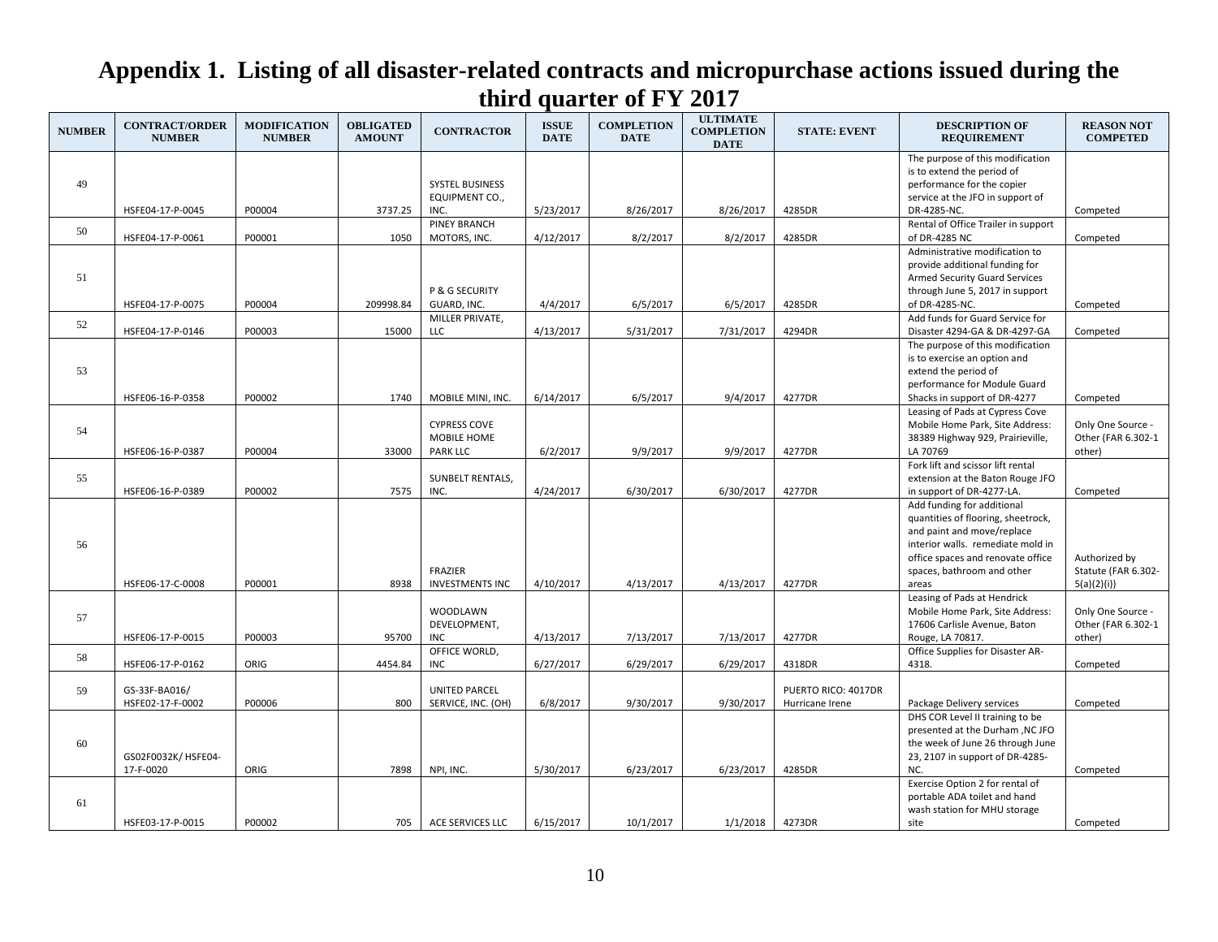# Appendix 1. Listing of all disaster-related contracts and micropurchase actions issued during the third quarter of FY 2017

| NUMBER | CONTRACT/ORDER NUMBER | MODIFICATION NUMBER | OBLIGATED AMOUNT | CONTRACTOR | ISSUE DATE | COMPLETION DATE | ULTIMATE COMPLETION DATE | STATE: EVENT | DESCRIPTION OF REQUIREMENT | REASON NOT COMPETED |
|---|---|---|---|---|---|---|---|---|---|---|
| 49 | HSFE04-17-P-0045 | P00004 | 3737.25 | SYSTEL BUSINESS EQUIPMENT CO., INC. | 5/23/2017 | 8/26/2017 | 8/26/2017 | 4285DR | The purpose of this modification is to extend the period of performance for the copier service at the JFO in support of DR-4285-NC. | Competed |
| 50 | HSFE04-17-P-0061 | P00001 | 1050 | PINEY BRANCH MOTORS, INC. | 4/12/2017 | 8/2/2017 | 8/2/2017 | 4285DR | Rental of Office Trailer in support of DR-4285 NC | Competed |
| 51 | HSFE04-17-P-0075 | P00004 | 209998.84 | P & G SECURITY GUARD, INC. | 4/4/2017 | 6/5/2017 | 6/5/2017 | 4285DR | Administrative modification to provide additional funding for Armed Security Guard Services through June 5, 2017 in support of DR-4285-NC. | Competed |
| 52 | HSFE04-17-P-0146 | P00003 | 15000 | MILLER PRIVATE, LLC | 4/13/2017 | 5/31/2017 | 7/31/2017 | 4294DR | Add funds for Guard Service for Disaster 4294-GA & DR-4297-GA | Competed |
| 53 | HSFE06-16-P-0358 | P00002 | 1740 | MOBILE MINI, INC. | 6/14/2017 | 6/5/2017 | 9/4/2017 | 4277DR | The purpose of this modification is to exercise an option and extend the period of performance for Module Guard Shacks in support of DR-4277 | Competed |
| 54 | HSFE06-16-P-0387 | P00004 | 33000 | CYPRESS COVE MOBILE HOME PARK LLC | 6/2/2017 | 9/9/2017 | 9/9/2017 | 4277DR | Leasing of Pads at Cypress Cove Mobile Home Park, Site Address: 38389 Highway 929, Prairieville, LA 70769 | Only One Source - Other (FAR 6.302-1 other) |
| 55 | HSFE06-16-P-0389 | P00002 | 7575 | SUNBELT RENTALS, INC. | 4/24/2017 | 6/30/2017 | 6/30/2017 | 4277DR | Fork lift and scissor lift rental extension at the Baton Rouge JFO in support of DR-4277-LA. | Competed |
| 56 | HSFE06-17-C-0008 | P00001 | 8938 | FRAZIER INVESTMENTS INC | 4/10/2017 | 4/13/2017 | 4/13/2017 | 4277DR | Add funding for additional quantities of flooring, sheetrock, and paint and move/replace interior walls. remediate mold in office spaces and renovate office spaces, bathroom and other areas | Authorized by Statute (FAR 6.302-5(a)(2)(i)) |
| 57 | HSFE06-17-P-0015 | P00003 | 95700 | WOODLAWN DEVELOPMENT, INC | 4/13/2017 | 7/13/2017 | 7/13/2017 | 4277DR | Leasing of Pads at Hendrick Mobile Home Park, Site Address: 17606 Carlisle Avenue, Baton Rouge, LA 70817. | Only One Source - Other (FAR 6.302-1 other) |
| 58 | HSFE06-17-P-0162 | ORIG | 4454.84 | OFFICE WORLD, INC | 6/27/2017 | 6/29/2017 | 6/29/2017 | 4318DR | Office Supplies for Disaster AR-4318. | Competed |
| 59 | GS-33F-BA016/ HSFE02-17-F-0002 | P00006 | 800 | UNITED PARCEL SERVICE, INC. (OH) | 6/8/2017 | 9/30/2017 | 9/30/2017 | PUERTO RICO: 4017DR Hurricane Irene | Package Delivery services | Competed |
| 60 | GS02F0032K/ HSFE04-17-F-0020 | ORIG | 7898 | NPI, INC. | 5/30/2017 | 6/23/2017 | 6/23/2017 | 4285DR | DHS COR Level II training to be presented at the Durham ,NC JFO the week of June 26 through June 23, 2107 in support of DR-4285-NC. | Competed |
| 61 | HSFE03-17-P-0015 | P00002 | 705 | ACE SERVICES LLC | 6/15/2017 | 10/1/2017 | 1/1/2018 | 4273DR | Exercise Option 2 for rental of portable ADA toilet and hand wash station for MHU storage site | Competed |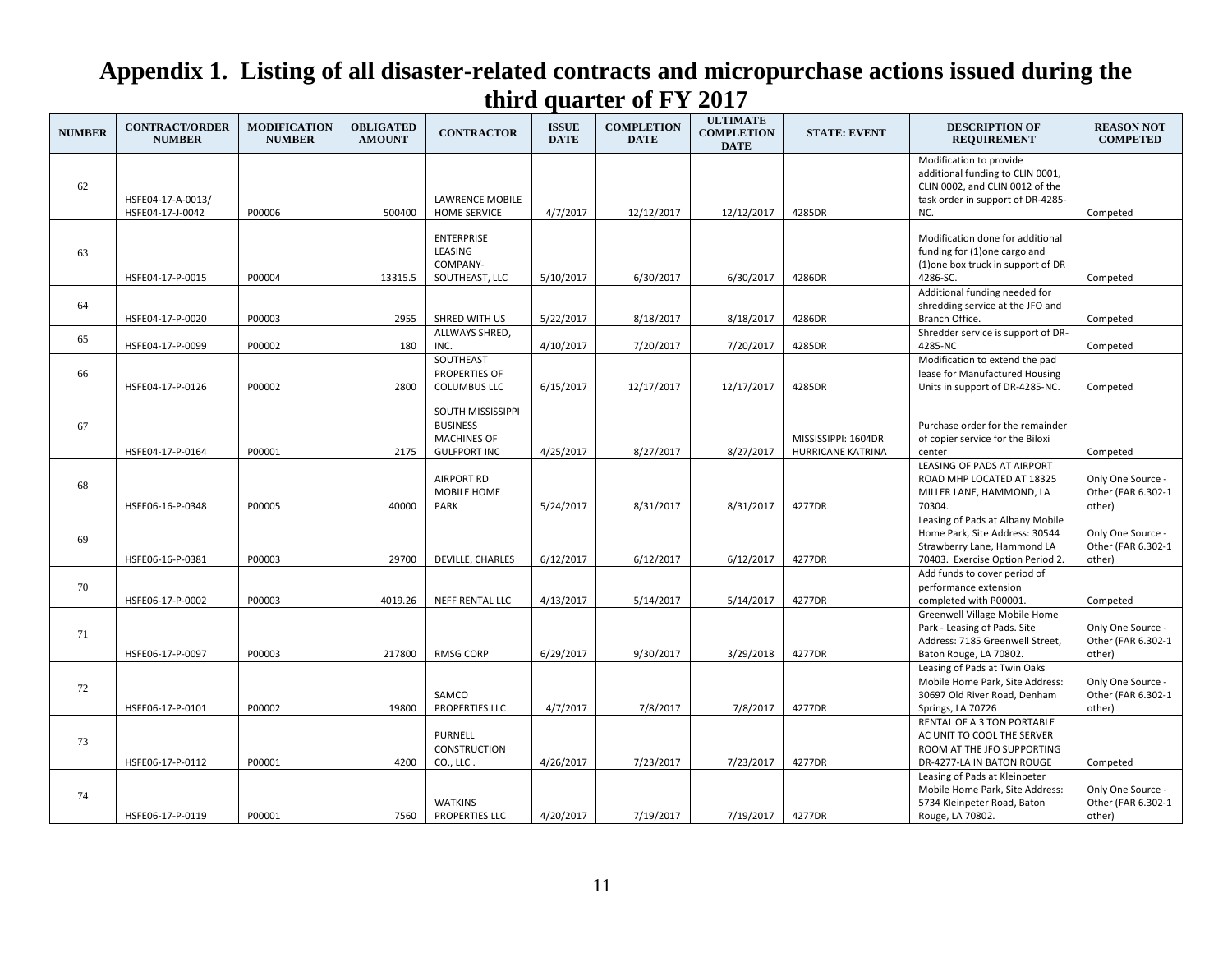# Appendix 1. Listing of all disaster-related contracts and micropurchase actions issued during the third quarter of FY 2017

| NUMBER | CONTRACT/ORDER NUMBER | MODIFICATION NUMBER | OBLIGATED AMOUNT | CONTRACTOR | ISSUE DATE | COMPLETION DATE | ULTIMATE COMPLETION DATE | STATE: EVENT | DESCRIPTION OF REQUIREMENT | REASON NOT COMPETED |
|---|---|---|---|---|---|---|---|---|---|---|
| 62 | HSFE04-17-A-0013/ HSFE04-17-J-0042 | P00006 | 500400 | LAWRENCE MOBILE HOME SERVICE | 4/7/2017 | 12/12/2017 | 12/12/2017 | 4285DR | Modification to provide additional funding to CLIN 0001, CLIN 0002, and CLIN 0012 of the task order in support of DR-4285-NC. | Competed |
| 63 | HSFE04-17-P-0015 | P00004 | 13315.5 | ENTERPRISE LEASING COMPANY-SOUTHEAST, LLC | 5/10/2017 | 6/30/2017 | 6/30/2017 | 4286DR | Modification done for additional funding for (1)one cargo and (1)one box truck in support of DR 4286-SC. | Competed |
| 64 | HSFE04-17-P-0020 | P00003 | 2955 | SHRED WITH US | 5/22/2017 | 8/18/2017 | 8/18/2017 | 4286DR | Additional funding needed for shredding service at the JFO and Branch Office. | Competed |
| 65 | HSFE04-17-P-0099 | P00002 | 180 | ALLWAYS SHRED, INC. | 4/10/2017 | 7/20/2017 | 7/20/2017 | 4285DR | Shredder service is support of DR-4285-NC | Competed |
| 66 | HSFE04-17-P-0126 | P00002 | 2800 | SOUTHEAST PROPERTIES OF COLUMBUS LLC | 6/15/2017 | 12/17/2017 | 12/17/2017 | 4285DR | Modification to extend the pad lease for Manufactured Housing Units in support of DR-4285-NC. | Competed |
| 67 | HSFE04-17-P-0164 | P00001 | 2175 | SOUTH MISSISSIPPI BUSINESS MACHINES OF GULFPORT INC | 4/25/2017 | 8/27/2017 | 8/27/2017 | MISSISSIPPI: 1604DR HURRICANE KATRINA | Purchase order for the remainder of copier service for the Biloxi center | Competed |
| 68 | HSFE06-16-P-0348 | P00005 | 40000 | AIRPORT RD MOBILE HOME PARK | 5/24/2017 | 8/31/2017 | 8/31/2017 | 4277DR | LEASING OF PADS AT AIRPORT ROAD MHP LOCATED AT 18325 MILLER LANE, HAMMOND, LA 70304. | Only One Source - Other (FAR 6.302-1 other) |
| 69 | HSFE06-16-P-0381 | P00003 | 29700 | DEVILLE, CHARLES | 6/12/2017 | 6/12/2017 | 6/12/2017 | 4277DR | Leasing of Pads at Albany Mobile Home Park, Site Address: 30544 Strawberry Lane, Hammond LA 70403. Exercise Option Period 2. | Only One Source - Other (FAR 6.302-1 other) |
| 70 | HSFE06-17-P-0002 | P00003 | 4019.26 | NEFF RENTAL LLC | 4/13/2017 | 5/14/2017 | 5/14/2017 | 4277DR | Add funds to cover period of performance extension completed with P00001. | Competed |
| 71 | HSFE06-17-P-0097 | P00003 | 217800 | RMSG CORP | 6/29/2017 | 9/30/2017 | 3/29/2018 | 4277DR | Greenwell Village Mobile Home Park - Leasing of Pads. Site Address: 7185 Greenwell Street, Baton Rouge, LA 70802. | Only One Source - Other (FAR 6.302-1 other) |
| 72 | HSFE06-17-P-0101 | P00002 | 19800 | SAMCO PROPERTIES LLC | 4/7/2017 | 7/8/2017 | 7/8/2017 | 4277DR | Leasing of Pads at Twin Oaks Mobile Home Park, Site Address: 30697 Old River Road, Denham Springs, LA 70726 | Only One Source - Other (FAR 6.302-1 other) |
| 73 | HSFE06-17-P-0112 | P00001 | 4200 | PURNELL CONSTRUCTION CO., LLC . | 4/26/2017 | 7/23/2017 | 7/23/2017 | 4277DR | RENTAL OF A 3 TON PORTABLE AC UNIT TO COOL THE SERVER ROOM AT THE JFO SUPPORTING DR-4277-LA IN BATON ROUGE | Competed |
| 74 | HSFE06-17-P-0119 | P00001 | 7560 | WATKINS PROPERTIES LLC | 4/20/2017 | 7/19/2017 | 7/19/2017 | 4277DR | Leasing of Pads at Kleinpeter Mobile Home Park, Site Address: 5734 Kleinpeter Road, Baton Rouge, LA 70802. | Only One Source - Other (FAR 6.302-1 other) |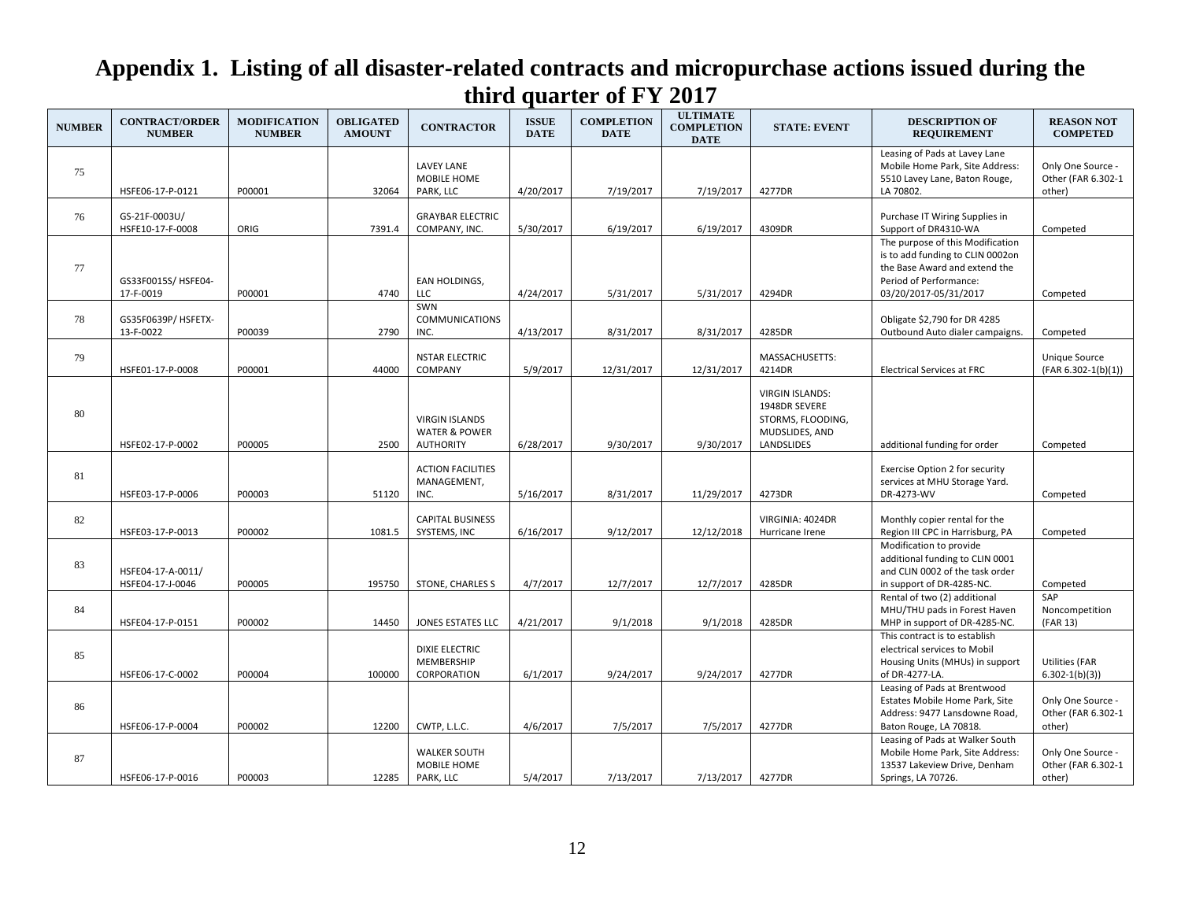# Appendix 1. Listing of all disaster-related contracts and micropurchase actions issued during the third quarter of FY 2017

| NUMBER | CONTRACT/ORDER NUMBER | MODIFICATION NUMBER | OBLIGATED AMOUNT | CONTRACTOR | ISSUE DATE | COMPLETION DATE | ULTIMATE COMPLETION DATE | STATE: EVENT | DESCRIPTION OF REQUIREMENT | REASON NOT COMPETED |
|---|---|---|---|---|---|---|---|---|---|---|
| 75 | HSFE06-17-P-0121 | P00001 | 32064 | LAVEY LANE MOBILE HOME PARK, LLC | 4/20/2017 | 7/19/2017 | 7/19/2017 | 4277DR | Leasing of Pads at Lavey Lane Mobile Home Park, Site Address: 5510 Lavey Lane, Baton Rouge, LA 70802. | Only One Source - Other (FAR 6.302-1 other) |
| 76 | GS-21F-0003U/ HSFE10-17-F-0008 | ORIG | 7391.4 | GRAYBAR ELECTRIC COMPANY, INC. | 5/30/2017 | 6/19/2017 | 6/19/2017 | 4309DR | Purchase IT Wiring Supplies in Support of DR4310-WA | Competed |
| 77 | GS33F0015S/ HSFE04-17-F-0019 | P00001 | 4740 | EAN HOLDINGS, LLC | 4/24/2017 | 5/31/2017 | 5/31/2017 | 4294DR | The purpose of this Modification is to add funding to CLIN 0002on the Base Award and extend the Period of Performance: 03/20/2017-05/31/2017 | Competed |
| 78 | GS35F0639P/ HSFETX-13-F-0022 | P00039 | 2790 | SWN COMMUNICATIONS INC. | 4/13/2017 | 8/31/2017 | 8/31/2017 | 4285DR | Obligate $2,790 for DR 4285 Outbound Auto dialer campaigns. | Competed |
| 79 | HSFE01-17-P-0008 | P00001 | 44000 | NSTAR ELECTRIC COMPANY | 5/9/2017 | 12/31/2017 | 12/31/2017 | MASSACHUSETTS: 4214DR | Electrical Services at FRC | Unique Source (FAR 6.302-1(b)(1)) |
| 80 | HSFE02-17-P-0002 | P00005 | 2500 | VIRGIN ISLANDS WATER & POWER AUTHORITY | 6/28/2017 | 9/30/2017 | 9/30/2017 | VIRGIN ISLANDS: 1948DR SEVERE STORMS, FLOODING, MUDSLIDES, AND LANDSLIDES | additional funding for order | Competed |
| 81 | HSFE03-17-P-0006 | P00003 | 51120 | ACTION FACILITIES MANAGEMENT, INC. | 5/16/2017 | 8/31/2017 | 11/29/2017 | 4273DR | Exercise Option 2 for security services at MHU Storage Yard. DR-4273-WV | Competed |
| 82 | HSFE03-17-P-0013 | P00002 | 1081.5 | CAPITAL BUSINESS SYSTEMS, INC | 6/16/2017 | 9/12/2017 | 12/12/2018 | VIRGINIA: 4024DR Hurricane Irene | Monthly copier rental for the Region III CPC in Harrisburg, PA | Competed |
| 83 | HSFE04-17-A-0011/ HSFE04-17-J-0046 | P00005 | 195750 | STONE, CHARLES S | 4/7/2017 | 12/7/2017 | 12/7/2017 | 4285DR | Modification to provide additional funding to CLIN 0001 and CLIN 0002 of the task order in support of DR-4285-NC. | Competed |
| 84 | HSFE04-17-P-0151 | P00002 | 14450 | JONES ESTATES LLC | 4/21/2017 | 9/1/2018 | 9/1/2018 | 4285DR | Rental of two (2) additional MHU/THU pads in Forest Haven MHP in support of DR-4285-NC. | SAP Noncompetition (FAR 13) |
| 85 | HSFE06-17-C-0002 | P00004 | 100000 | DIXIE ELECTRIC MEMBERSHIP CORPORATION | 6/1/2017 | 9/24/2017 | 9/24/2017 | 4277DR | This contract is to establish electrical services to Mobil Housing Units (MHUs) in support of DR-4277-LA. | Utilities (FAR 6.302-1(b)(3)) |
| 86 | HSFE06-17-P-0004 | P00002 | 12200 | CWTP, L.L.C. | 4/6/2017 | 7/5/2017 | 7/5/2017 | 4277DR | Leasing of Pads at Brentwood Estates Mobile Home Park, Site Address: 9477 Lansdowne Road, Baton Rouge, LA 70818. | Only One Source - Other (FAR 6.302-1 other) |
| 87 | HSFE06-17-P-0016 | P00003 | 12285 | WALKER SOUTH MOBILE HOME PARK, LLC | 5/4/2017 | 7/13/2017 | 7/13/2017 | 4277DR | Leasing of Pads at Walker South Mobile Home Park, Site Address: 13537 Lakeview Drive, Denham Springs, LA 70726. | Only One Source - Other (FAR 6.302-1 other) |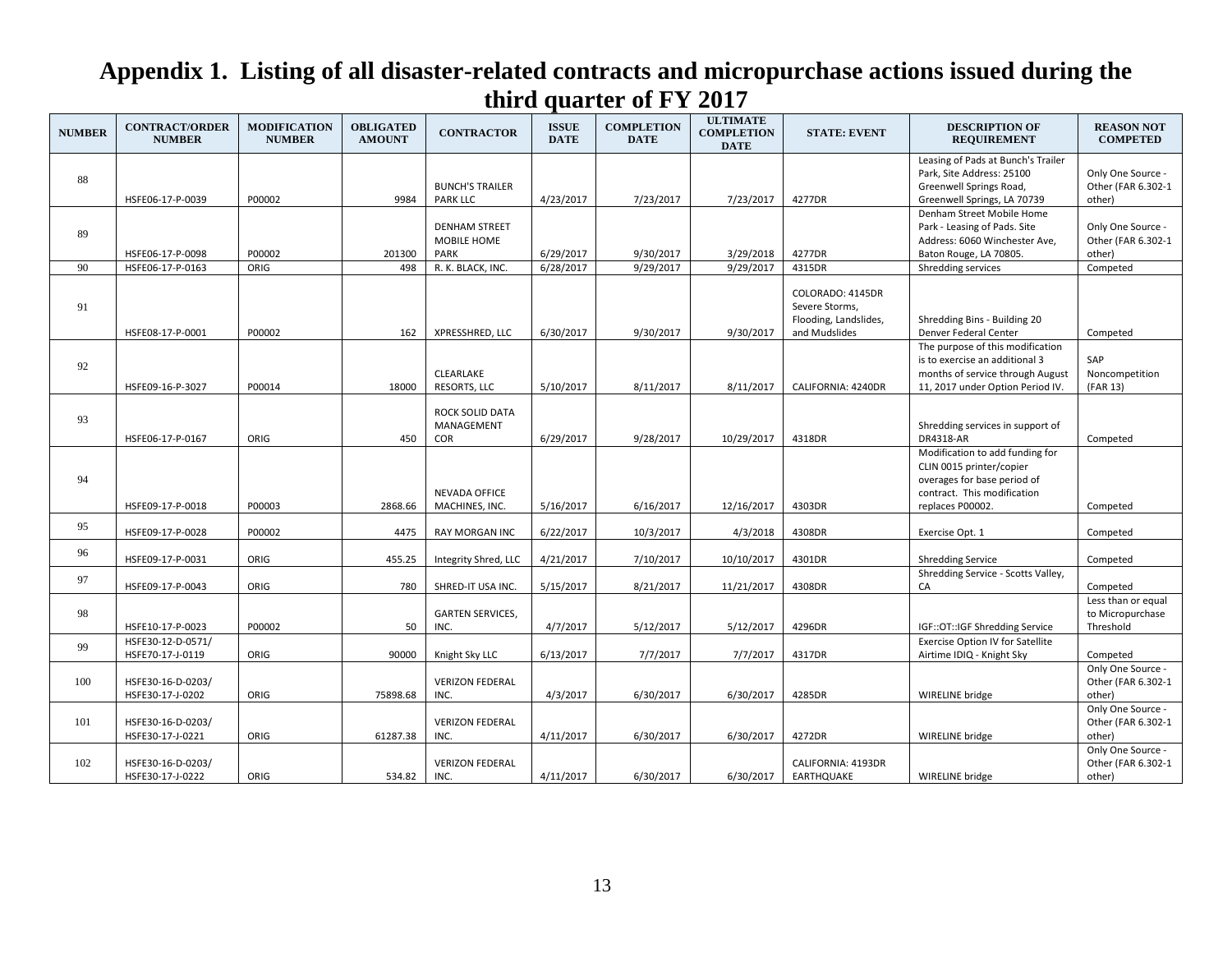# Appendix 1. Listing of all disaster-related contracts and micropurchase actions issued during the third quarter of FY 2017

| NUMBER | CONTRACT/ORDER NUMBER | MODIFICATION NUMBER | OBLIGATED AMOUNT | CONTRACTOR | ISSUE DATE | COMPLETION DATE | ULTIMATE COMPLETION DATE | STATE: EVENT | DESCRIPTION OF REQUIREMENT | REASON NOT COMPETED |
|---|---|---|---|---|---|---|---|---|---|---|
| 88 | HSFE06-17-P-0039 | P00002 | 9984 | BUNCH'S TRAILER PARK LLC | 4/23/2017 | 7/23/2017 | 7/23/2017 | 4277DR | Leasing of Pads at Bunch's Trailer Park, Site Address: 25100 Greenwell Springs Road, Greenwell Springs, LA 70739 | Only One Source - Other (FAR 6.302-1 other) |
| 89 | HSFE06-17-P-0098 | P00002 | 201300 | DENHAM STREET MOBILE HOME PARK | 6/29/2017 | 9/30/2017 | 3/29/2018 | 4277DR | Denham Street Mobile Home Park - Leasing of Pads. Site Address: 6060 Winchester Ave, Baton Rouge, LA 70805. | Only One Source - Other (FAR 6.302-1 other) |
| 90 | HSFE06-17-P-0163 | ORIG | 498 | R. K. BLACK, INC. | 6/28/2017 | 9/29/2017 | 9/29/2017 | 4315DR | Shredding services | Competed |
| 91 | HSFE08-17-P-0001 | P00002 | 162 | XPRESSHRED, LLC | 6/30/2017 | 9/30/2017 | 9/30/2017 | COLORADO: 4145DR Severe Storms, Flooding, Landslides, and Mudslides | Shredding Bins - Building 20 Denver Federal Center | Competed |
| 92 | HSFE09-16-P-3027 | P00014 | 18000 | CLEARLAKE RESORTS, LLC | 5/10/2017 | 8/11/2017 | 8/11/2017 | CALIFORNIA: 4240DR | The purpose of this modification is to exercise an additional 3 months of service through August 11, 2017 under Option Period IV. | SAP Noncompetition (FAR 13) |
| 93 | HSFE06-17-P-0167 | ORIG | 450 | ROCK SOLID DATA MANAGEMENT COR | 6/29/2017 | 9/28/2017 | 10/29/2017 | 4318DR | Shredding services in support of DR4318-AR | Competed |
| 94 | HSFE09-17-P-0018 | P00003 | 2868.66 | NEVADA OFFICE MACHINES, INC. | 5/16/2017 | 6/16/2017 | 12/16/2017 | 4303DR | Modification to add funding for CLIN 0015 printer/copier overages for base period of contract. This modification replaces P00002. | Competed |
| 95 | HSFE09-17-P-0028 | P00002 | 4475 | RAY MORGAN INC | 6/22/2017 | 10/3/2017 | 4/3/2018 | 4308DR | Exercise Opt. 1 | Competed |
| 96 | HSFE09-17-P-0031 | ORIG | 455.25 | Integrity Shred, LLC | 4/21/2017 | 7/10/2017 | 10/10/2017 | 4301DR | Shredding Service | Competed |
| 97 | HSFE09-17-P-0043 | ORIG | 780 | SHRED-IT USA INC. | 5/15/2017 | 8/21/2017 | 11/21/2017 | 4308DR | Shredding Service - Scotts Valley, CA | Competed |
| 98 | HSFE10-17-P-0023 | P00002 | 50 | GARTEN SERVICES, INC. | 4/7/2017 | 5/12/2017 | 5/12/2017 | 4296DR | IGF::OT::IGF Shredding Service | Less than or equal to Micropurchase Threshold |
| 99 | HSFE30-12-D-0571/ HSFE70-17-J-0119 | ORIG | 90000 | Knight Sky LLC | 6/13/2017 | 7/7/2017 | 7/7/2017 | 4317DR | Exercise Option IV for Satellite Airtime IDIQ - Knight Sky | Competed |
| 100 | HSFE30-16-D-0203/ HSFE30-17-J-0202 | ORIG | 75898.68 | VERIZON FEDERAL INC. | 4/3/2017 | 6/30/2017 | 6/30/2017 | 4285DR | WIRELINE bridge | Only One Source - Other (FAR 6.302-1 other) |
| 101 | HSFE30-16-D-0203/ HSFE30-17-J-0221 | ORIG | 61287.38 | VERIZON FEDERAL INC. | 4/11/2017 | 6/30/2017 | 6/30/2017 | 4272DR | WIRELINE bridge | Only One Source - Other (FAR 6.302-1 other) |
| 102 | HSFE30-16-D-0203/ HSFE30-17-J-0222 | ORIG | 534.82 | VERIZON FEDERAL INC. | 4/11/2017 | 6/30/2017 | 6/30/2017 | CALIFORNIA: 4193DR EARTHQUAKE | WIRELINE bridge | Only One Source - Other (FAR 6.302-1 other) |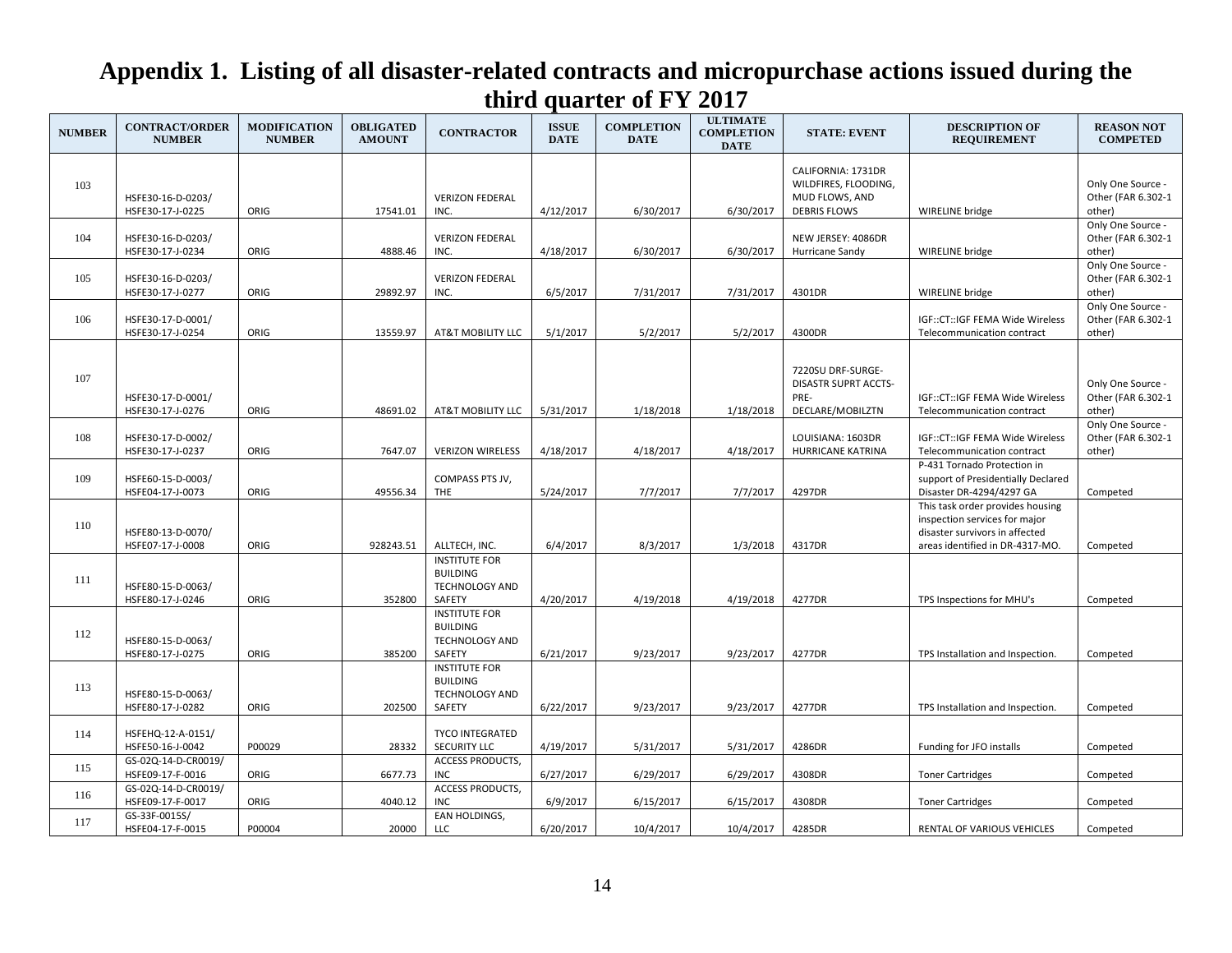# Appendix 1. Listing of all disaster-related contracts and micropurchase actions issued during the third quarter of FY 2017

| NUMBER | CONTRACT/ORDER NUMBER | MODIFICATION NUMBER | OBLIGATED AMOUNT | CONTRACTOR | ISSUE DATE | COMPLETION DATE | ULTIMATE COMPLETION DATE | STATE: EVENT | DESCRIPTION OF REQUIREMENT | REASON NOT COMPETED |
|---|---|---|---|---|---|---|---|---|---|---|
| 103 | HSFE30-16-D-0203/ HSFE30-17-J-0225 | ORIG | 17541.01 | VERIZON FEDERAL INC. | 4/12/2017 | 6/30/2017 | 6/30/2017 | CALIFORNIA: 1731DR WILDFIRES, FLOODING, MUD FLOWS, AND DEBRIS FLOWS | WIRELINE bridge | Only One Source - Other (FAR 6.302-1 other) |
| 104 | HSFE30-16-D-0203/ HSFE30-17-J-0234 | ORIG | 4888.46 | VERIZON FEDERAL INC. | 4/18/2017 | 6/30/2017 | 6/30/2017 | NEW JERSEY: 4086DR Hurricane Sandy | WIRELINE bridge | Only One Source - Other (FAR 6.302-1 other) |
| 105 | HSFE30-16-D-0203/ HSFE30-17-J-0277 | ORIG | 29892.97 | VERIZON FEDERAL INC. | 6/5/2017 | 7/31/2017 | 7/31/2017 | 4301DR | WIRELINE bridge | Only One Source - Other (FAR 6.302-1 other) |
| 106 | HSFE30-17-D-0001/ HSFE30-17-J-0254 | ORIG | 13559.97 | AT&T MOBILITY LLC | 5/1/2017 | 5/2/2017 | 5/2/2017 | 4300DR | IGF::CT::IGF FEMA Wide Wireless Telecommunication contract | Only One Source - Other (FAR 6.302-1 other) |
| 107 | HSFE30-17-D-0001/ HSFE30-17-J-0276 | ORIG | 48691.02 | AT&T MOBILITY LLC | 5/31/2017 | 1/18/2018 | 1/18/2018 | 7220SU DRF-SURGE-DISASTR SUPRT ACCTS-PRE-DECLARE/MOBILZTN | IGF::CT::IGF FEMA Wide Wireless Telecommunication contract | Only One Source - Other (FAR 6.302-1 other) |
| 108 | HSFE30-17-D-0002/ HSFE30-17-J-0237 | ORIG | 7647.07 | VERIZON WIRELESS | 4/18/2017 | 4/18/2017 | 4/18/2017 | LOUISIANA: 1603DR HURRICANE KATRINA | IGF::CT::IGF FEMA Wide Wireless Telecommunication contract | Only One Source - Other (FAR 6.302-1 other) |
| 109 | HSFE60-15-D-0003/ HSFE04-17-J-0073 | ORIG | 49556.34 | COMPASS PTS JV, THE | 5/24/2017 | 7/7/2017 | 7/7/2017 | 4297DR | P-431 Tornado Protection in support of Presidentially Declared Disaster DR-4294/4297 GA | Competed |
| 110 | HSFE80-13-D-0070/ HSFE07-17-J-0008 | ORIG | 928243.51 | ALLTECH, INC. | 6/4/2017 | 8/3/2017 | 1/3/2018 | 4317DR | This task order provides housing inspection services for major disaster survivors in affected areas identified in DR-4317-MO. | Competed |
| 111 | HSFE80-15-D-0063/ HSFE80-17-J-0246 | ORIG | 352800 | INSTITUTE FOR BUILDING TECHNOLOGY AND SAFETY | 4/20/2017 | 4/19/2018 | 4/19/2018 | 4277DR | TPS Inspections for MHU's | Competed |
| 112 | HSFE80-15-D-0063/ HSFE80-17-J-0275 | ORIG | 385200 | INSTITUTE FOR BUILDING TECHNOLOGY AND SAFETY | 6/21/2017 | 9/23/2017 | 9/23/2017 | 4277DR | TPS Installation and Inspection. | Competed |
| 113 | HSFE80-15-D-0063/ HSFE80-17-J-0282 | ORIG | 202500 | INSTITUTE FOR BUILDING TECHNOLOGY AND SAFETY | 6/22/2017 | 9/23/2017 | 9/23/2017 | 4277DR | TPS Installation and Inspection. | Competed |
| 114 | HSFEHQ-12-A-0151/ HSFE50-16-J-0042 | P00029 | 28332 | TYCO INTEGRATED SECURITY LLC | 4/19/2017 | 5/31/2017 | 5/31/2017 | 4286DR | Funding for JFO installs | Competed |
| 115 | GS-02Q-14-D-CR0019/ HSFE09-17-F-0016 | ORIG | 6677.73 | ACCESS PRODUCTS, INC | 6/27/2017 | 6/29/2017 | 6/29/2017 | 4308DR | Toner Cartridges | Competed |
| 116 | GS-02Q-14-D-CR0019/ HSFE09-17-F-0017 | ORIG | 4040.12 | ACCESS PRODUCTS, INC | 6/9/2017 | 6/15/2017 | 6/15/2017 | 4308DR | Toner Cartridges | Competed |
| 117 | GS-33F-0015S/ HSFE04-17-F-0015 | P00004 | 20000 | EAN HOLDINGS, LLC | 6/20/2017 | 10/4/2017 | 10/4/2017 | 4285DR | RENTAL OF VARIOUS VEHICLES | Competed |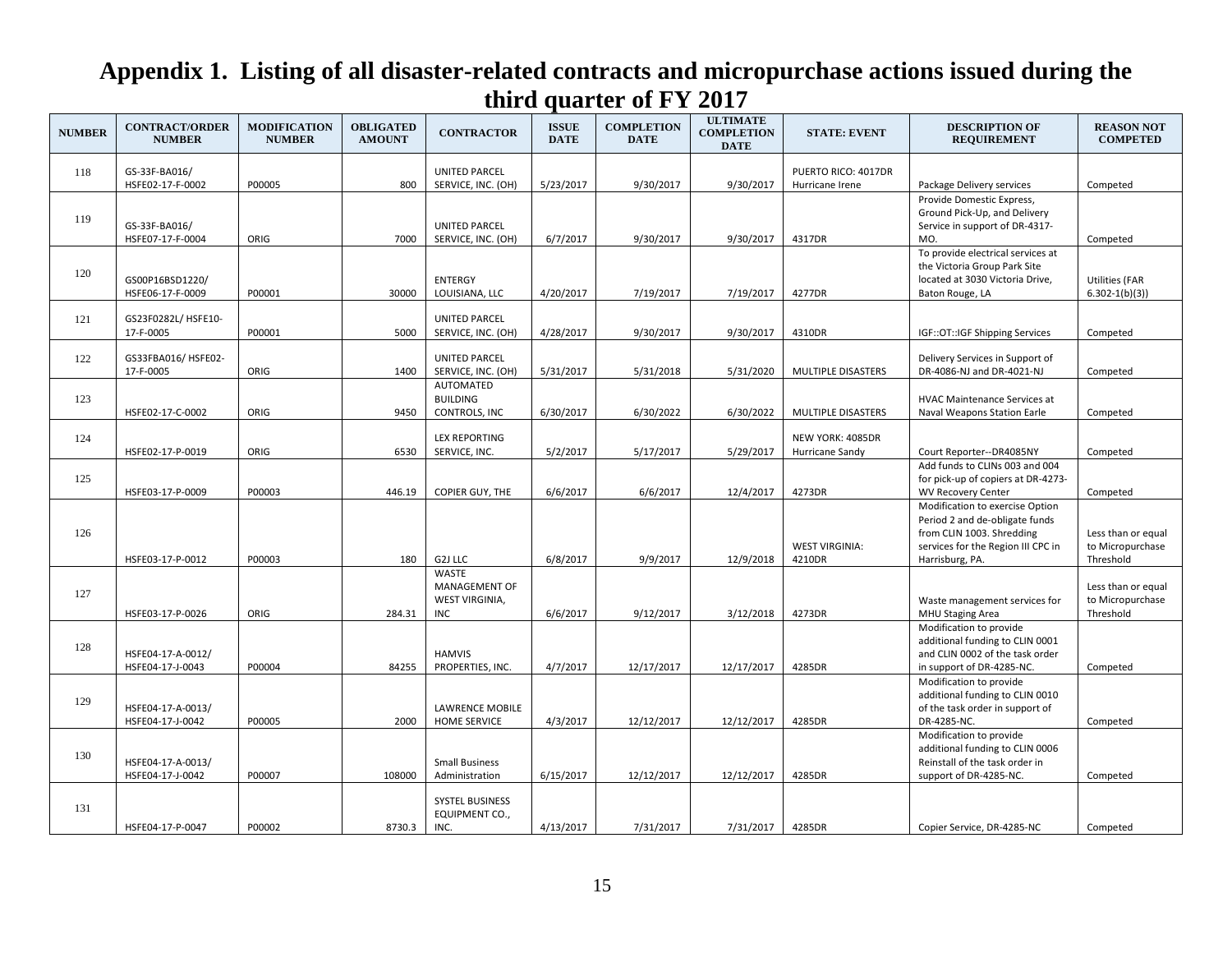# Appendix 1. Listing of all disaster-related contracts and micropurchase actions issued during the third quarter of FY 2017

| NUMBER | CONTRACT/ORDER NUMBER | MODIFICATION NUMBER | OBLIGATED AMOUNT | CONTRACTOR | ISSUE DATE | COMPLETION DATE | ULTIMATE COMPLETION DATE | STATE: EVENT | DESCRIPTION OF REQUIREMENT | REASON NOT COMPETED |
|---|---|---|---|---|---|---|---|---|---|---|
| 118 | GS-33F-BA016/ HSFE02-17-F-0002 | P00005 | 800 | UNITED PARCEL SERVICE, INC. (OH) | 5/23/2017 | 9/30/2017 | 9/30/2017 | PUERTO RICO: 4017DR Hurricane Irene | Package Delivery services | Competed |
| 119 | GS-33F-BA016/ HSFE07-17-F-0004 | ORIG | 7000 | UNITED PARCEL SERVICE, INC. (OH) | 6/7/2017 | 9/30/2017 | 9/30/2017 | 4317DR | Provide Domestic Express, Ground Pick-Up, and Delivery Service in support of DR-4317-MO. | Competed |
| 120 | GS00P16BSD1220/ HSFE06-17-F-0009 | P00001 | 30000 | ENTERGY LOUISIANA, LLC | 4/20/2017 | 7/19/2017 | 7/19/2017 | 4277DR | To provide electrical services at the Victoria Group Park Site located at 3030 Victoria Drive, Baton Rouge, LA | Utilities (FAR 6.302-1(b)(3)) |
| 121 | GS23F0282L/ HSFE10-17-F-0005 | P00001 | 5000 | UNITED PARCEL SERVICE, INC. (OH) | 4/28/2017 | 9/30/2017 | 9/30/2017 | 4310DR | IGF::OT::IGF Shipping Services | Competed |
| 122 | GS33FBA016/ HSFE02-17-F-0005 | ORIG | 1400 | UNITED PARCEL SERVICE, INC. (OH) | 5/31/2017 | 5/31/2018 | 5/31/2020 | MULTIPLE DISASTERS | Delivery Services in Support of DR-4086-NJ and DR-4021-NJ | Competed |
| 123 | HSFE02-17-C-0002 | ORIG | 9450 | AUTOMATED BUILDING CONTROLS, INC | 6/30/2017 | 6/30/2022 | 6/30/2022 | MULTIPLE DISASTERS | HVAC Maintenance Services at Naval Weapons Station Earle | Competed |
| 124 | HSFE02-17-P-0019 | ORIG | 6530 | LEX REPORTING SERVICE, INC. | 5/2/2017 | 5/17/2017 | 5/29/2017 | NEW YORK: 4085DR Hurricane Sandy | Court Reporter--DR4085NY | Competed |
| 125 | HSFE03-17-P-0009 | P00003 | 446.19 | COPIER GUY, THE | 6/6/2017 | 6/6/2017 | 12/4/2017 | 4273DR | Add funds to CLINs 003 and 004 for pick-up of copiers at DR-4273-WV Recovery Center | Competed |
| 126 | HSFE03-17-P-0012 | P00003 | 180 | G2J LLC | 6/8/2017 | 9/9/2017 | 12/9/2018 | WEST VIRGINIA: 4210DR | Modification to exercise Option Period 2 and de-obligate funds from CLIN 1003. Shredding services for the Region III CPC in Harrisburg, PA. | Less than or equal to Micropurchase Threshold |
| 127 | HSFE03-17-P-0026 | ORIG | 284.31 | WASTE MANAGEMENT OF WEST VIRGINIA, INC | 6/6/2017 | 9/12/2017 | 3/12/2018 | 4273DR | Waste management services for MHU Staging Area | Less than or equal to Micropurchase Threshold |
| 128 | HSFE04-17-A-0012/ HSFE04-17-J-0043 | P00004 | 84255 | HAMVIS PROPERTIES, INC. | 4/7/2017 | 12/17/2017 | 12/17/2017 | 4285DR | Modification to provide additional funding to CLIN 0001 and CLIN 0002 of the task order in support of DR-4285-NC. | Competed |
| 129 | HSFE04-17-A-0013/ HSFE04-17-J-0042 | P00005 | 2000 | LAWRENCE MOBILE HOME SERVICE | 4/3/2017 | 12/12/2017 | 12/12/2017 | 4285DR | Modification to provide additional funding to CLIN 0010 of the task order in support of DR-4285-NC. | Competed |
| 130 | HSFE04-17-A-0013/ HSFE04-17-J-0042 | P00007 | 108000 | Small Business Administration | 6/15/2017 | 12/12/2017 | 12/12/2017 | 4285DR | Modification to provide additional funding to CLIN 0006 Reinstall of the task order in support of DR-4285-NC. | Competed |
| 131 | HSFE04-17-P-0047 | P00002 | 8730.3 | SYSTEL BUSINESS EQUIPMENT CO., INC. | 4/13/2017 | 7/31/2017 | 7/31/2017 | 4285DR | Copier Service, DR-4285-NC | Competed |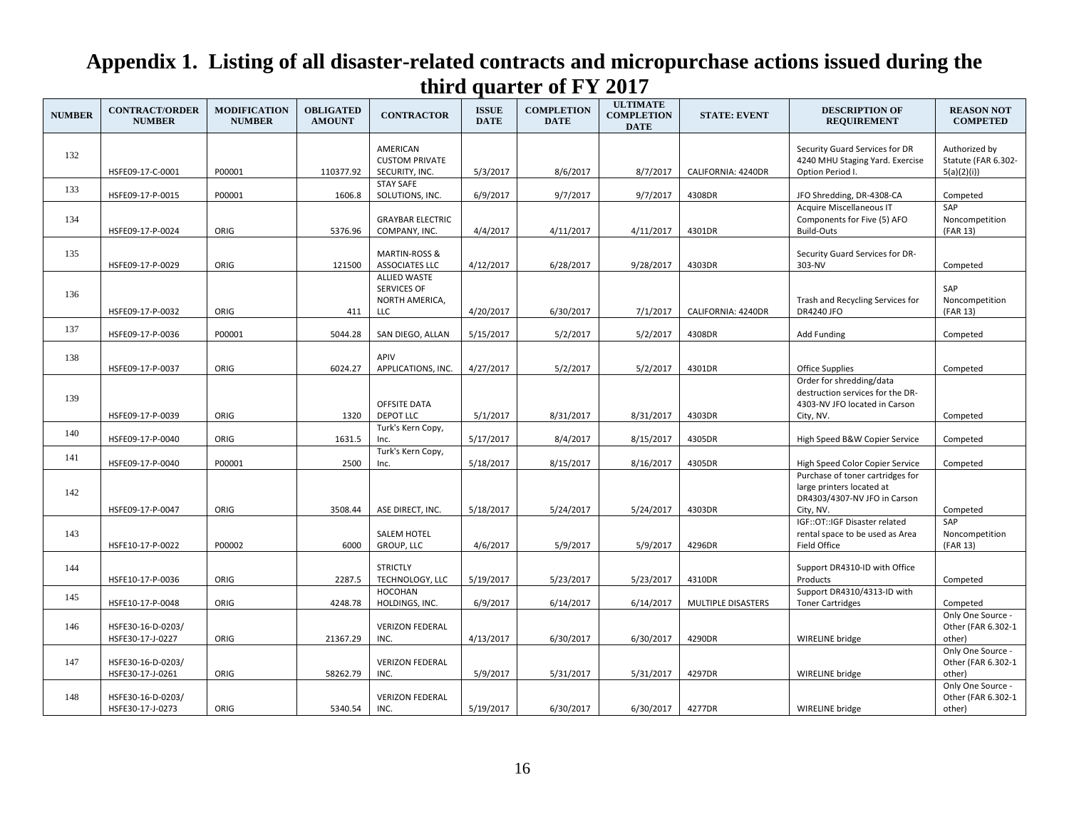# Appendix 1. Listing of all disaster-related contracts and micropurchase actions issued during the third quarter of FY 2017

| NUMBER | CONTRACT/ORDER NUMBER | MODIFICATION NUMBER | OBLIGATED AMOUNT | CONTRACTOR | ISSUE DATE | COMPLETION DATE | ULTIMATE COMPLETION DATE | STATE: EVENT | DESCRIPTION OF REQUIREMENT | REASON NOT COMPETED |
|---|---|---|---|---|---|---|---|---|---|---|
| 132 | HSFE09-17-C-0001 | P00001 | 110377.92 | AMERICAN CUSTOM PRIVATE SECURITY, INC. | 5/3/2017 | 8/6/2017 | 8/7/2017 | CALIFORNIA: 4240DR | Security Guard Services for DR 4240 MHU Staging Yard. Exercise Option Period I. | Authorized by Statute (FAR 6.302-5(a)(2)(i)) |
| 133 | HSFE09-17-P-0015 | P00001 | 1606.8 | STAY SAFE SOLUTIONS, INC. | 6/9/2017 | 9/7/2017 | 9/7/2017 | 4308DR | JFO Shredding, DR-4308-CA | Competed |
| 134 | HSFE09-17-P-0024 | ORIG | 5376.96 | GRAYBAR ELECTRIC COMPANY, INC. | 4/4/2017 | 4/11/2017 | 4/11/2017 | 4301DR | Acquire Miscellaneous IT Components for Five (5) AFO Build-Outs | SAP Noncompetition (FAR 13) |
| 135 | HSFE09-17-P-0029 | ORIG | 121500 | MARTIN-ROSS & ASSOCIATES LLC | 4/12/2017 | 6/28/2017 | 9/28/2017 | 4303DR | Security Guard Services for DR-303-NV | Competed |
| 136 | HSFE09-17-P-0032 | ORIG | 411 | ALLIED WASTE SERVICES OF NORTH AMERICA, LLC | 4/20/2017 | 6/30/2017 | 7/1/2017 | CALIFORNIA: 4240DR | Trash and Recycling Services for DR4240 JFO | SAP Noncompetition (FAR 13) |
| 137 | HSFE09-17-P-0036 | P00001 | 5044.28 | SAN DIEGO, ALLAN | 5/15/2017 | 5/2/2017 | 5/2/2017 | 4308DR | Add Funding | Competed |
| 138 | HSFE09-17-P-0037 | ORIG | 6024.27 | APIV APPLICATIONS, INC. | 4/27/2017 | 5/2/2017 | 5/2/2017 | 4301DR | Office Supplies | Competed |
| 139 | HSFE09-17-P-0039 | ORIG | 1320 | OFFSITE DATA DEPOT LLC | 5/1/2017 | 8/31/2017 | 8/31/2017 | 4303DR | Order for shredding/data destruction services for the DR-4303-NV JFO located in Carson City, NV. | Competed |
| 140 | HSFE09-17-P-0040 | ORIG | 1631.5 | Turk's Kern Copy, Inc. | 5/17/2017 | 8/4/2017 | 8/15/2017 | 4305DR | High Speed B&W Copier Service | Competed |
| 141 | HSFE09-17-P-0040 | P00001 | 2500 | Turk's Kern Copy, Inc. | 5/18/2017 | 8/15/2017 | 8/16/2017 | 4305DR | High Speed Color Copier Service | Competed |
| 142 | HSFE09-17-P-0047 | ORIG | 3508.44 | ASE DIRECT, INC. | 5/18/2017 | 5/24/2017 | 5/24/2017 | 4303DR | Purchase of toner cartridges for large printers located at DR4303/4307-NV JFO in Carson City, NV. | Competed |
| 143 | HSFE10-17-P-0022 | P00002 | 6000 | SALEM HOTEL GROUP, LLC | 4/6/2017 | 5/9/2017 | 5/9/2017 | 4296DR | IGF::OT::IGF Disaster related rental space to be used as Area Field Office | SAP Noncompetition (FAR 13) |
| 144 | HSFE10-17-P-0036 | ORIG | 2287.5 | STRICTLY TECHNOLOGY, LLC | 5/19/2017 | 5/23/2017 | 5/23/2017 | 4310DR | Support DR4310-ID with Office Products | Competed |
| 145 | HSFE10-17-P-0048 | ORIG | 4248.78 | HOCOHAN HOLDINGS, INC. | 6/9/2017 | 6/14/2017 | 6/14/2017 | MULTIPLE DISASTERS | Support DR4310/4313-ID with Toner Cartridges | Competed |
| 146 | HSFE30-16-D-0203/ HSFE30-17-J-0227 | ORIG | 21367.29 | VERIZON FEDERAL INC. | 4/13/2017 | 6/30/2017 | 6/30/2017 | 4290DR | WIRELINE bridge | Only One Source - Other (FAR 6.302-1 other) |
| 147 | HSFE30-16-D-0203/ HSFE30-17-J-0261 | ORIG | 58262.79 | VERIZON FEDERAL INC. | 5/9/2017 | 5/31/2017 | 5/31/2017 | 4297DR | WIRELINE bridge | Only One Source - Other (FAR 6.302-1 other) |
| 148 | HSFE30-16-D-0203/ HSFE30-17-J-0273 | ORIG | 5340.54 | VERIZON FEDERAL INC. | 5/19/2017 | 6/30/2017 | 6/30/2017 | 4277DR | WIRELINE bridge | Only One Source - Other (FAR 6.302-1 other) |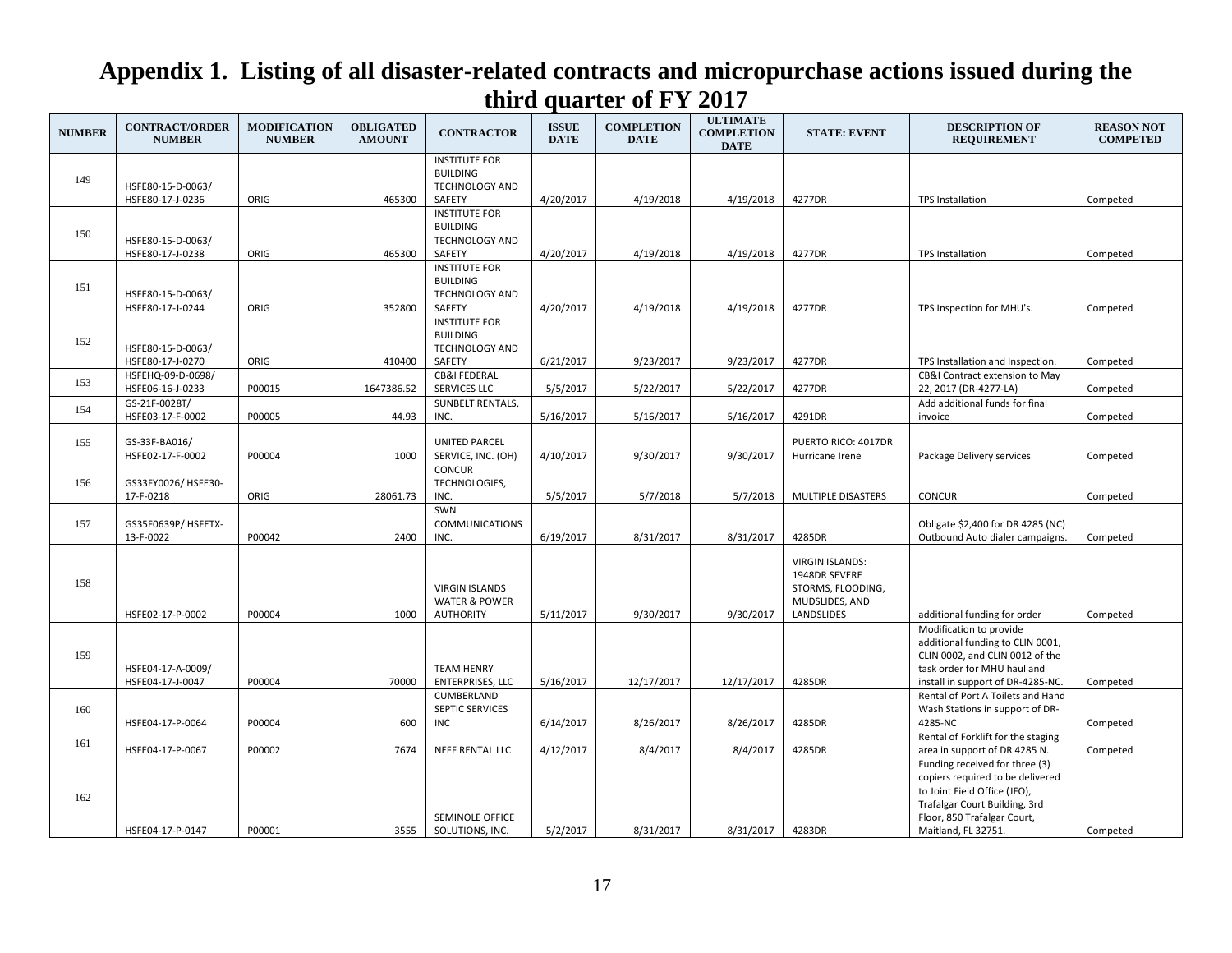# Appendix 1. Listing of all disaster-related contracts and micropurchase actions issued during the third quarter of FY 2017

| NUMBER | CONTRACT/ORDER NUMBER | MODIFICATION NUMBER | OBLIGATED AMOUNT | CONTRACTOR | ISSUE DATE | COMPLETION DATE | ULTIMATE COMPLETION DATE | STATE: EVENT | DESCRIPTION OF REQUIREMENT | REASON NOT COMPETED |
|---|---|---|---|---|---|---|---|---|---|---|
| 149 | HSFE80-15-D-0063/ HSFE80-17-J-0236 | ORIG | 465300 | INSTITUTE FOR BUILDING TECHNOLOGY AND SAFETY | 4/20/2017 | 4/19/2018 | 4/19/2018 | 4277DR | TPS Installation | Competed |
| 150 | HSFE80-15-D-0063/ HSFE80-17-J-0238 | ORIG | 465300 | INSTITUTE FOR BUILDING TECHNOLOGY AND SAFETY | 4/20/2017 | 4/19/2018 | 4/19/2018 | 4277DR | TPS Installation | Competed |
| 151 | HSFE80-15-D-0063/ HSFE80-17-J-0244 | ORIG | 352800 | INSTITUTE FOR BUILDING TECHNOLOGY AND SAFETY | 4/20/2017 | 4/19/2018 | 4/19/2018 | 4277DR | TPS Inspection for MHU's. | Competed |
| 152 | HSFE80-15-D-0063/ HSFE80-17-J-0270 | ORIG | 410400 | INSTITUTE FOR BUILDING TECHNOLOGY AND SAFETY | 6/21/2017 | 9/23/2017 | 9/23/2017 | 4277DR | TPS Installation and Inspection. | Competed |
| 153 | HSFEHQ-09-D-0698/ HSFE06-16-J-0233 | P00015 | 1647386.52 | CB&I FEDERAL SERVICES LLC | 5/5/2017 | 5/22/2017 | 5/22/2017 | 4277DR | CB&I Contract extension to May 22, 2017 (DR-4277-LA) | Competed |
| 154 | GS-21F-0028T/ HSFE03-17-F-0002 | P00005 | 44.93 | SUNBELT RENTALS, INC. | 5/16/2017 | 5/16/2017 | 5/16/2017 | 4291DR | Add additional funds for final invoice | Competed |
| 155 | GS-33F-BA016/ HSFE02-17-F-0002 | P00004 | 1000 | UNITED PARCEL SERVICE, INC. (OH) | 4/10/2017 | 9/30/2017 | 9/30/2017 | PUERTO RICO: 4017DR Hurricane Irene | Package Delivery services | Competed |
| 156 | GS33FY0026/ HSFE30-17-F-0218 | ORIG | 28061.73 | CONCUR TECHNOLOGIES, INC. | 5/5/2017 | 5/7/2018 | 5/7/2018 | MULTIPLE DISASTERS | CONCUR | Competed |
| 157 | GS35F0639P/ HSFETX-13-F-0022 | P00042 | 2400 | SWN COMMUNICATIONS INC. | 6/19/2017 | 8/31/2017 | 8/31/2017 | 4285DR | Obligate $2,400 for DR 4285 (NC) Outbound Auto dialer campaigns. | Competed |
| 158 | HSFE02-17-P-0002 | P00004 | 1000 | VIRGIN ISLANDS WATER & POWER AUTHORITY | 5/11/2017 | 9/30/2017 | 9/30/2017 | VIRGIN ISLANDS: 1948DR SEVERE STORMS, FLOODING, MUDSLIDES, AND LANDSLIDES | additional funding for order | Competed |
| 159 | HSFE04-17-A-0009/ HSFE04-17-J-0047 | P00004 | 70000 | TEAM HENRY ENTERPRISES, LLC | 5/16/2017 | 12/17/2017 | 12/17/2017 | 4285DR | Modification to provide additional funding to CLIN 0001, CLIN 0002, and CLIN 0012 of the task order for MHU haul and install in support of DR-4285-NC. | Competed |
| 160 | HSFE04-17-P-0064 | P00004 | 600 | CUMBERLAND SEPTIC SERVICES INC | 6/14/2017 | 8/26/2017 | 8/26/2017 | 4285DR | Rental of Port A Toilets and Hand Wash Stations in support of DR-4285-NC | Competed |
| 161 | HSFE04-17-P-0067 | P00002 | 7674 | NEFF RENTAL LLC | 4/12/2017 | 8/4/2017 | 8/4/2017 | 4285DR | Rental of Forklift for the staging area in support of DR 4285 N. | Competed |
| 162 | HSFE04-17-P-0147 | P00001 | 3555 | SEMINOLE OFFICE SOLUTIONS, INC. | 5/2/2017 | 8/31/2017 | 8/31/2017 | 4283DR | Funding received for three (3) copiers required to be delivered to Joint Field Office (JFO), Trafalgar Court Building, 3rd Floor, 850 Trafalgar Court, Maitland, FL 32751. | Competed |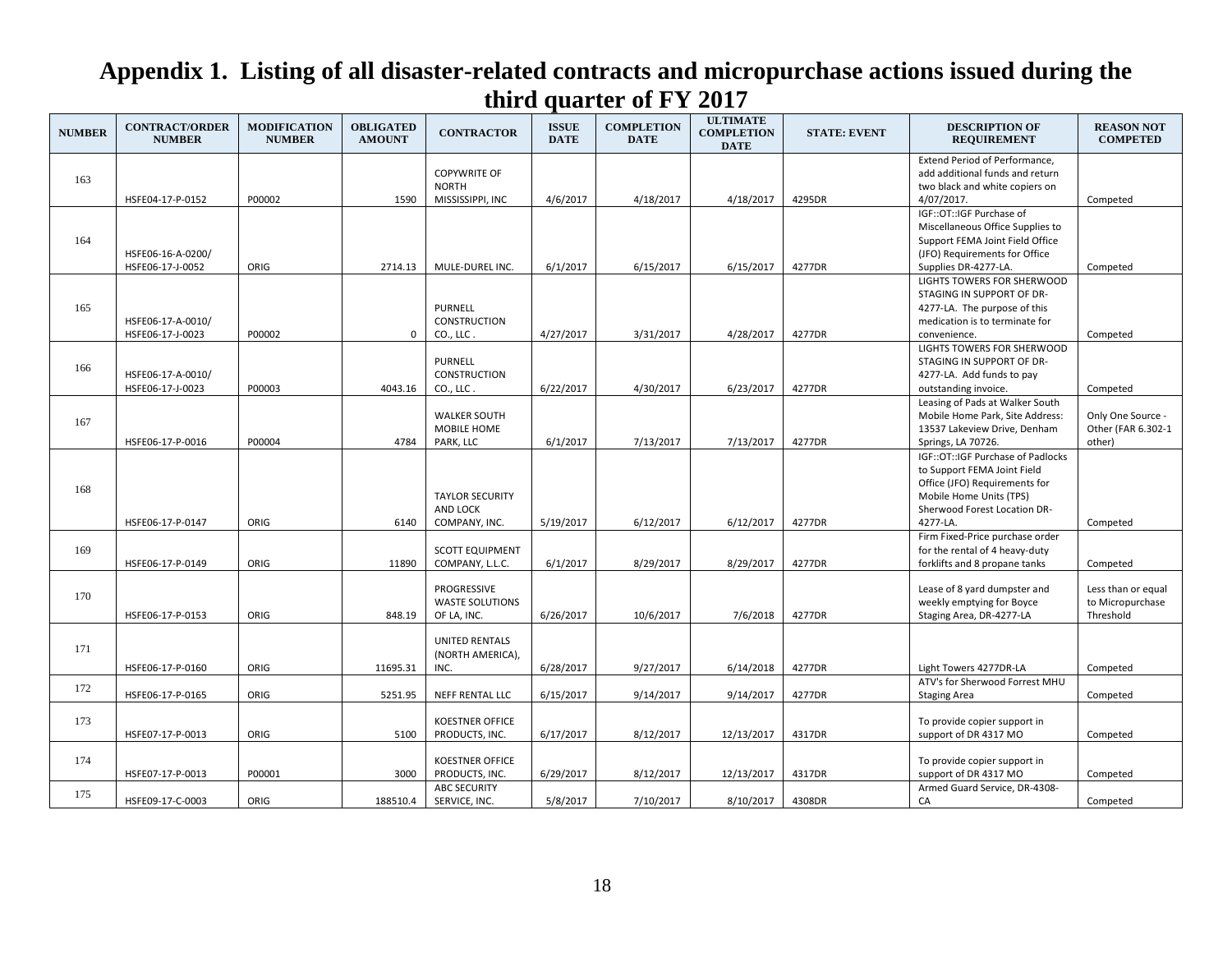# Appendix 1. Listing of all disaster-related contracts and micropurchase actions issued during the third quarter of FY 2017

| NUMBER | CONTRACT/ORDER NUMBER | MODIFICATION NUMBER | OBLIGATED AMOUNT | CONTRACTOR | ISSUE DATE | COMPLETION DATE | ULTIMATE COMPLETION DATE | STATE: EVENT | DESCRIPTION OF REQUIREMENT | REASON NOT COMPETED |
|---|---|---|---|---|---|---|---|---|---|---|
| 163 | HSFE04-17-P-0152 | P00002 | 1590 | COPYWRITE OF NORTH MISSISSIPPI, INC | 4/6/2017 | 4/18/2017 | 4/18/2017 | 4295DR | Extend Period of Performance, add additional funds and return two black and white copiers on 4/07/2017. | Competed |
| 164 | HSFE06-16-A-0200/ HSFE06-17-J-0052 | ORIG | 2714.13 | MULE-DUREL INC. | 6/1/2017 | 6/15/2017 | 6/15/2017 | 4277DR | IGF::OT::IGF Purchase of Miscellaneous Office Supplies to Support FEMA Joint Field Office (JFO) Requirements for Office Supplies DR-4277-LA. | Competed |
| 165 | HSFE06-17-A-0010/ HSFE06-17-J-0023 | P00002 | 0 | PURNELL CONSTRUCTION CO., LLC . | 4/27/2017 | 3/31/2017 | 4/28/2017 | 4277DR | LIGHTS TOWERS FOR SHERWOOD STAGING IN SUPPORT OF DR-4277-LA. The purpose of this medication is to terminate for convenience. | Competed |
| 166 | HSFE06-17-A-0010/ HSFE06-17-J-0023 | P00003 | 4043.16 | PURNELL CONSTRUCTION CO., LLC . | 6/22/2017 | 4/30/2017 | 6/23/2017 | 4277DR | LIGHTS TOWERS FOR SHERWOOD STAGING IN SUPPORT OF DR-4277-LA. Add funds to pay outstanding invoice. | Competed |
| 167 | HSFE06-17-P-0016 | P00004 | 4784 | WALKER SOUTH MOBILE HOME PARK, LLC | 6/1/2017 | 7/13/2017 | 7/13/2017 | 4277DR | Leasing of Pads at Walker South Mobile Home Park, Site Address: 13537 Lakeview Drive, Denham Springs, LA 70726. | Only One Source - Other (FAR 6.302-1 other) |
| 168 | HSFE06-17-P-0147 | ORIG | 6140 | TAYLOR SECURITY AND LOCK COMPANY, INC. | 5/19/2017 | 6/12/2017 | 6/12/2017 | 4277DR | IGF::OT::IGF Purchase of Padlocks to Support FEMA Joint Field Office (JFO) Requirements for Mobile Home Units (TPS) Sherwood Forest Location DR-4277-LA. | Competed |
| 169 | HSFE06-17-P-0149 | ORIG | 11890 | SCOTT EQUIPMENT COMPANY, L.L.C. | 6/1/2017 | 8/29/2017 | 8/29/2017 | 4277DR | Firm Fixed-Price purchase order for the rental of 4 heavy-duty forklifts and 8 propane tanks | Competed |
| 170 | HSFE06-17-P-0153 | ORIG | 848.19 | PROGRESSIVE WASTE SOLUTIONS OF LA, INC. | 6/26/2017 | 10/6/2017 | 7/6/2018 | 4277DR | Lease of 8 yard dumpster and weekly emptying for Boyce Staging Area, DR-4277-LA | Less than or equal to Micropurchase Threshold |
| 171 | HSFE06-17-P-0160 | ORIG | 11695.31 | UNITED RENTALS (NORTH AMERICA), INC. | 6/28/2017 | 9/27/2017 | 6/14/2018 | 4277DR | Light Towers 4277DR-LA | Competed |
| 172 | HSFE06-17-P-0165 | ORIG | 5251.95 | NEFF RENTAL LLC | 6/15/2017 | 9/14/2017 | 9/14/2017 | 4277DR | ATV's for Sherwood Forrest MHU Staging Area | Competed |
| 173 | HSFE07-17-P-0013 | ORIG | 5100 | KOESTNER OFFICE PRODUCTS, INC. | 6/17/2017 | 8/12/2017 | 12/13/2017 | 4317DR | To provide copier support in support of DR 4317 MO | Competed |
| 174 | HSFE07-17-P-0013 | P00001 | 3000 | KOESTNER OFFICE PRODUCTS, INC. | 6/29/2017 | 8/12/2017 | 12/13/2017 | 4317DR | To provide copier support in support of DR 4317 MO | Competed |
| 175 | HSFE09-17-C-0003 | ORIG | 188510.4 | ABC SECURITY SERVICE, INC. | 5/8/2017 | 7/10/2017 | 8/10/2017 | 4308DR | Armed Guard Service, DR-4308-CA | Competed |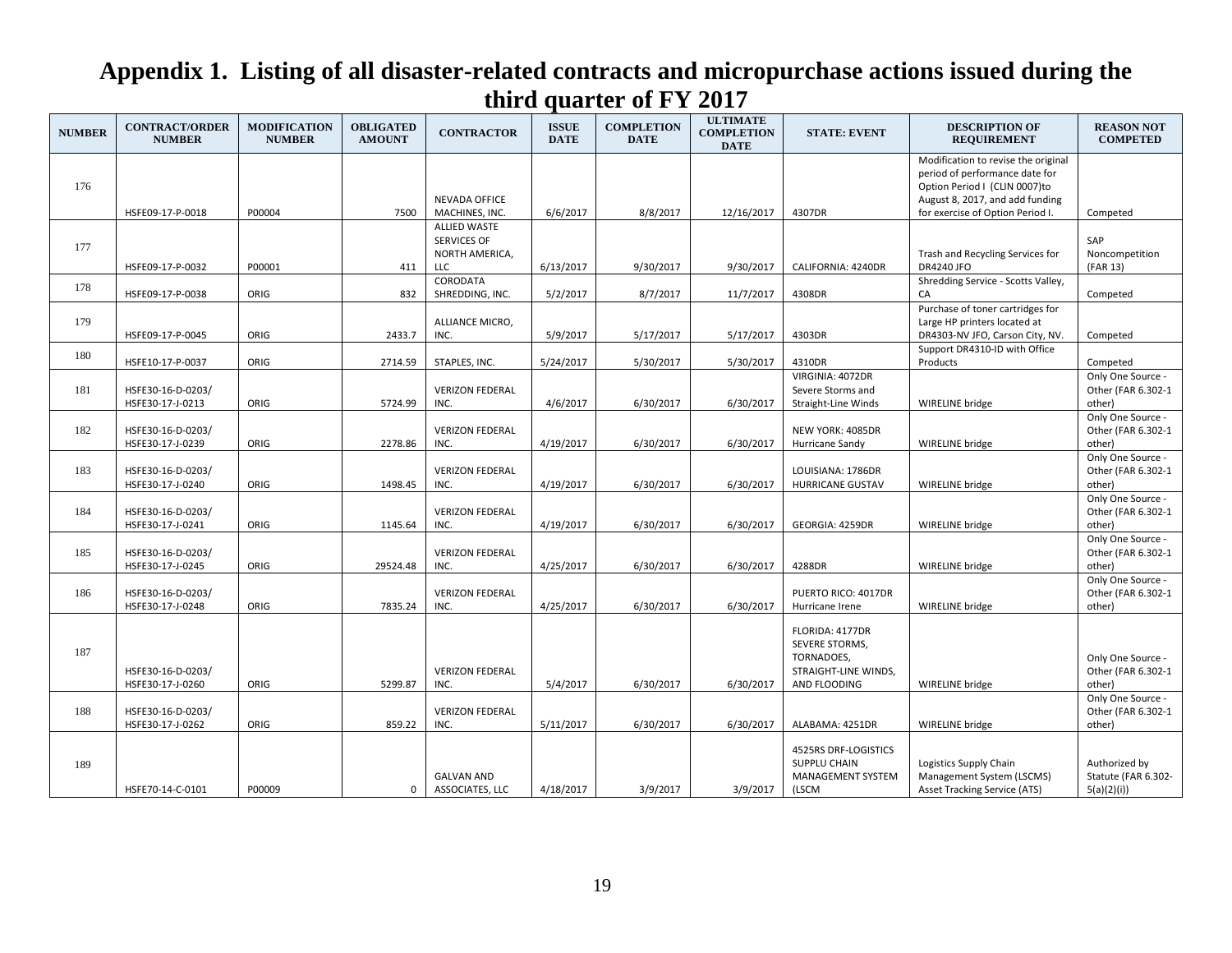# Appendix 1. Listing of all disaster-related contracts and micropurchase actions issued during the third quarter of FY 2017

| NUMBER | CONTRACT/ORDER NUMBER | MODIFICATION NUMBER | OBLIGATED AMOUNT | CONTRACTOR | ISSUE DATE | COMPLETION DATE | ULTIMATE COMPLETION DATE | STATE: EVENT | DESCRIPTION OF REQUIREMENT | REASON NOT COMPETED |
|---|---|---|---|---|---|---|---|---|---|---|
| 176 | HSFE09-17-P-0018 | P00004 | 7500 | NEVADA OFFICE MACHINES, INC. | 6/6/2017 | 8/8/2017 | 12/16/2017 | 4307DR | Modification to revise the original period of performance date for Option Period I (CLIN 0007)to August 8, 2017, and add funding for exercise of Option Period I. | Competed |
| 177 | HSFE09-17-P-0032 | P00001 | 411 | ALLIED WASTE SERVICES OF NORTH AMERICA, LLC | 6/13/2017 | 9/30/2017 | 9/30/2017 | CALIFORNIA: 4240DR | Trash and Recycling Services for DR4240 JFO | SAP Noncompetition (FAR 13) |
| 178 | HSFE09-17-P-0038 | ORIG | 832 | CORODATA SHREDDING, INC. | 5/2/2017 | 8/7/2017 | 11/7/2017 | 4308DR | Shredding Service - Scotts Valley, CA | Competed |
| 179 | HSFE09-17-P-0045 | ORIG | 2433.7 | ALLIANCE MICRO, INC. | 5/9/2017 | 5/17/2017 | 5/17/2017 | 4303DR | Purchase of toner cartridges for Large HP printers located at DR4303-NV JFO, Carson City, NV. | Competed |
| 180 | HSFE10-17-P-0037 | ORIG | 2714.59 | STAPLES, INC. | 5/24/2017 | 5/30/2017 | 5/30/2017 | 4310DR | Support DR4310-ID with Office Products | Competed |
| 181 | HSFE30-16-D-0203/ HSFE30-17-J-0213 | ORIG | 5724.99 | VERIZON FEDERAL INC. | 4/6/2017 | 6/30/2017 | 6/30/2017 | VIRGINIA: 4072DR Severe Storms and Straight-Line Winds | WIRELINE bridge | Only One Source - Other (FAR 6.302-1 other) |
| 182 | HSFE30-16-D-0203/ HSFE30-17-J-0239 | ORIG | 2278.86 | VERIZON FEDERAL INC. | 4/19/2017 | 6/30/2017 | 6/30/2017 | NEW YORK: 4085DR Hurricane Sandy | WIRELINE bridge | Only One Source - Other (FAR 6.302-1 other) |
| 183 | HSFE30-16-D-0203/ HSFE30-17-J-0240 | ORIG | 1498.45 | VERIZON FEDERAL INC. | 4/19/2017 | 6/30/2017 | 6/30/2017 | LOUISIANA: 1786DR HURRICANE GUSTAV | WIRELINE bridge | Only One Source - Other (FAR 6.302-1 other) |
| 184 | HSFE30-16-D-0203/ HSFE30-17-J-0241 | ORIG | 1145.64 | VERIZON FEDERAL INC. | 4/19/2017 | 6/30/2017 | 6/30/2017 | GEORGIA: 4259DR | WIRELINE bridge | Only One Source - Other (FAR 6.302-1 other) |
| 185 | HSFE30-16-D-0203/ HSFE30-17-J-0245 | ORIG | 29524.48 | VERIZON FEDERAL INC. | 4/25/2017 | 6/30/2017 | 6/30/2017 | 4288DR | WIRELINE bridge | Only One Source - Other (FAR 6.302-1 other) |
| 186 | HSFE30-16-D-0203/ HSFE30-17-J-0248 | ORIG | 7835.24 | VERIZON FEDERAL INC. | 4/25/2017 | 6/30/2017 | 6/30/2017 | PUERTO RICO: 4017DR Hurricane Irene | WIRELINE bridge | Only One Source - Other (FAR 6.302-1 other) |
| 187 | HSFE30-16-D-0203/ HSFE30-17-J-0260 | ORIG | 5299.87 | VERIZON FEDERAL INC. | 5/4/2017 | 6/30/2017 | 6/30/2017 | FLORIDA: 4177DR SEVERE STORMS, TORNADOES, STRAIGHT-LINE WINDS, AND FLOODING | WIRELINE bridge | Only One Source - Other (FAR 6.302-1 other) |
| 188 | HSFE30-16-D-0203/ HSFE30-17-J-0262 | ORIG | 859.22 | VERIZON FEDERAL INC. | 5/11/2017 | 6/30/2017 | 6/30/2017 | ALABAMA: 4251DR | WIRELINE bridge | Only One Source - Other (FAR 6.302-1 other) |
| 189 | HSFE70-14-C-0101 | P00009 | 0 | GALVAN AND ASSOCIATES, LLC | 4/18/2017 | 3/9/2017 | 3/9/2017 | 4525RS DRF-LOGISTICS SUPPLU CHAIN MANAGEMENT SYSTEM (LSCM | Logistics Supply Chain Management System (LSCMS) Asset Tracking Service (ATS) | Authorized by Statute (FAR 6.302-5(a)(2)(i)) |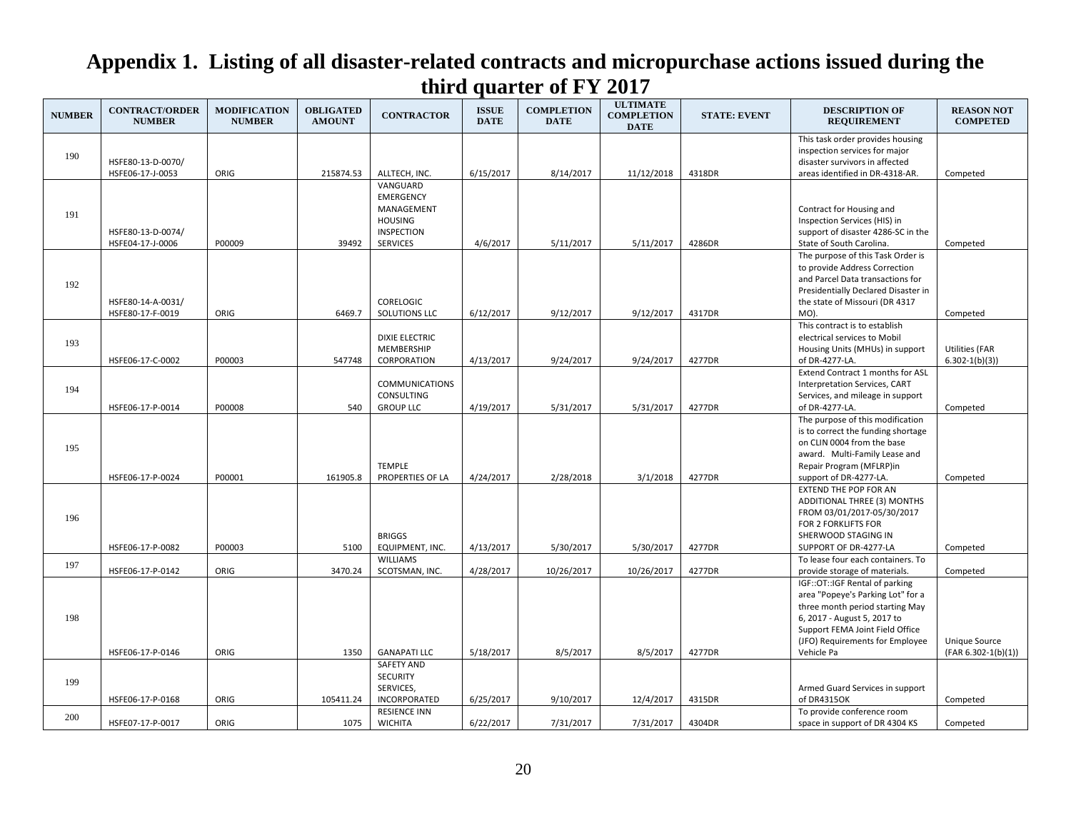# Appendix 1. Listing of all disaster-related contracts and micropurchase actions issued during the third quarter of FY 2017

| NUMBER | CONTRACT/ORDER NUMBER | MODIFICATION NUMBER | OBLIGATED AMOUNT | CONTRACTOR | ISSUE DATE | COMPLETION DATE | ULTIMATE COMPLETION DATE | STATE: EVENT | DESCRIPTION OF REQUIREMENT | REASON NOT COMPETED |
|---|---|---|---|---|---|---|---|---|---|---|
| 190 | HSFE80-13-D-0070/ HSFE06-17-J-0053 | ORIG | 215874.53 | ALLTECH, INC. | 6/15/2017 | 8/14/2017 | 11/12/2018 | 4318DR | This task order provides housing inspection services for major disaster survivors in affected areas identified in DR-4318-AR. | Competed |
| 191 | HSFE80-13-D-0074/ HSFE04-17-J-0006 | P00009 | 39492 | VANGUARD EMERGENCY MANAGEMENT HOUSING INSPECTION SERVICES | 4/6/2017 | 5/11/2017 | 5/11/2017 | 4286DR | Contract for Housing and Inspection Services (HIS) in support of disaster 4286-SC in the State of South Carolina. | Competed |
| 192 | HSFE80-14-A-0031/ HSFE80-17-F-0019 | ORIG | 6469.7 | CORELOGIC SOLUTIONS LLC | 6/12/2017 | 9/12/2017 | 9/12/2017 | 4317DR | The purpose of this Task Order is to provide Address Correction and Parcel Data transactions for Presidentially Declared Disaster in the state of Missouri (DR 4317 MO). | Competed |
| 193 | HSFE06-17-C-0002 | P00003 | 547748 | DIXIE ELECTRIC MEMBERSHIP CORPORATION | 4/13/2017 | 9/24/2017 | 9/24/2017 | 4277DR | This contract is to establish electrical services to Mobil Housing Units (MHUs) in support of DR-4277-LA. | Utilities (FAR 6.302-1(b)(3)) |
| 194 | HSFE06-17-P-0014 | P00008 | 540 | COMMUNICATIONS CONSULTING GROUP LLC | 4/19/2017 | 5/31/2017 | 5/31/2017 | 4277DR | Extend Contract 1 months for ASL Interpretation Services, CART Services, and mileage in support of DR-4277-LA. | Competed |
| 195 | HSFE06-17-P-0024 | P00001 | 161905.8 | TEMPLE PROPERTIES OF LA | 4/24/2017 | 2/28/2018 | 3/1/2018 | 4277DR | The purpose of this modification is to correct the funding shortage on CLIN 0004 from the base award. Multi-Family Lease and Repair Program (MFLRP)in support of DR-4277-LA. | Competed |
| 196 | HSFE06-17-P-0082 | P00003 | 5100 | BRIGGS EQUIPMENT, INC. | 4/13/2017 | 5/30/2017 | 5/30/2017 | 4277DR | EXTEND THE POP FOR AN ADDITIONAL THREE (3) MONTHS FROM 03/01/2017-05/30/2017 FOR 2 FORKLIFTS FOR SHERWOOD STAGING IN SUPPORT OF DR-4277-LA | Competed |
| 197 | HSFE06-17-P-0142 | ORIG | 3470.24 | WILLIAMS SCOTSMAN, INC. | 4/28/2017 | 10/26/2017 | 10/26/2017 | 4277DR | To lease four each containers. To provide storage of materials. | Competed |
| 198 | HSFE06-17-P-0146 | ORIG | 1350 | GANAPATI LLC | 5/18/2017 | 8/5/2017 | 8/5/2017 | 4277DR | IGF::OT::IGF Rental of parking area "Popeye's Parking Lot" for a three month period starting May 6, 2017 - August 5, 2017 to Support FEMA Joint Field Office (JFO) Requirements for Employee Vehicle Pa | Unique Source (FAR 6.302-1(b)(1)) |
| 199 | HSFE06-17-P-0168 | ORIG | 105411.24 | SAFETY AND SECURITY SERVICES, INCORPORATED | 6/25/2017 | 9/10/2017 | 12/4/2017 | 4315DR | Armed Guard Services in support of DR4315OK | Competed |
| 200 | HSFE07-17-P-0017 | ORIG | 1075 | RESIENCE INN WICHITA | 6/22/2017 | 7/31/2017 | 7/31/2017 | 4304DR | To provide conference room space in support of DR 4304 KS | Competed |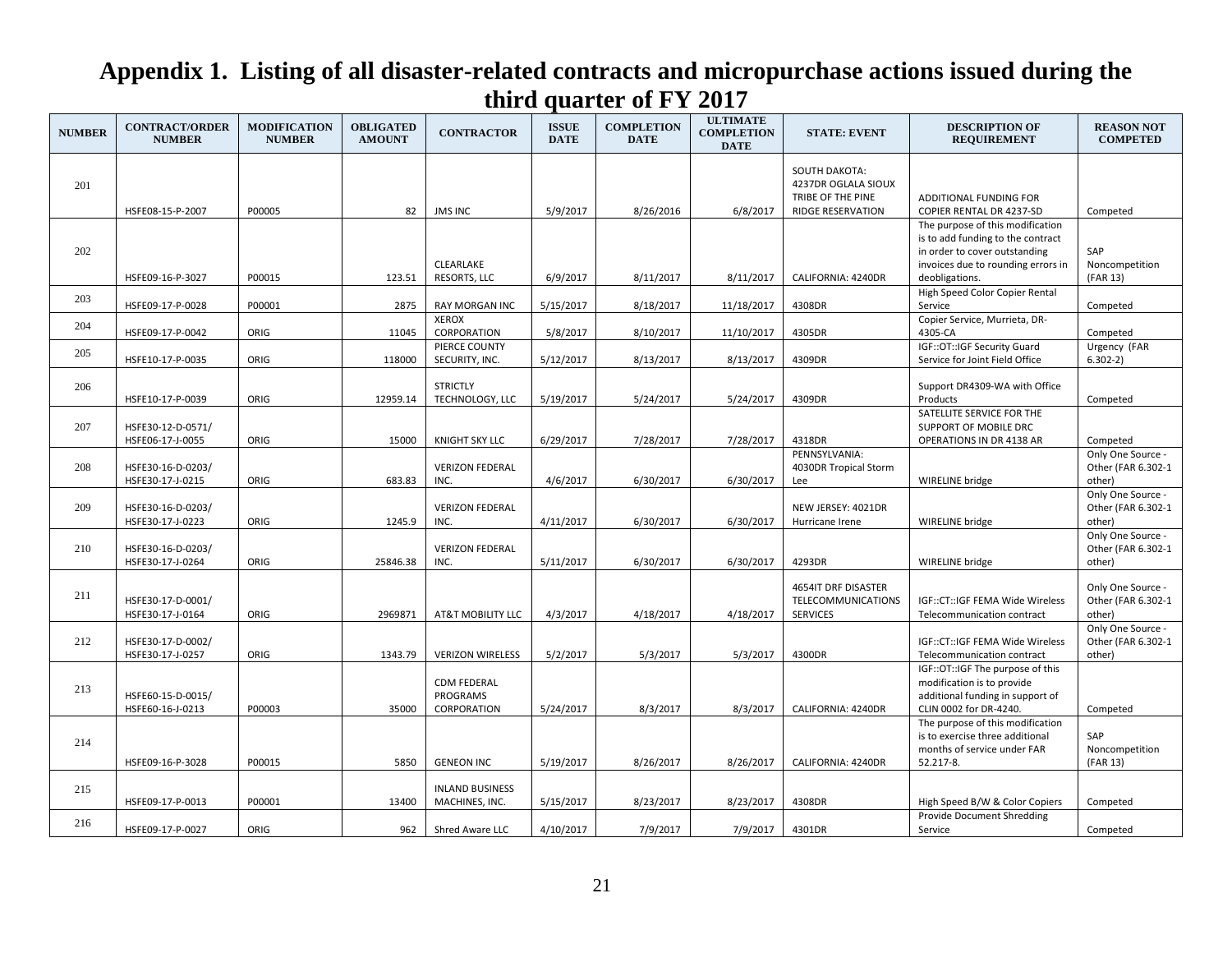# Appendix 1. Listing of all disaster-related contracts and micropurchase actions issued during the third quarter of FY 2017

| NUMBER | CONTRACT/ORDER NUMBER | MODIFICATION NUMBER | OBLIGATED AMOUNT | CONTRACTOR | ISSUE DATE | COMPLETION DATE | ULTIMATE COMPLETION DATE | STATE: EVENT | DESCRIPTION OF REQUIREMENT | REASON NOT COMPETED |
|---|---|---|---|---|---|---|---|---|---|---|
| 201 | HSFE08-15-P-2007 | P00005 | 82 | JMS INC | 5/9/2017 | 8/26/2016 | 6/8/2017 | SOUTH DAKOTA: 4237DR OGLALA SIOUX TRIBE OF THE PINE RIDGE RESERVATION | ADDITIONAL FUNDING FOR COPIER RENTAL DR 4237-SD | Competed |
| 202 | HSFE09-16-P-3027 | P00015 | 123.51 | CLEARLAKE RESORTS, LLC | 6/9/2017 | 8/11/2017 | 8/11/2017 | CALIFORNIA: 4240DR | The purpose of this modification is to add funding to the contract in order to cover outstanding invoices due to rounding errors in deobligations. | SAP Noncompetition (FAR 13) |
| 203 | HSFE09-17-P-0028 | P00001 | 2875 | RAY MORGAN INC | 5/15/2017 | 8/18/2017 | 11/18/2017 | 4308DR | High Speed Color Copier Rental Service | Competed |
| 204 | HSFE09-17-P-0042 | ORIG | 11045 | XEROX CORPORATION | 5/8/2017 | 8/10/2017 | 11/10/2017 | 4305DR | Copier Service, Murrieta, DR-4305-CA | Competed |
| 205 | HSFE10-17-P-0035 | ORIG | 118000 | PIERCE COUNTY SECURITY, INC. | 5/12/2017 | 8/13/2017 | 8/13/2017 | 4309DR | IGF::OT::IGF Security Guard Service for Joint Field Office | Urgency (FAR 6.302-2) |
| 206 | HSFE10-17-P-0039 | ORIG | 12959.14 | STRICTLY TECHNOLOGY, LLC | 5/19/2017 | 5/24/2017 | 5/24/2017 | 4309DR | Support DR4309-WA with Office Products | Competed |
| 207 | HSFE30-12-D-0571/ HSFE06-17-J-0055 | ORIG | 15000 | KNIGHT SKY LLC | 6/29/2017 | 7/28/2017 | 7/28/2017 | 4318DR | SATELLITE SERVICE FOR THE SUPPORT OF MOBILE DRC OPERATIONS IN DR 4138 AR | Competed |
| 208 | HSFE30-16-D-0203/ HSFE30-17-J-0215 | ORIG | 683.83 | VERIZON FEDERAL INC. | 4/6/2017 | 6/30/2017 | 6/30/2017 | PENNSYLVANIA: 4030DR Tropical Storm Lee | WIRELINE bridge | Only One Source - Other (FAR 6.302-1 other) |
| 209 | HSFE30-16-D-0203/ HSFE30-17-J-0223 | ORIG | 1245.9 | VERIZON FEDERAL INC. | 4/11/2017 | 6/30/2017 | 6/30/2017 | NEW JERSEY: 4021DR Hurricane Irene | WIRELINE bridge | Only One Source - Other (FAR 6.302-1 other) |
| 210 | HSFE30-16-D-0203/ HSFE30-17-J-0264 | ORIG | 25846.38 | VERIZON FEDERAL INC. | 5/11/2017 | 6/30/2017 | 6/30/2017 | 4293DR | WIRELINE bridge | Only One Source - Other (FAR 6.302-1 other) |
| 211 | HSFE30-17-D-0001/ HSFE30-17-J-0164 | ORIG | 2969871 | AT&T MOBILITY LLC | 4/3/2017 | 4/18/2017 | 4/18/2017 | 4654IT DRF DISASTER TELECOMMUNICATIONS SERVICES | IGF::CT::IGF FEMA Wide Wireless Telecommunication contract | Only One Source - Other (FAR 6.302-1 other) |
| 212 | HSFE30-17-D-0002/ HSFE30-17-J-0257 | ORIG | 1343.79 | VERIZON WIRELESS | 5/2/2017 | 5/3/2017 | 5/3/2017 | 4300DR | IGF::CT::IGF FEMA Wide Wireless Telecommunication contract | Only One Source - Other (FAR 6.302-1 other) |
| 213 | HSFE60-15-D-0015/ HSFE60-16-J-0213 | P00003 | 35000 | CDM FEDERAL PROGRAMS CORPORATION | 5/24/2017 | 8/3/2017 | 8/3/2017 | CALIFORNIA: 4240DR | IGF::OT::IGF The purpose of this modification is to provide additional funding in support of CLIN 0002 for DR-4240. | Competed |
| 214 | HSFE09-16-P-3028 | P00015 | 5850 | GENEON INC | 5/19/2017 | 8/26/2017 | 8/26/2017 | CALIFORNIA: 4240DR | The purpose of this modification is to exercise three additional months of service under FAR 52.217-8. | SAP Noncompetition (FAR 13) |
| 215 | HSFE09-17-P-0013 | P00001 | 13400 | INLAND BUSINESS MACHINES, INC. | 5/15/2017 | 8/23/2017 | 8/23/2017 | 4308DR | High Speed B/W & Color Copiers | Competed |
| 216 | HSFE09-17-P-0027 | ORIG | 962 | Shred Aware LLC | 4/10/2017 | 7/9/2017 | 7/9/2017 | 4301DR | Provide Document Shredding Service | Competed |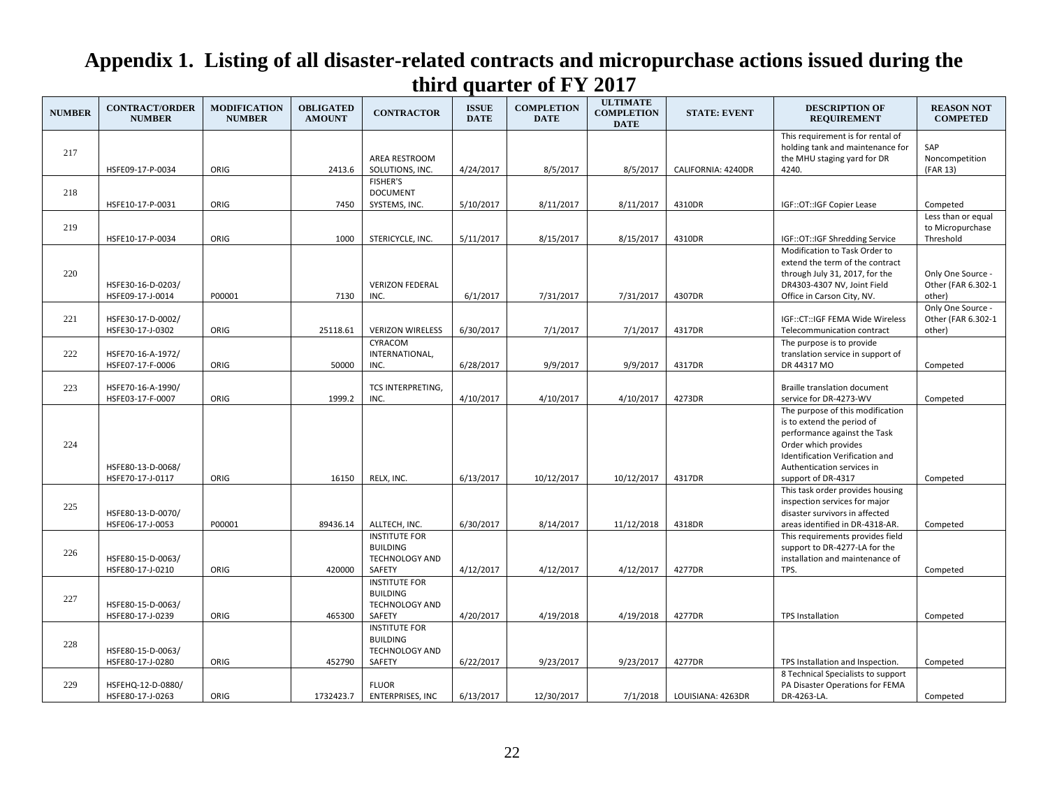# Appendix 1. Listing of all disaster-related contracts and micropurchase actions issued during the third quarter of FY 2017

| NUMBER | CONTRACT/ORDER NUMBER | MODIFICATION NUMBER | OBLIGATED AMOUNT | CONTRACTOR | ISSUE DATE | COMPLETION DATE | ULTIMATE COMPLETION DATE | STATE: EVENT | DESCRIPTION OF REQUIREMENT | REASON NOT COMPETED |
|---|---|---|---|---|---|---|---|---|---|---|
| 217 | HSFE09-17-P-0034 | ORIG | 2413.6 | AREA RESTROOM SOLUTIONS, INC. | 4/24/2017 | 8/5/2017 | 8/5/2017 | CALIFORNIA: 4240DR | This requirement is for rental of holding tank and maintenance for the MHU staging yard for DR 4240. | SAP Noncompetition (FAR 13) |
| 218 | HSFE10-17-P-0031 | ORIG | 7450 | FISHER'S DOCUMENT SYSTEMS, INC. | 5/10/2017 | 8/11/2017 | 8/11/2017 | 4310DR | IGF::OT::IGF Copier Lease | Competed |
| 219 | HSFE10-17-P-0034 | ORIG | 1000 | STERICYCLE, INC. | 5/11/2017 | 8/15/2017 | 8/15/2017 | 4310DR | IGF::OT::IGF Shredding Service | Less than or equal to Micropurchase Threshold |
| 220 | HSFE30-16-D-0203/ HSFE09-17-J-0014 | P00001 | 7130 | VERIZON FEDERAL INC. | 6/1/2017 | 7/31/2017 | 7/31/2017 | 4307DR | Modification to Task Order to extend the term of the contract through July 31, 2017, for the DR4303-4307 NV, Joint Field Office in Carson City, NV. | Only One Source - Other (FAR 6.302-1 other) |
| 221 | HSFE30-17-D-0002/ HSFE30-17-J-0302 | ORIG | 25118.61 | VERIZON WIRELESS | 6/30/2017 | 7/1/2017 | 7/1/2017 | 4317DR | IGF::CT::IGF FEMA Wide Wireless Telecommunication contract | Only One Source - Other (FAR 6.302-1 other) |
| 222 | HSFE70-16-A-1972/ HSFE07-17-F-0006 | ORIG | 50000 | CYRACOM INTERNATIONAL, INC. | 6/28/2017 | 9/9/2017 | 9/9/2017 | 4317DR | The purpose is to provide translation service in support of DR 44317 MO | Competed |
| 223 | HSFE70-16-A-1990/ HSFE03-17-F-0007 | ORIG | 1999.2 | TCS INTERPRETING, INC. | 4/10/2017 | 4/10/2017 | 4/10/2017 | 4273DR | Braille translation document service for DR-4273-WV | Competed |
| 224 | HSFE80-13-D-0068/ HSFE70-17-J-0117 | ORIG | 16150 | RELX, INC. | 6/13/2017 | 10/12/2017 | 10/12/2017 | 4317DR | The purpose of this modification is to extend the period of performance against the Task Order which provides Identification Verification and Authentication services in support of DR-4317 | Competed |
| 225 | HSFE80-13-D-0070/ HSFE06-17-J-0053 | P00001 | 89436.14 | ALLTECH, INC. | 6/30/2017 | 8/14/2017 | 11/12/2018 | 4318DR | This task order provides housing inspection services for major disaster survivors in affected areas identified in DR-4318-AR. | Competed |
| 226 | HSFE80-15-D-0063/ HSFE80-17-J-0210 | ORIG | 420000 | INSTITUTE FOR BUILDING TECHNOLOGY AND SAFETY | 4/12/2017 | 4/12/2017 | 4/12/2017 | 4277DR | This requirements provides field support to DR-4277-LA for the installation and maintenance of TPS. | Competed |
| 227 | HSFE80-15-D-0063/ HSFE80-17-J-0239 | ORIG | 465300 | INSTITUTE FOR BUILDING TECHNOLOGY AND SAFETY | 4/20/2017 | 4/19/2018 | 4/19/2018 | 4277DR | TPS Installation | Competed |
| 228 | HSFE80-15-D-0063/ HSFE80-17-J-0280 | ORIG | 452790 | INSTITUTE FOR BUILDING TECHNOLOGY AND SAFETY | 6/22/2017 | 9/23/2017 | 9/23/2017 | 4277DR | TPS Installation and Inspection. | Competed |
| 229 | HSFEHQ-12-D-0880/ HSFE80-17-J-0263 | ORIG | 1732423.7 | FLUOR ENTERPRISES, INC | 6/13/2017 | 12/30/2017 | 7/1/2018 | LOUISIANA: 4263DR | 8 Technical Specialists to support PA Disaster Operations for FEMA DR-4263-LA. | Competed |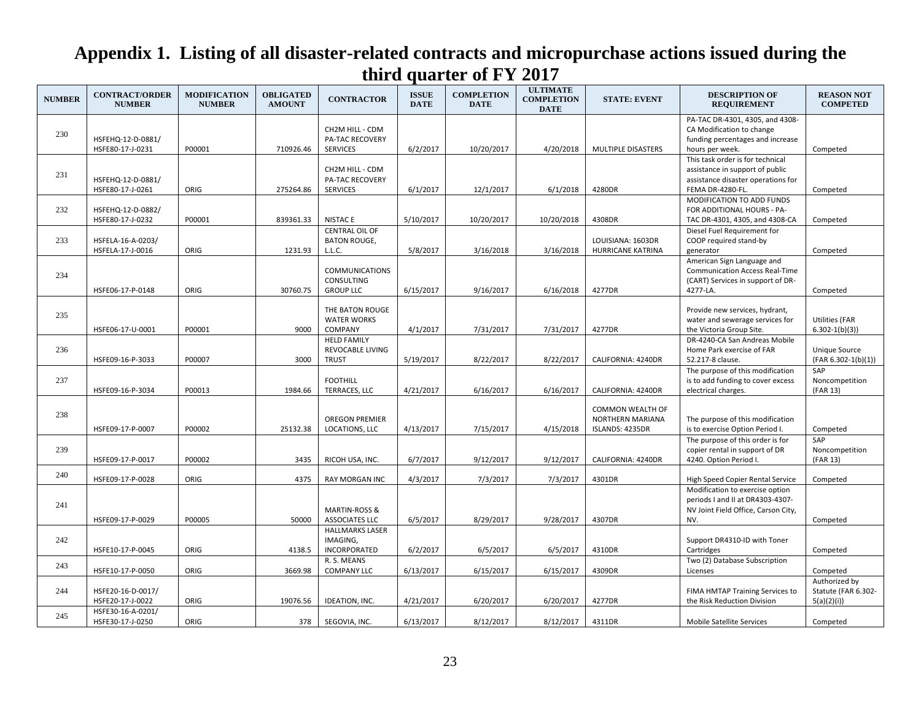# Appendix 1. Listing of all disaster-related contracts and micropurchase actions issued during the third quarter of FY 2017

| NUMBER | CONTRACT/ORDER NUMBER | MODIFICATION NUMBER | OBLIGATED AMOUNT | CONTRACTOR | ISSUE DATE | COMPLETION DATE | ULTIMATE COMPLETION DATE | STATE: EVENT | DESCRIPTION OF REQUIREMENT | REASON NOT COMPETED |
|---|---|---|---|---|---|---|---|---|---|---|
| 230 | HSFEHQ-12-D-0881/ HSFE80-17-J-0231 | P00001 | 710926.46 | CH2M HILL - CDM PA-TAC RECOVERY SERVICES | 6/2/2017 | 10/20/2017 | 4/20/2018 | MULTIPLE DISASTERS | PA-TAC DR-4301, 4305, and 4308-CA Modification to change funding percentages and increase hours per week. | Competed |
| 231 | HSFEHQ-12-D-0881/ HSFE80-17-J-0261 | ORIG | 275264.86 | CH2M HILL - CDM PA-TAC RECOVERY SERVICES | 6/1/2017 | 12/1/2017 | 6/1/2018 | 4280DR | This task order is for technical assistance in support of public assistance disaster operations for FEMA DR-4280-FL. | Competed |
| 232 | HSFEHQ-12-D-0882/ HSFE80-17-J-0232 | P00001 | 839361.33 | NISTAC E | 5/10/2017 | 10/20/2017 | 10/20/2018 | 4308DR | MODIFICATION TO ADD FUNDS FOR ADDITIONAL HOURS - PA-TAC DR-4301, 4305, and 4308-CA | Competed |
| 233 | HSFELA-16-A-0203/ HSFELA-17-J-0016 | ORIG | 1231.93 | CENTRAL OIL OF BATON ROUGE, L.L.C. | 5/8/2017 | 3/16/2018 | 3/16/2018 | LOUISIANA: 1603DR HURRICANE KATRINA | Diesel Fuel Requirement for COOP required stand-by generator | Competed |
| 234 | HSFE06-17-P-0148 | ORIG | 30760.75 | COMMUNICATIONS CONSULTING GROUP LLC | 6/15/2017 | 9/16/2017 | 6/16/2018 | 4277DR | American Sign Language and Communication Access Real-Time (CART) Services in support of DR-4277-LA. | Competed |
| 235 | HSFE06-17-U-0001 | P00001 | 9000 | THE BATON ROUGE WATER WORKS COMPANY | 4/1/2017 | 7/31/2017 | 7/31/2017 | 4277DR | Provide new services, hydrant, water and sewerage services for the Victoria Group Site. | Utilities (FAR 6.302-1(b)(3)) |
| 236 | HSFE09-16-P-3033 | P00007 | 3000 | HELD FAMILY REVOCABLE LIVING TRUST | 5/19/2017 | 8/22/2017 | 8/22/2017 | CALIFORNIA: 4240DR | DR-4240-CA San Andreas Mobile Home Park exercise of FAR 52.217-8 clause. | Unique Source (FAR 6.302-1(b)(1)) |
| 237 | HSFE09-16-P-3034 | P00013 | 1984.66 | FOOTHILL TERRACES, LLC | 4/21/2017 | 6/16/2017 | 6/16/2017 | CALIFORNIA: 4240DR | The purpose of this modification is to add funding to cover excess electrical charges. | SAP Noncompetition (FAR 13) |
| 238 | HSFE09-17-P-0007 | P00002 | 25132.38 | OREGON PREMIER LOCATIONS, LLC | 4/13/2017 | 7/15/2017 | 4/15/2018 | COMMON WEALTH OF NORTHERN MARIANA ISLANDS: 4235DR | The purpose of this modification is to exercise Option Period I. | Competed |
| 239 | HSFE09-17-P-0017 | P00002 | 3435 | RICOH USA, INC. | 6/7/2017 | 9/12/2017 | 9/12/2017 | CALIFORNIA: 4240DR | The purpose of this order is for copier rental in support of DR 4240. Option Period I. | SAP Noncompetition (FAR 13) |
| 240 | HSFE09-17-P-0028 | ORIG | 4375 | RAY MORGAN INC | 4/3/2017 | 7/3/2017 | 7/3/2017 | 4301DR | High Speed Copier Rental Service | Competed |
| 241 | HSFE09-17-P-0029 | P00005 | 50000 | MARTIN-ROSS & ASSOCIATES LLC | 6/5/2017 | 8/29/2017 | 9/28/2017 | 4307DR | Modification to exercise option periods I and II at DR4303-4307-NV Joint Field Office, Carson City, NV. | Competed |
| 242 | HSFE10-17-P-0045 | ORIG | 4138.5 | HALLMARKS LASER IMAGING, INCORPORATED | 6/2/2017 | 6/5/2017 | 6/5/2017 | 4310DR | Support DR4310-ID with Toner Cartridges | Competed |
| 243 | HSFE10-17-P-0050 | ORIG | 3669.98 | R. S. MEANS COMPANY LLC | 6/13/2017 | 6/15/2017 | 6/15/2017 | 4309DR | Two (2) Database Subscription Licenses | Competed |
| 244 | HSFE20-16-D-0017/ HSFE20-17-J-0022 | ORIG | 19076.56 | IDEATION, INC. | 4/21/2017 | 6/20/2017 | 6/20/2017 | 4277DR | FIMA HMTAP Training Services to the Risk Reduction Division | Authorized by Statute (FAR 6.302-5(a)(2)(i)) |
| 245 | HSFE30-16-A-0201/ HSFE30-17-J-0250 | ORIG | 378 | SEGOVIA, INC. | 6/13/2017 | 8/12/2017 | 8/12/2017 | 4311DR | Mobile Satellite Services | Competed |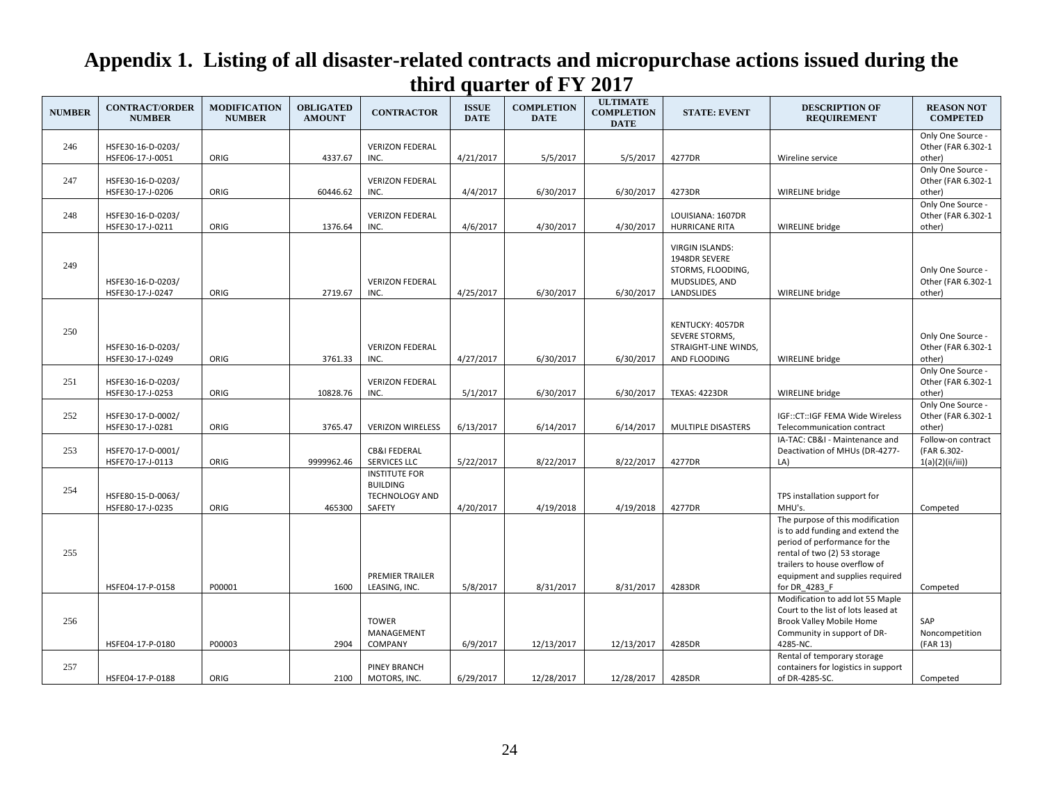# Appendix 1. Listing of all disaster-related contracts and micropurchase actions issued during the third quarter of FY 2017

| NUMBER | CONTRACT/ORDER NUMBER | MODIFICATION NUMBER | OBLIGATED AMOUNT | CONTRACTOR | ISSUE DATE | COMPLETION DATE | ULTIMATE COMPLETION DATE | STATE: EVENT | DESCRIPTION OF REQUIREMENT | REASON NOT COMPETED |
|---|---|---|---|---|---|---|---|---|---|---|
| 246 | HSFE30-16-D-0203/ HSFE06-17-J-0051 | ORIG | 4337.67 | VERIZON FEDERAL INC. | 4/21/2017 | 5/5/2017 | 5/5/2017 | 4277DR | Wireline service | Only One Source - Other (FAR 6.302-1 other) |
| 247 | HSFE30-16-D-0203/ HSFE30-17-J-0206 | ORIG | 60446.62 | VERIZON FEDERAL INC. | 4/4/2017 | 6/30/2017 | 6/30/2017 | 4273DR | WIRELINE bridge | Only One Source - Other (FAR 6.302-1 other) |
| 248 | HSFE30-16-D-0203/ HSFE30-17-J-0211 | ORIG | 1376.64 | VERIZON FEDERAL INC. | 4/6/2017 | 4/30/2017 | 4/30/2017 | LOUISIANA: 1607DR HURRICANE RITA | WIRELINE bridge | Only One Source - Other (FAR 6.302-1 other) |
| 249 | HSFE30-16-D-0203/ HSFE30-17-J-0247 | ORIG | 2719.67 | VERIZON FEDERAL INC. | 4/25/2017 | 6/30/2017 | 6/30/2017 | VIRGIN ISLANDS: 1948DR SEVERE STORMS, FLOODING, MUDSLIDES, AND LANDSLIDES | WIRELINE bridge | Only One Source - Other (FAR 6.302-1 other) |
| 250 | HSFE30-16-D-0203/ HSFE30-17-J-0249 | ORIG | 3761.33 | VERIZON FEDERAL INC. | 4/27/2017 | 6/30/2017 | 6/30/2017 | KENTUCKY: 4057DR SEVERE STORMS, STRAIGHT-LINE WINDS, AND FLOODING | WIRELINE bridge | Only One Source - Other (FAR 6.302-1 other) |
| 251 | HSFE30-16-D-0203/ HSFE30-17-J-0253 | ORIG | 10828.76 | VERIZON FEDERAL INC. | 5/1/2017 | 6/30/2017 | 6/30/2017 | TEXAS: 4223DR | WIRELINE bridge | Only One Source - Other (FAR 6.302-1 other) |
| 252 | HSFE30-17-D-0002/ HSFE30-17-J-0281 | ORIG | 3765.47 | VERIZON WIRELESS | 6/13/2017 | 6/14/2017 | 6/14/2017 | MULTIPLE DISASTERS | IGF::CT::IGF FEMA Wide Wireless Telecommunication contract | Only One Source - Other (FAR 6.302-1 other) |
| 253 | HSFE70-17-D-0001/ HSFE70-17-J-0113 | ORIG | 9999962.46 | CB&I FEDERAL SERVICES LLC | 5/22/2017 | 8/22/2017 | 8/22/2017 | 4277DR | IA-TAC: CB&I - Maintenance and Deactivation of MHUs (DR-4277-LA) | Follow-on contract (FAR 6.302-1(a)(2)(ii/iii)) |
| 254 | HSFE80-15-D-0063/ HSFE80-17-J-0235 | ORIG | 465300 | INSTITUTE FOR BUILDING TECHNOLOGY AND SAFETY | 4/20/2017 | 4/19/2018 | 4/19/2018 | 4277DR | TPS installation support for MHU's. | Competed |
| 255 | HSFE04-17-P-0158 | P00001 | 1600 | PREMIER TRAILER LEASING, INC. | 5/8/2017 | 8/31/2017 | 8/31/2017 | 4283DR | The purpose of this modification is to add funding and extend the period of performance for the rental of two (2) 53 storage trailers to house overflow of equipment and supplies required for DR_4283_F | Competed |
| 256 | HSFE04-17-P-0180 | P00003 | 2904 | TOWER MANAGEMENT COMPANY | 6/9/2017 | 12/13/2017 | 12/13/2017 | 4285DR | Modification to add lot 55 Maple Court to the list of lots leased at Brook Valley Mobile Home Community in support of DR-4285-NC. | SAP Noncompetition (FAR 13) |
| 257 | HSFE04-17-P-0188 | ORIG | 2100 | PINEY BRANCH MOTORS, INC. | 6/29/2017 | 12/28/2017 | 12/28/2017 | 4285DR | Rental of temporary storage containers for logistics in support of DR-4285-SC. | Competed |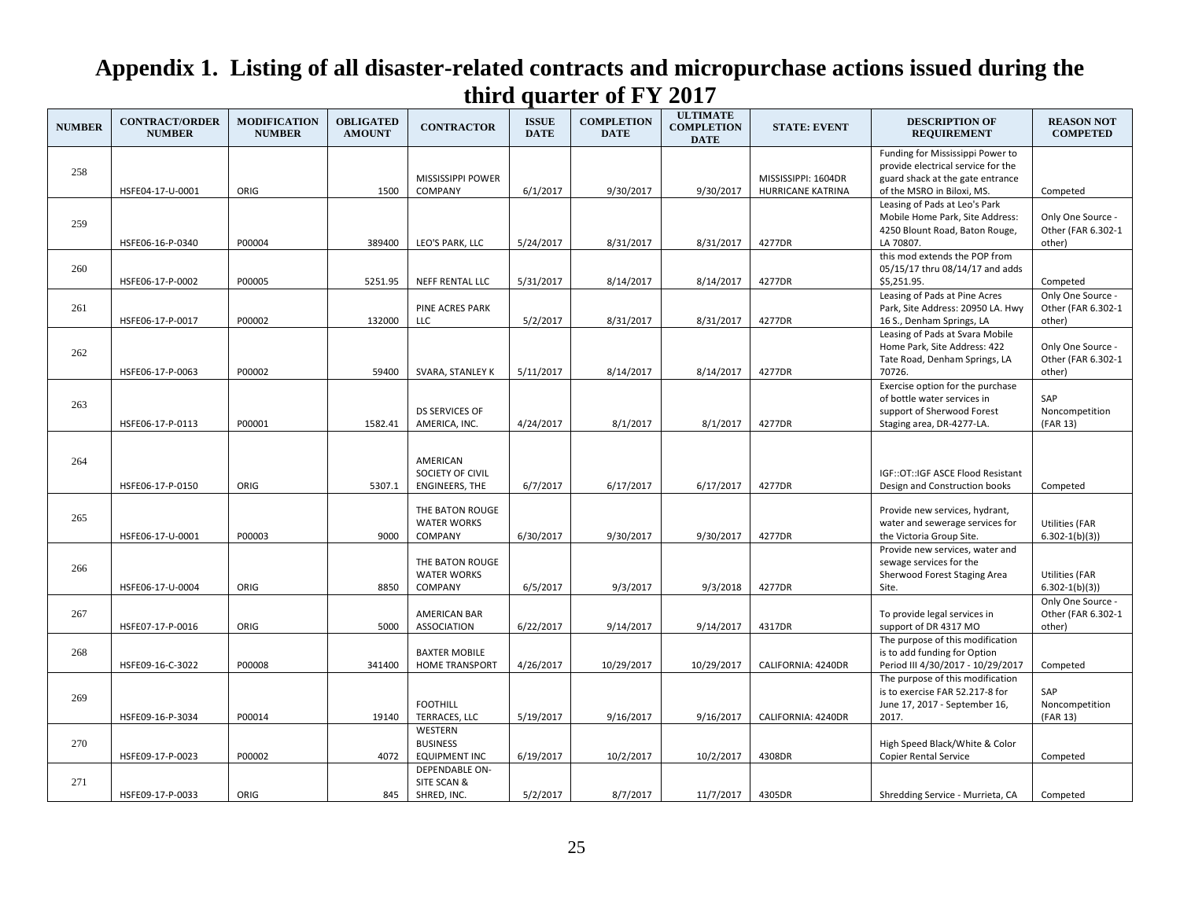# Appendix 1. Listing of all disaster-related contracts and micropurchase actions issued during the third quarter of FY 2017

| NUMBER | CONTRACT/ORDER NUMBER | MODIFICATION NUMBER | OBLIGATED AMOUNT | CONTRACTOR | ISSUE DATE | COMPLETION DATE | ULTIMATE COMPLETION DATE | STATE: EVENT | DESCRIPTION OF REQUIREMENT | REASON NOT COMPETED |
|---|---|---|---|---|---|---|---|---|---|---|
| 258 | HSFE04-17-U-0001 | ORIG | 1500 | MISSISSIPPI POWER COMPANY | 6/1/2017 | 9/30/2017 | 9/30/2017 | MISSISSIPPI: 1604DR HURRICANE KATRINA | Funding for Mississippi Power to provide electrical service for the guard shack at the gate entrance of the MSRO in Biloxi, MS. | Competed |
| 259 | HSFE06-16-P-0340 | P00004 | 389400 | LEO'S PARK, LLC | 5/24/2017 | 8/31/2017 | 8/31/2017 | 4277DR | Leasing of Pads at Leo's Park Mobile Home Park, Site Address: 4250 Blount Road, Baton Rouge, LA 70807. | Only One Source - Other (FAR 6.302-1 other) |
| 260 | HSFE06-17-P-0002 | P00005 | 5251.95 | NEFF RENTAL LLC | 5/31/2017 | 8/14/2017 | 8/14/2017 | 4277DR | this mod extends the POP from 05/15/17 thru 08/14/17 and adds $5,251.95. | Competed |
| 261 | HSFE06-17-P-0017 | P00002 | 132000 | PINE ACRES PARK LLC | 5/2/2017 | 8/31/2017 | 8/31/2017 | 4277DR | Leasing of Pads at Pine Acres Park, Site Address: 20950 LA. Hwy 16 S., Denham Springs, LA | Only One Source - Other (FAR 6.302-1 other) |
| 262 | HSFE06-17-P-0063 | P00002 | 59400 | SVARA, STANLEY K | 5/11/2017 | 8/14/2017 | 8/14/2017 | 4277DR | Leasing of Pads at Svara Mobile Home Park, Site Address: 422 Tate Road, Denham Springs, LA 70726. | Only One Source - Other (FAR 6.302-1 other) |
| 263 | HSFE06-17-P-0113 | P00001 | 1582.41 | DS SERVICES OF AMERICA, INC. | 4/24/2017 | 8/1/2017 | 8/1/2017 | 4277DR | Exercise option for the purchase of bottle water services in support of Sherwood Forest Staging area, DR-4277-LA. | SAP Noncompetition (FAR 13) |
| 264 | HSFE06-17-P-0150 | ORIG | 5307.1 | AMERICAN SOCIETY OF CIVIL ENGINEERS, THE | 6/7/2017 | 6/17/2017 | 6/17/2017 | 4277DR | IGF::OT::IGF ASCE Flood Resistant Design and Construction books | Competed |
| 265 | HSFE06-17-U-0001 | P00003 | 9000 | THE BATON ROUGE WATER WORKS COMPANY | 6/30/2017 | 9/30/2017 | 9/30/2017 | 4277DR | Provide new services, hydrant, water and sewerage services for the Victoria Group Site. | Utilities (FAR 6.302-1(b)(3)) |
| 266 | HSFE06-17-U-0004 | ORIG | 8850 | THE BATON ROUGE WATER WORKS COMPANY | 6/5/2017 | 9/3/2017 | 9/3/2018 | 4277DR | Provide new services, water and sewage services for the Sherwood Forest Staging Area Site. | Utilities (FAR 6.302-1(b)(3)) |
| 267 | HSFE07-17-P-0016 | ORIG | 5000 | AMERICAN BAR ASSOCIATION | 6/22/2017 | 9/14/2017 | 9/14/2017 | 4317DR | To provide legal services in support of DR 4317 MO | Only One Source - Other (FAR 6.302-1 other) |
| 268 | HSFE09-16-C-3022 | P00008 | 341400 | BAXTER MOBILE HOME TRANSPORT | 4/26/2017 | 10/29/2017 | 10/29/2017 | CALIFORNIA: 4240DR | The purpose of this modification is to add funding for Option Period III 4/30/2017 - 10/29/2017 | Competed |
| 269 | HSFE09-16-P-3034 | P00014 | 19140 | FOOTHILL TERRACES, LLC | 5/19/2017 | 9/16/2017 | 9/16/2017 | CALIFORNIA: 4240DR | The purpose of this modification is to exercise FAR 52.217-8 for June 17, 2017 - September 16, 2017. | SAP Noncompetition (FAR 13) |
| 270 | HSFE09-17-P-0023 | P00002 | 4072 | WESTERN BUSINESS EQUIPMENT INC | 6/19/2017 | 10/2/2017 | 10/2/2017 | 4308DR | High Speed Black/White & Color Copier Rental Service | Competed |
| 271 | HSFE09-17-P-0033 | ORIG | 845 | DEPENDABLE ON-SITE SCAN & SHRED, INC. | 5/2/2017 | 8/7/2017 | 11/7/2017 | 4305DR | Shredding Service - Murrieta, CA | Competed |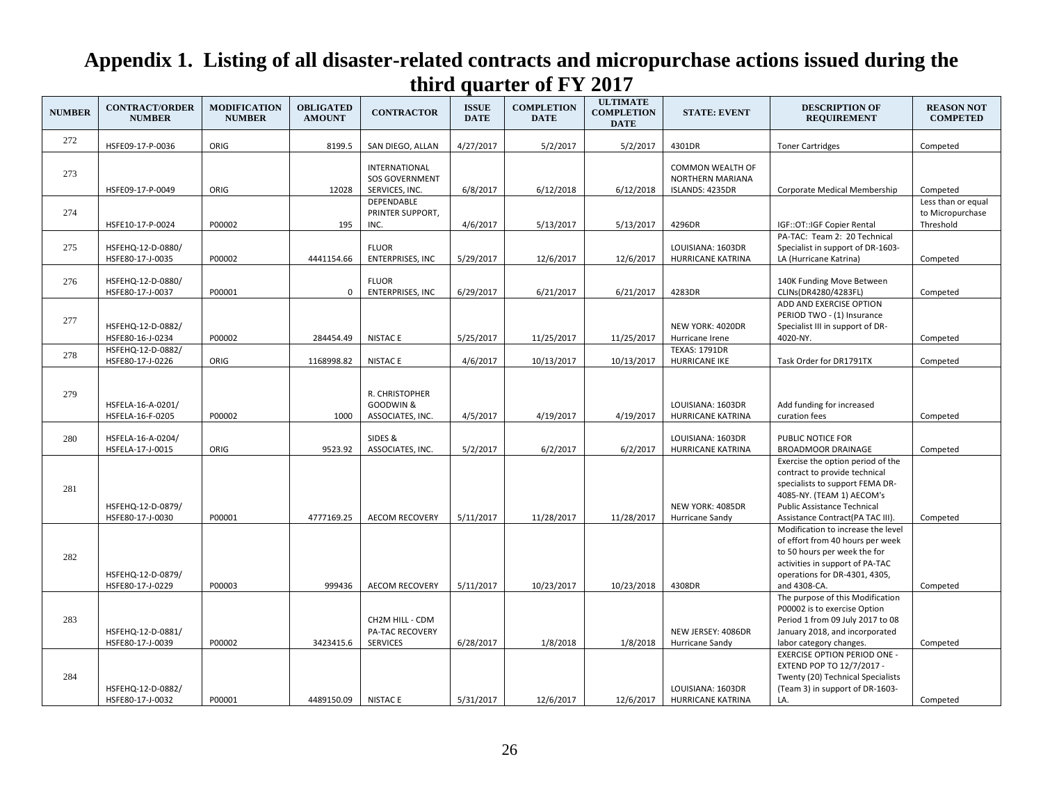# Appendix 1. Listing of all disaster-related contracts and micropurchase actions issued during the third quarter of FY 2017

| NUMBER | CONTRACT/ORDER NUMBER | MODIFICATION NUMBER | OBLIGATED AMOUNT | CONTRACTOR | ISSUE DATE | COMPLETION DATE | ULTIMATE COMPLETION DATE | STATE: EVENT | DESCRIPTION OF REQUIREMENT | REASON NOT COMPETED |
|---|---|---|---|---|---|---|---|---|---|---|
| 272 | HSFE09-17-P-0036 | ORIG | 8199.5 | SAN DIEGO, ALLAN | 4/27/2017 | 5/2/2017 | 5/2/2017 | 4301DR | Toner Cartridges | Competed |
| 273 | HSFE09-17-P-0049 | ORIG | 12028 | INTERNATIONAL SOS GOVERNMENT SERVICES, INC. | 6/8/2017 | 6/12/2018 | 6/12/2018 | COMMON WEALTH OF NORTHERN MARIANA ISLANDS: 4235DR | Corporate Medical Membership | Competed |
| 274 | HSFE10-17-P-0024 | P00002 | 195 | DEPENDABLE PRINTER SUPPORT, INC. | 4/6/2017 | 5/13/2017 | 5/13/2017 | 4296DR | IGF::OT::IGF Copier Rental | Less than or equal to Micropurchase Threshold |
| 275 | HSFEHQ-12-D-0880/ HSFE80-17-J-0035 | P00002 | 4441154.66 | FLUOR ENTERPRISES, INC | 5/29/2017 | 12/6/2017 | 12/6/2017 | LOUISIANA: 1603DR HURRICANE KATRINA | PA-TAC: Team 2: 20 Technical Specialist in support of DR-1603-LA (Hurricane Katrina) | Competed |
| 276 | HSFEHQ-12-D-0880/ HSFE80-17-J-0037 | P00001 | 0 | FLUOR ENTERPRISES, INC | 6/29/2017 | 6/21/2017 | 6/21/2017 | 4283DR | 140K Funding Move Between CLINs(DR4280/4283FL) | Competed |
| 277 | HSFEHQ-12-D-0882/ HSFE80-16-J-0234 | P00002 | 284454.49 | NISTAC E | 5/25/2017 | 11/25/2017 | 11/25/2017 | NEW YORK: 4020DR Hurricane Irene | ADD AND EXERCISE OPTION PERIOD TWO - (1) Insurance Specialist III in support of DR-4020-NY. | Competed |
| 278 | HSFEHQ-12-D-0882/ HSFE80-17-J-0226 | ORIG | 1168998.82 | NISTAC E | 4/6/2017 | 10/13/2017 | 10/13/2017 | TEXAS: 1791DR HURRICANE IKE | Task Order for DR1791TX | Competed |
| 279 | HSFELA-16-A-0201/ HSFELA-16-F-0205 | P00002 | 1000 | R. CHRISTOPHER GOODWIN & ASSOCIATES, INC. | 4/5/2017 | 4/19/2017 | 4/19/2017 | LOUISIANA: 1603DR HURRICANE KATRINA | Add funding for increased curation fees | Competed |
| 280 | HSFELA-16-A-0204/ HSFELA-17-J-0015 | ORIG | 9523.92 | SIDES & ASSOCIATES, INC. | 5/2/2017 | 6/2/2017 | 6/2/2017 | LOUISIANA: 1603DR HURRICANE KATRINA | PUBLIC NOTICE FOR BROADMOOR DRAINAGE | Competed |
| 281 | HSFEHQ-12-D-0879/ HSFE80-17-J-0030 | P00001 | 4777169.25 | AECOM RECOVERY | 5/11/2017 | 11/28/2017 | 11/28/2017 | NEW YORK: 4085DR Hurricane Sandy | Exercise the option period of the contract to provide technical specialists to support FEMA DR-4085-NY. (TEAM 1) AECOM's Public Assistance Technical Assistance Contract(PA TAC III). | Competed |
| 282 | HSFEHQ-12-D-0879/ HSFE80-17-J-0229 | P00003 | 999436 | AECOM RECOVERY | 5/11/2017 | 10/23/2017 | 10/23/2018 | 4308DR | Modification to increase the level of effort from 40 hours per week to 50 hours per week the for activities in support of PA-TAC operations for DR-4301, 4305, and 4308-CA. | Competed |
| 283 | HSFEHQ-12-D-0881/ HSFE80-17-J-0039 | P00002 | 3423415.6 | CH2M HILL - CDM PA-TAC RECOVERY SERVICES | 6/28/2017 | 1/8/2018 | 1/8/2018 | NEW JERSEY: 4086DR Hurricane Sandy | The purpose of this Modification P00002 is to exercise Option Period 1 from 09 July 2017 to 08 January 2018, and incorporated labor category changes. | Competed |
| 284 | HSFEHQ-12-D-0882/ HSFE80-17-J-0032 | P00001 | 4489150.09 | NISTAC E | 5/31/2017 | 12/6/2017 | 12/6/2017 | LOUISIANA: 1603DR HURRICANE KATRINA | EXERCISE OPTION PERIOD ONE - EXTEND POP TO 12/7/2017 - Twenty (20) Technical Specialists (Team 3) in support of DR-1603-LA. | Competed |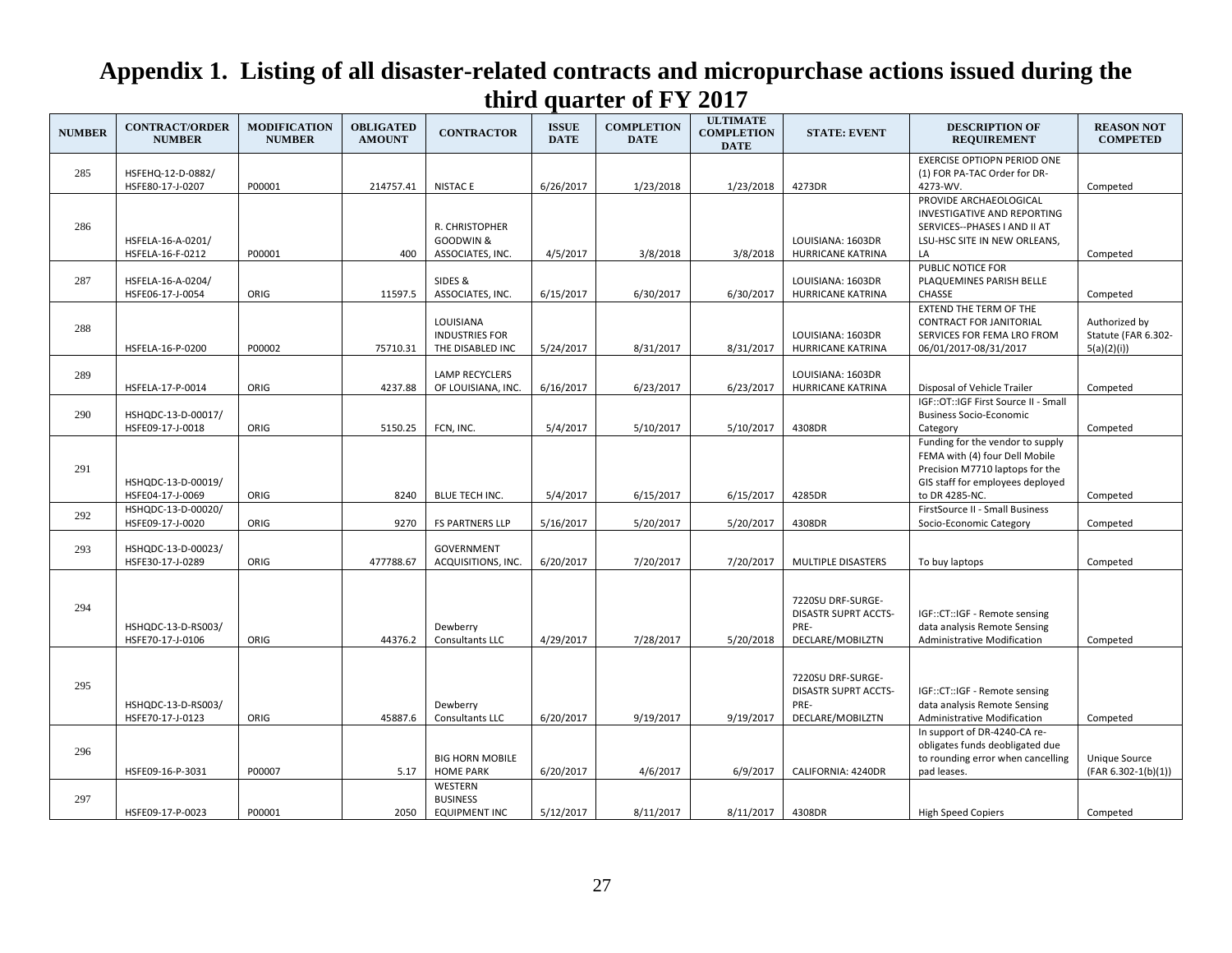# Appendix 1. Listing of all disaster-related contracts and micropurchase actions issued during the third quarter of FY 2017

| NUMBER | CONTRACT/ORDER NUMBER | MODIFICATION NUMBER | OBLIGATED AMOUNT | CONTRACTOR | ISSUE DATE | COMPLETION DATE | ULTIMATE COMPLETION DATE | STATE: EVENT | DESCRIPTION OF REQUIREMENT | REASON NOT COMPETED |
|---|---|---|---|---|---|---|---|---|---|---|
| 285 | HSFEHQ-12-D-0882/ HSFE80-17-J-0207 | P00001 | 214757.41 | NISTAC E | 6/26/2017 | 1/23/2018 | 1/23/2018 | 4273DR | EXERCISE OPTIOPN PERIOD ONE (1) FOR PA-TAC Order for DR-4273-WV. | Competed |
| 286 | HSFELA-16-A-0201/ HSFELA-16-F-0212 | P00001 | 400 | R. CHRISTOPHER GOODWIN & ASSOCIATES, INC. | 4/5/2017 | 3/8/2018 | 3/8/2018 | LOUISIANA: 1603DR HURRICANE KATRINA | PROVIDE ARCHAEOLOGICAL INVESTIGATIVE AND REPORTING SERVICES--PHASES I AND II AT LSU-HSC SITE IN NEW ORLEANS, LA | Competed |
| 287 | HSFELA-16-A-0204/ HSFE06-17-J-0054 | ORIG | 11597.5 | SIDES & ASSOCIATES, INC. | 6/15/2017 | 6/30/2017 | 6/30/2017 | LOUISIANA: 1603DR HURRICANE KATRINA | PUBLIC NOTICE FOR PLAQUEMINES PARISH BELLE CHASSE | Competed |
| 288 | HSFELA-16-P-0200 | P00002 | 75710.31 | LOUISIANA INDUSTRIES FOR THE DISABLED INC | 5/24/2017 | 8/31/2017 | 8/31/2017 | LOUISIANA: 1603DR HURRICANE KATRINA | EXTEND THE TERM OF THE CONTRACT FOR JANITORIAL SERVICES FOR FEMA LRO FROM 06/01/2017-08/31/2017 | Authorized by Statute (FAR 6.302-5(a)(2)(i)) |
| 289 | HSFELA-17-P-0014 | ORIG | 4237.88 | LAMP RECYCLERS OF LOUISIANA, INC. | 6/16/2017 | 6/23/2017 | 6/23/2017 | LOUISIANA: 1603DR HURRICANE KATRINA | Disposal of Vehicle Trailer | Competed |
| 290 | HSHQDC-13-D-00017/ HSFE09-17-J-0018 | ORIG | 5150.25 | FCN, INC. | 5/4/2017 | 5/10/2017 | 5/10/2017 | 4308DR | IGF::OT::IGF First Source II - Small Business Socio-Economic Category | Competed |
| 291 | HSHQDC-13-D-00019/ HSFE04-17-J-0069 | ORIG | 8240 | BLUE TECH INC. | 5/4/2017 | 6/15/2017 | 6/15/2017 | 4285DR | Funding for the vendor to supply FEMA with (4) four Dell Mobile Precision M7710 laptops for the GIS staff for employees deployed to DR 4285-NC. | Competed |
| 292 | HSHQDC-13-D-00020/ HSFE09-17-J-0020 | ORIG | 9270 | FS PARTNERS LLP | 5/16/2017 | 5/20/2017 | 5/20/2017 | 4308DR | FirstSource II - Small Business Socio-Economic Category | Competed |
| 293 | HSHQDC-13-D-00023/ HSFE30-17-J-0289 | ORIG | 477788.67 | GOVERNMENT ACQUISITIONS, INC. | 6/20/2017 | 7/20/2017 | 7/20/2017 | MULTIPLE DISASTERS | To buy laptops | Competed |
| 294 | HSHQDC-13-D-RS003/ HSFE70-17-J-0106 | ORIG | 44376.2 | Dewberry Consultants LLC | 4/29/2017 | 7/28/2017 | 5/20/2018 | 7220SU DRF-SURGE-DISASTR SUPRT ACCTS-PRE-DECLARE/MOBILZTN | IGF::CT::IGF - Remote sensing data analysis Remote Sensing Administrative Modification | Competed |
| 295 | HSHQDC-13-D-RS003/ HSFE70-17-J-0123 | ORIG | 45887.6 | Dewberry Consultants LLC | 6/20/2017 | 9/19/2017 | 9/19/2017 | 7220SU DRF-SURGE-DISASTR SUPRT ACCTS-PRE-DECLARE/MOBILZTN | IGF::CT::IGF - Remote sensing data analysis Remote Sensing Administrative Modification | Competed |
| 296 | HSFE09-16-P-3031 | P00007 | 5.17 | BIG HORN MOBILE HOME PARK | 6/20/2017 | 4/6/2017 | 6/9/2017 | CALIFORNIA: 4240DR | In support of DR-4240-CA re-obligates funds deobligated due to rounding error when cancelling pad leases. | Unique Source (FAR 6.302-1(b)(1)) |
| 297 | HSFE09-17-P-0023 | P00001 | 2050 | WESTERN BUSINESS EQUIPMENT INC | 5/12/2017 | 8/11/2017 | 8/11/2017 | 4308DR | High Speed Copiers | Competed |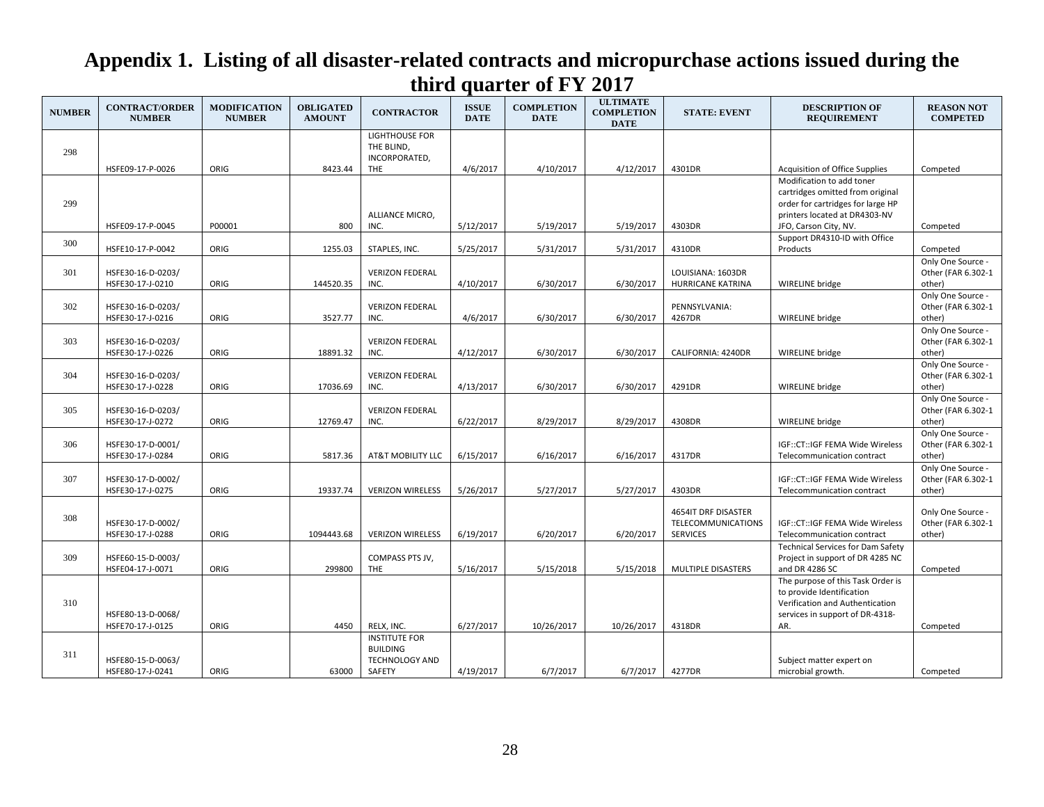# Appendix 1. Listing of all disaster-related contracts and micropurchase actions issued during the third quarter of FY 2017

| NUMBER | CONTRACT/ORDER NUMBER | MODIFICATION NUMBER | OBLIGATED AMOUNT | CONTRACTOR | ISSUE DATE | COMPLETION DATE | ULTIMATE COMPLETION DATE | STATE: EVENT | DESCRIPTION OF REQUIREMENT | REASON NOT COMPETED |
|---|---|---|---|---|---|---|---|---|---|---|
| 298 | HSFE09-17-P-0026 | ORIG | 8423.44 | LIGHTHOUSE FOR THE BLIND, INCORPORATED, THE | 4/6/2017 | 4/10/2017 | 4/12/2017 | 4301DR | Acquisition of Office Supplies | Competed |
| 299 | HSFE09-17-P-0045 | P00001 | 800 | ALLIANCE MICRO, INC. | 5/12/2017 | 5/19/2017 | 5/19/2017 | 4303DR | Modification to add toner cartridges omitted from original order for cartridges for large HP printers located at DR4303-NV JFO, Carson City, NV. | Competed |
| 300 | HSFE10-17-P-0042 | ORIG | 1255.03 | STAPLES, INC. | 5/25/2017 | 5/31/2017 | 5/31/2017 | 4310DR | Support DR4310-ID with Office Products | Competed |
| 301 | HSFE30-16-D-0203/ HSFE30-17-J-0210 | ORIG | 144520.35 | VERIZON FEDERAL INC. | 4/10/2017 | 6/30/2017 | 6/30/2017 | LOUISIANA: 1603DR HURRICANE KATRINA | WIRELINE bridge | Only One Source - Other (FAR 6.302-1 other) |
| 302 | HSFE30-16-D-0203/ HSFE30-17-J-0216 | ORIG | 3527.77 | VERIZON FEDERAL INC. | 4/6/2017 | 6/30/2017 | 6/30/2017 | PENNSYLVANIA: 4267DR | WIRELINE bridge | Only One Source - Other (FAR 6.302-1 other) |
| 303 | HSFE30-16-D-0203/ HSFE30-17-J-0226 | ORIG | 18891.32 | VERIZON FEDERAL INC. | 4/12/2017 | 6/30/2017 | 6/30/2017 | CALIFORNIA: 4240DR | WIRELINE bridge | Only One Source - Other (FAR 6.302-1 other) |
| 304 | HSFE30-16-D-0203/ HSFE30-17-J-0228 | ORIG | 17036.69 | VERIZON FEDERAL INC. | 4/13/2017 | 6/30/2017 | 6/30/2017 | 4291DR | WIRELINE bridge | Only One Source - Other (FAR 6.302-1 other) |
| 305 | HSFE30-16-D-0203/ HSFE30-17-J-0272 | ORIG | 12769.47 | VERIZON FEDERAL INC. | 6/22/2017 | 8/29/2017 | 8/29/2017 | 4308DR | WIRELINE bridge | Only One Source - Other (FAR 6.302-1 other) |
| 306 | HSFE30-17-D-0001/ HSFE30-17-J-0284 | ORIG | 5817.36 | AT&T MOBILITY LLC | 6/15/2017 | 6/16/2017 | 6/16/2017 | 4317DR | IGF::CT::IGF FEMA Wide Wireless Telecommunication contract | Only One Source - Other (FAR 6.302-1 other) |
| 307 | HSFE30-17-D-0002/ HSFE30-17-J-0275 | ORIG | 19337.74 | VERIZON WIRELESS | 5/26/2017 | 5/27/2017 | 5/27/2017 | 4303DR | IGF::CT::IGF FEMA Wide Wireless Telecommunication contract | Only One Source - Other (FAR 6.302-1 other) |
| 308 | HSFE30-17-D-0002/ HSFE30-17-J-0288 | ORIG | 1094443.68 | VERIZON WIRELESS | 6/19/2017 | 6/20/2017 | 6/20/2017 | 4654IT DRF DISASTER TELECOMMUNICATIONS SERVICES | IGF::CT::IGF FEMA Wide Wireless Telecommunication contract | Only One Source - Other (FAR 6.302-1 other) |
| 309 | HSFE60-15-D-0003/ HSFE04-17-J-0071 | ORIG | 299800 | COMPASS PTS JV, THE | 5/16/2017 | 5/15/2018 | 5/15/2018 | MULTIPLE DISASTERS | Technical Services for Dam Safety Project in support of DR 4285 NC and DR 4286 SC | Competed |
| 310 | HSFE80-13-D-0068/ HSFE70-17-J-0125 | ORIG | 4450 | RELX, INC. | 6/27/2017 | 10/26/2017 | 10/26/2017 | 4318DR | The purpose of this Task Order is to provide Identification Verification and Authentication services in support of DR-4318-AR. | Competed |
| 311 | HSFE80-15-D-0063/ HSFE80-17-J-0241 | ORIG | 63000 | INSTITUTE FOR BUILDING TECHNOLOGY AND SAFETY | 4/19/2017 | 6/7/2017 | 6/7/2017 | 4277DR | Subject matter expert on microbial growth. | Competed |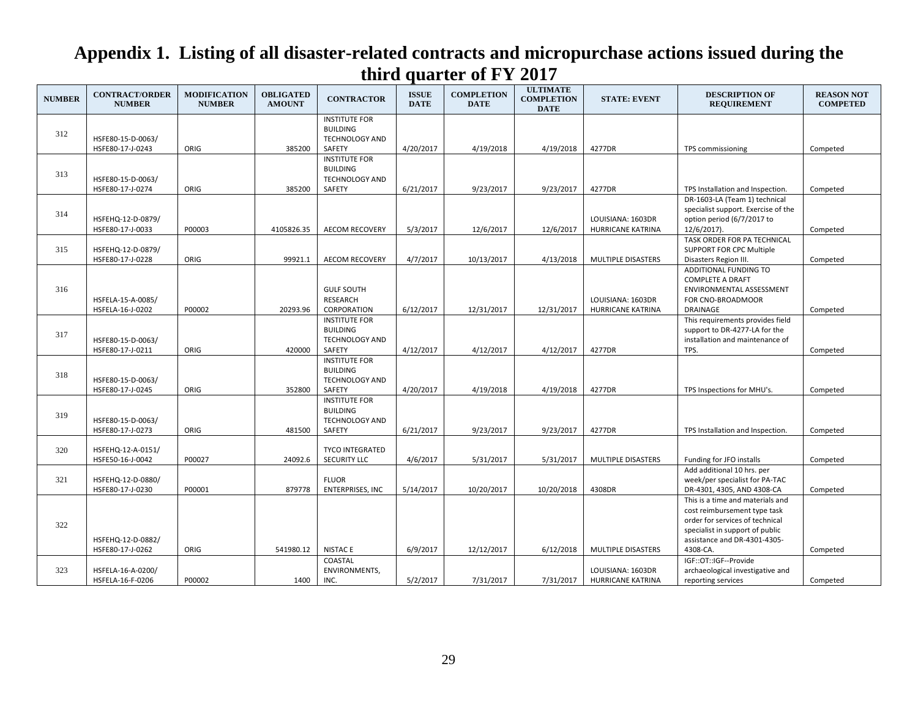# Appendix 1. Listing of all disaster-related contracts and micropurchase actions issued during the third quarter of FY 2017

| NUMBER | CONTRACT/ORDER NUMBER | MODIFICATION NUMBER | OBLIGATED AMOUNT | CONTRACTOR | ISSUE DATE | COMPLETION DATE | ULTIMATE COMPLETION DATE | STATE: EVENT | DESCRIPTION OF REQUIREMENT | REASON NOT COMPETED |
|---|---|---|---|---|---|---|---|---|---|---|
| 312 | HSFE80-15-D-0063/ HSFE80-17-J-0243 | ORIG | 385200 | INSTITUTE FOR BUILDING TECHNOLOGY AND SAFETY | 4/20/2017 | 4/19/2018 | 4/19/2018 | 4277DR | TPS commissioning | Competed |
| 313 | HSFE80-15-D-0063/ HSFE80-17-J-0274 | ORIG | 385200 | INSTITUTE FOR BUILDING TECHNOLOGY AND SAFETY | 6/21/2017 | 9/23/2017 | 9/23/2017 | 4277DR | TPS Installation and Inspection. | Competed |
| 314 | HSFEHQ-12-D-0879/ HSFE80-17-J-0033 | P00003 | 4105826.35 | AECOM RECOVERY | 5/3/2017 | 12/6/2017 | 12/6/2017 | LOUISIANA: 1603DR HURRICANE KATRINA | DR-1603-LA (Team 1) technical specialist support. Exercise of the option period (6/7/2017 to 12/6/2017). | Competed |
| 315 | HSFEHQ-12-D-0879/ HSFE80-17-J-0228 | ORIG | 99921.1 | AECOM RECOVERY | 4/7/2017 | 10/13/2017 | 4/13/2018 | MULTIPLE DISASTERS | TASK ORDER FOR PA TECHNICAL SUPPORT FOR CPC Multiple Disasters Region III. | Competed |
| 316 | HSFELA-15-A-0085/ HSFELA-16-J-0202 | P00002 | 20293.96 | GULF SOUTH RESEARCH CORPORATION | 6/12/2017 | 12/31/2017 | 12/31/2017 | LOUISIANA: 1603DR HURRICANE KATRINA | ADDITIONAL FUNDING TO COMPLETE A DRAFT ENVIRONMENTAL ASSESSMENT FOR CNO-BROADMOOR DRAINAGE | Competed |
| 317 | HSFE80-15-D-0063/ HSFE80-17-J-0211 | ORIG | 420000 | INSTITUTE FOR BUILDING TECHNOLOGY AND SAFETY | 4/12/2017 | 4/12/2017 | 4/12/2017 | 4277DR | This requirements provides field support to DR-4277-LA for the installation and maintenance of TPS. | Competed |
| 318 | HSFE80-15-D-0063/ HSFE80-17-J-0245 | ORIG | 352800 | INSTITUTE FOR BUILDING TECHNOLOGY AND SAFETY | 4/20/2017 | 4/19/2018 | 4/19/2018 | 4277DR | TPS Inspections for MHU's. | Competed |
| 319 | HSFE80-15-D-0063/ HSFE80-17-J-0273 | ORIG | 481500 | INSTITUTE FOR BUILDING TECHNOLOGY AND SAFETY | 6/21/2017 | 9/23/2017 | 9/23/2017 | 4277DR | TPS Installation and Inspection. | Competed |
| 320 | HSFEHQ-12-A-0151/ HSFE50-16-J-0042 | P00027 | 24092.6 | TYCO INTEGRATED SECURITY LLC | 4/6/2017 | 5/31/2017 | 5/31/2017 | MULTIPLE DISASTERS | Funding for JFO installs | Competed |
| 321 | HSFEHQ-12-D-0880/ HSFE80-17-J-0230 | P00001 | 879778 | FLUOR ENTERPRISES, INC | 5/14/2017 | 10/20/2017 | 10/20/2018 | 4308DR | Add additional 10 hrs. per week/per specialist for PA-TAC DR-4301, 4305, AND 4308-CA | Competed |
| 322 | HSFEHQ-12-D-0882/ HSFE80-17-J-0262 | ORIG | 541980.12 | NISTAC E | 6/9/2017 | 12/12/2017 | 6/12/2018 | MULTIPLE DISASTERS | This is a time and materials and cost reimbursement type task order for services of technical specialist in support of public assistance and DR-4301-4305-4308-CA. | Competed |
| 323 | HSFELA-16-A-0200/ HSFELA-16-F-0206 | P00002 | 1400 | COASTAL ENVIRONMENTS, INC. | 5/2/2017 | 7/31/2017 | 7/31/2017 | LOUISIANA: 1603DR HURRICANE KATRINA | IGF::OT::IGF--Provide archaeological investigative and reporting services | Competed |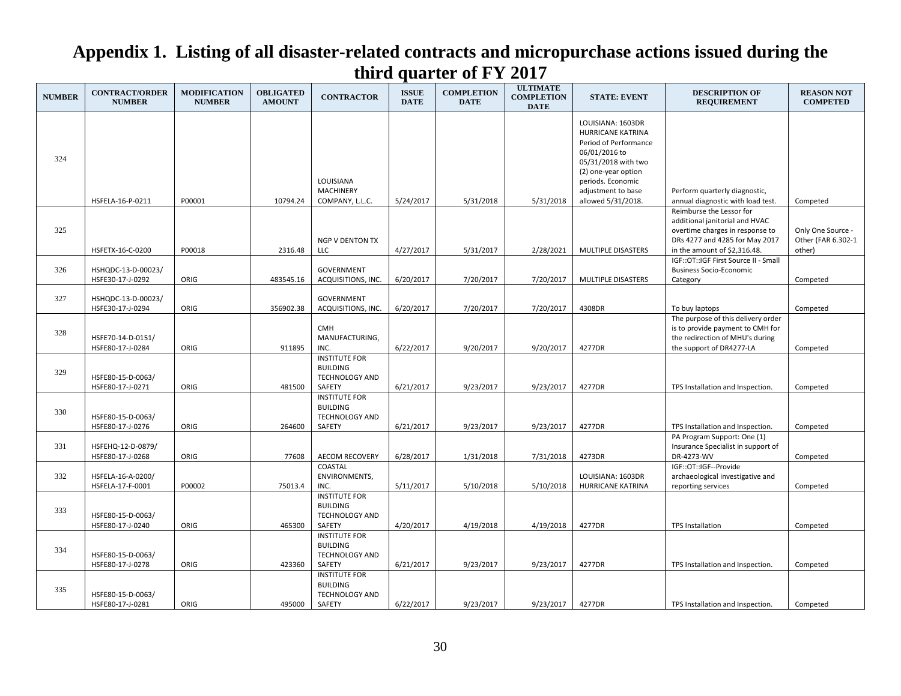# Appendix 1. Listing of all disaster-related contracts and micropurchase actions issued during the third quarter of FY 2017

| NUMBER | CONTRACT/ORDER NUMBER | MODIFICATION NUMBER | OBLIGATED AMOUNT | CONTRACTOR | ISSUE DATE | COMPLETION DATE | ULTIMATE COMPLETION DATE | STATE: EVENT | DESCRIPTION OF REQUIREMENT | REASON NOT COMPETED |
|---|---|---|---|---|---|---|---|---|---|---|
| 324 | HSFELA-16-P-0211 | P00001 | 10794.24 | LOUISIANA MACHINERY COMPANY, L.L.C. | 5/24/2017 | 5/31/2018 | 5/31/2018 | LOUISIANA: 1603DR HURRICANE KATRINA Period of Performance 06/01/2016 to 05/31/2018 with two (2) one-year option periods. Economic adjustment to base allowed 5/31/2018. | Perform quarterly diagnostic, annual diagnostic with load test. | Competed |
| 325 | HSFETX-16-C-0200 | P00018 | 2316.48 | NGP V DENTON TX LLC | 4/27/2017 | 5/31/2017 | 2/28/2021 | MULTIPLE DISASTERS | Reimburse the Lessor for additional janitorial and HVAC overtime charges in response to DRs 4277 and 4285 for May 2017 in the amount of $2,316.48. | Only One Source - Other (FAR 6.302-1 other) |
| 326 | HSHQDC-13-D-00023/ HSFE30-17-J-0292 | ORIG | 483545.16 | GOVERNMENT ACQUISITIONS, INC. | 6/20/2017 | 7/20/2017 | 7/20/2017 | MULTIPLE DISASTERS | IGF::OT::IGF First Source II - Small Business Socio-Economic Category | Competed |
| 327 | HSHQDC-13-D-00023/ HSFE30-17-J-0294 | ORIG | 356902.38 | GOVERNMENT ACQUISITIONS, INC. | 6/20/2017 | 7/20/2017 | 7/20/2017 | 4308DR | To buy laptops | Competed |
| 328 | HSFE70-14-D-0151/ HSFE80-17-J-0284 | ORIG | 911895 | CMH MANUFACTURING, INC. | 6/22/2017 | 9/20/2017 | 9/20/2017 | 4277DR | The purpose of this delivery order is to provide payment to CMH for the redirection of MHU's during the support of DR4277-LA | Competed |
| 329 | HSFE80-15-D-0063/ HSFE80-17-J-0271 | ORIG | 481500 | INSTITUTE FOR BUILDING TECHNOLOGY AND SAFETY | 6/21/2017 | 9/23/2017 | 9/23/2017 | 4277DR | TPS Installation and Inspection. | Competed |
| 330 | HSFE80-15-D-0063/ HSFE80-17-J-0276 | ORIG | 264600 | INSTITUTE FOR BUILDING TECHNOLOGY AND SAFETY | 6/21/2017 | 9/23/2017 | 9/23/2017 | 4277DR | TPS Installation and Inspection. | Competed |
| 331 | HSFEHQ-12-D-0879/ HSFE80-17-J-0268 | ORIG | 77608 | AECOM RECOVERY | 6/28/2017 | 1/31/2018 | 7/31/2018 | 4273DR | PA Program Support: One (1) Insurance Specialist in support of DR-4273-WV | Competed |
| 332 | HSFELA-16-A-0200/ HSFELA-17-F-0001 | P00002 | 75013.4 | COASTAL ENVIRONMENTS, INC. | 5/11/2017 | 5/10/2018 | 5/10/2018 | LOUISIANA: 1603DR HURRICANE KATRINA | IGF::OT::IGF--Provide archaeological investigative and reporting services | Competed |
| 333 | HSFE80-15-D-0063/ HSFE80-17-J-0240 | ORIG | 465300 | INSTITUTE FOR BUILDING TECHNOLOGY AND SAFETY | 4/20/2017 | 4/19/2018 | 4/19/2018 | 4277DR | TPS Installation | Competed |
| 334 | HSFE80-15-D-0063/ HSFE80-17-J-0278 | ORIG | 423360 | INSTITUTE FOR BUILDING TECHNOLOGY AND SAFETY | 6/21/2017 | 9/23/2017 | 9/23/2017 | 4277DR | TPS Installation and Inspection. | Competed |
| 335 | HSFE80-15-D-0063/ HSFE80-17-J-0281 | ORIG | 495000 | INSTITUTE FOR BUILDING TECHNOLOGY AND SAFETY | 6/22/2017 | 9/23/2017 | 9/23/2017 | 4277DR | TPS Installation and Inspection. | Competed |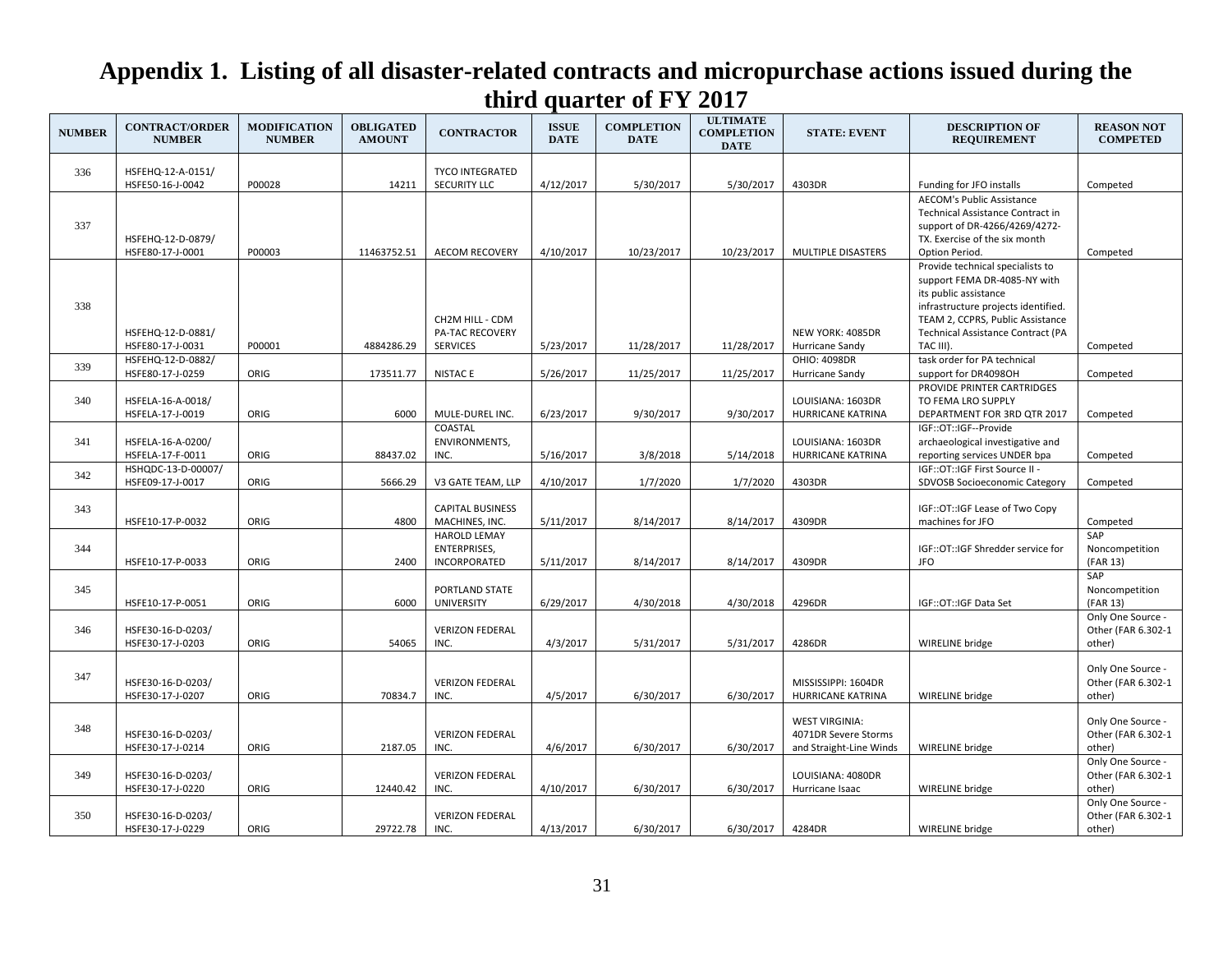# Appendix 1. Listing of all disaster-related contracts and micropurchase actions issued during the third quarter of FY 2017

| NUMBER | CONTRACT/ORDER NUMBER | MODIFICATION NUMBER | OBLIGATED AMOUNT | CONTRACTOR | ISSUE DATE | COMPLETION DATE | ULTIMATE COMPLETION DATE | STATE: EVENT | DESCRIPTION OF REQUIREMENT | REASON NOT COMPETED |
|---|---|---|---|---|---|---|---|---|---|---|
| 336 | HSFEHQ-12-A-0151/ HSFE50-16-J-0042 | P00028 | 14211 | TYCO INTEGRATED SECURITY LLC | 4/12/2017 | 5/30/2017 | 5/30/2017 | 4303DR | Funding for JFO installs | Competed |
| 337 | HSFEHQ-12-D-0879/ HSFE80-17-J-0001 | P00003 | 11463752.51 | AECOM RECOVERY | 4/10/2017 | 10/23/2017 | 10/23/2017 | MULTIPLE DISASTERS | AECOM's Public Assistance Technical Assistance Contract in support of DR-4266/4269/4272-TX. Exercise of the six month Option Period. | Competed |
| 338 | HSFEHQ-12-D-0881/ HSFE80-17-J-0031 | P00001 | 4884286.29 | CH2M HILL - CDM PA-TAC RECOVERY SERVICES | 5/23/2017 | 11/28/2017 | 11/28/2017 | NEW YORK: 4085DR Hurricane Sandy | Provide technical specialists to support FEMA DR-4085-NY with its public assistance infrastructure projects identified. TEAM 2, CCPRS, Public Assistance Technical Assistance Contract (PA TAC III). | Competed |
| 339 | HSFEHQ-12-D-0882/ HSFE80-17-J-0259 | ORIG | 173511.77 | NISTAC E | 5/26/2017 | 11/25/2017 | 11/25/2017 | OHIO: 4098DR Hurricane Sandy | task order for PA technical support for DR4098OH | Competed |
| 340 | HSFELA-16-A-0018/ HSFELA-17-J-0019 | ORIG | 6000 | MULE-DUREL INC. | 6/23/2017 | 9/30/2017 | 9/30/2017 | LOUISIANA: 1603DR HURRICANE KATRINA | PROVIDE PRINTER CARTRIDGES TO FEMA LRO SUPPLY DEPARTMENT FOR 3RD QTR 2017 | Competed |
| 341 | HSFELA-16-A-0200/ HSFELA-17-F-0011 | ORIG | 88437.02 | COASTAL ENVIRONMENTS, INC. | 5/16/2017 | 3/8/2018 | 5/14/2018 | LOUISIANA: 1603DR HURRICANE KATRINA | IGF::OT::IGF--Provide archaeological investigative and reporting services UNDER bpa | Competed |
| 342 | HSHQDC-13-D-00007/ HSFE09-17-J-0017 | ORIG | 5666.29 | V3 GATE TEAM, LLP | 4/10/2017 | 1/7/2020 | 1/7/2020 | 4303DR | IGF::OT::IGF First Source II - SDVOSB Socioeconomic Category | Competed |
| 343 | HSFE10-17-P-0032 | ORIG | 4800 | CAPITAL BUSINESS MACHINES, INC. | 5/11/2017 | 8/14/2017 | 8/14/2017 | 4309DR | IGF::OT::IGF Lease of Two Copy machines for JFO | Competed |
| 344 | HSFE10-17-P-0033 | ORIG | 2400 | HAROLD LEMAY ENTERPRISES, INCORPORATED | 5/11/2017 | 8/14/2017 | 8/14/2017 | 4309DR | IGF::OT::IGF Shredder service for JFO | SAP Noncompetition (FAR 13) |
| 345 | HSFE10-17-P-0051 | ORIG | 6000 | PORTLAND STATE UNIVERSITY | 6/29/2017 | 4/30/2018 | 4/30/2018 | 4296DR | IGF::OT::IGF Data Set | SAP Noncompetition (FAR 13) |
| 346 | HSFE30-16-D-0203/ HSFE30-17-J-0203 | ORIG | 54065 | VERIZON FEDERAL INC. | 4/3/2017 | 5/31/2017 | 5/31/2017 | 4286DR | WIRELINE bridge | Only One Source - Other (FAR 6.302-1 other) |
| 347 | HSFE30-16-D-0203/ HSFE30-17-J-0207 | ORIG | 70834.7 | VERIZON FEDERAL INC. | 4/5/2017 | 6/30/2017 | 6/30/2017 | MISSISSIPPI: 1604DR HURRICANE KATRINA | WIRELINE bridge | Only One Source - Other (FAR 6.302-1 other) |
| 348 | HSFE30-16-D-0203/ HSFE30-17-J-0214 | ORIG | 2187.05 | VERIZON FEDERAL INC. | 4/6/2017 | 6/30/2017 | 6/30/2017 | WEST VIRGINIA: 4071DR Severe Storms and Straight-Line Winds | WIRELINE bridge | Only One Source - Other (FAR 6.302-1 other) |
| 349 | HSFE30-16-D-0203/ HSFE30-17-J-0220 | ORIG | 12440.42 | VERIZON FEDERAL INC. | 4/10/2017 | 6/30/2017 | 6/30/2017 | LOUISIANA: 4080DR Hurricane Isaac | WIRELINE bridge | Only One Source - Other (FAR 6.302-1 other) |
| 350 | HSFE30-16-D-0203/ HSFE30-17-J-0229 | ORIG | 29722.78 | VERIZON FEDERAL INC. | 4/13/2017 | 6/30/2017 | 6/30/2017 | 4284DR | WIRELINE bridge | Only One Source - Other (FAR 6.302-1 other) |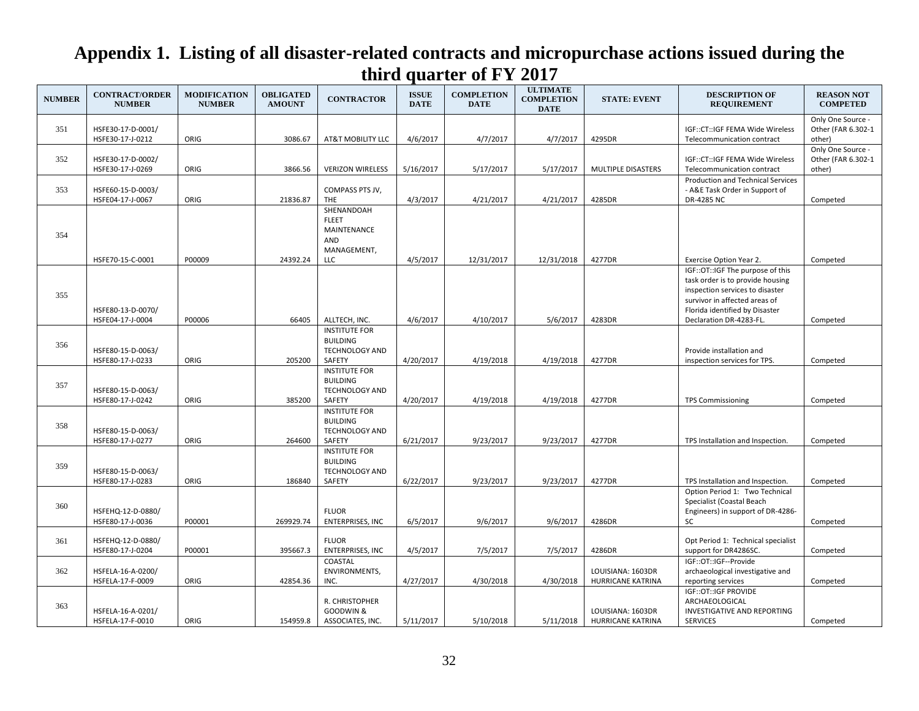# Appendix 1. Listing of all disaster-related contracts and micropurchase actions issued during the third quarter of FY 2017

| NUMBER | CONTRACT/ORDER NUMBER | MODIFICATION NUMBER | OBLIGATED AMOUNT | CONTRACTOR | ISSUE DATE | COMPLETION DATE | ULTIMATE COMPLETION DATE | STATE: EVENT | DESCRIPTION OF REQUIREMENT | REASON NOT COMPETED |
|---|---|---|---|---|---|---|---|---|---|---|
| 351 | HSFE30-17-D-0001/ HSFE30-17-J-0212 | ORIG | 3086.67 | AT&T MOBILITY LLC | 4/6/2017 | 4/7/2017 | 4/7/2017 | 4295DR | IGF::CT::IGF FEMA Wide Wireless Telecommunication contract | Only One Source - Other (FAR 6.302-1 other) |
| 352 | HSFE30-17-D-0002/ HSFE30-17-J-0269 | ORIG | 3866.56 | VERIZON WIRELESS | 5/16/2017 | 5/17/2017 | 5/17/2017 | MULTIPLE DISASTERS | IGF::CT::IGF FEMA Wide Wireless Telecommunication contract | Only One Source - Other (FAR 6.302-1 other) |
| 353 | HSFE60-15-D-0003/ HSFE04-17-J-0067 | ORIG | 21836.87 | COMPASS PTS JV, THE | 4/3/2017 | 4/21/2017 | 4/21/2017 | 4285DR | Production and Technical Services - A&E Task Order in Support of DR-4285 NC | Competed |
| 354 | HSFE70-15-C-0001 | P00009 | 24392.24 | SHENANDOAH FLEET MAINTENANCE AND MANAGEMENT, LLC | 4/5/2017 | 12/31/2017 | 12/31/2018 | 4277DR | Exercise Option Year 2. | Competed |
| 355 | HSFE80-13-D-0070/ HSFE04-17-J-0004 | P00006 | 66405 | ALLTECH, INC. | 4/6/2017 | 4/10/2017 | 5/6/2017 | 4283DR | IGF::OT::IGF The purpose of this task order is to provide housing inspection services to disaster survivor in affected areas of Florida identified by Disaster Declaration DR-4283-FL. | Competed |
| 356 | HSFE80-15-D-0063/ HSFE80-17-J-0233 | ORIG | 205200 | INSTITUTE FOR BUILDING TECHNOLOGY AND SAFETY | 4/20/2017 | 4/19/2018 | 4/19/2018 | 4277DR | Provide installation and inspection services for TPS. | Competed |
| 357 | HSFE80-15-D-0063/ HSFE80-17-J-0242 | ORIG | 385200 | INSTITUTE FOR BUILDING TECHNOLOGY AND SAFETY | 4/20/2017 | 4/19/2018 | 4/19/2018 | 4277DR | TPS Commissioning | Competed |
| 358 | HSFE80-15-D-0063/ HSFE80-17-J-0277 | ORIG | 264600 | INSTITUTE FOR BUILDING TECHNOLOGY AND SAFETY | 6/21/2017 | 9/23/2017 | 9/23/2017 | 4277DR | TPS Installation and Inspection. | Competed |
| 359 | HSFE80-15-D-0063/ HSFE80-17-J-0283 | ORIG | 186840 | INSTITUTE FOR BUILDING TECHNOLOGY AND SAFETY | 6/22/2017 | 9/23/2017 | 9/23/2017 | 4277DR | TPS Installation and Inspection. | Competed |
| 360 | HSFEHQ-12-D-0880/ HSFE80-17-J-0036 | P00001 | 269929.74 | FLUOR ENTERPRISES, INC | 6/5/2017 | 9/6/2017 | 9/6/2017 | 4286DR | Option Period 1: Two Technical Specialist (Coastal Beach Engineers) in support of DR-4286-SC | Competed |
| 361 | HSFEHQ-12-D-0880/ HSFE80-17-J-0204 | P00001 | 395667.3 | FLUOR ENTERPRISES, INC | 4/5/2017 | 7/5/2017 | 7/5/2017 | 4286DR | Opt Period 1: Technical specialist support for DR4286SC. | Competed |
| 362 | HSFELA-16-A-0200/ HSFELA-17-F-0009 | ORIG | 42854.36 | COASTAL ENVIRONMENTS, INC. | 4/27/2017 | 4/30/2018 | 4/30/2018 | LOUISIANA: 1603DR HURRICANE KATRINA | IGF::OT::IGF--Provide archaeological investigative and reporting services | Competed |
| 363 | HSFELA-16-A-0201/ HSFELA-17-F-0010 | ORIG | 154959.8 | R. CHRISTOPHER GOODWIN & ASSOCIATES, INC. | 5/11/2017 | 5/10/2018 | 5/11/2018 | LOUISIANA: 1603DR HURRICANE KATRINA | IGF::OT::IGF PROVIDE ARCHAEOLOGICAL INVESTIGATIVE AND REPORTING SERVICES | Competed |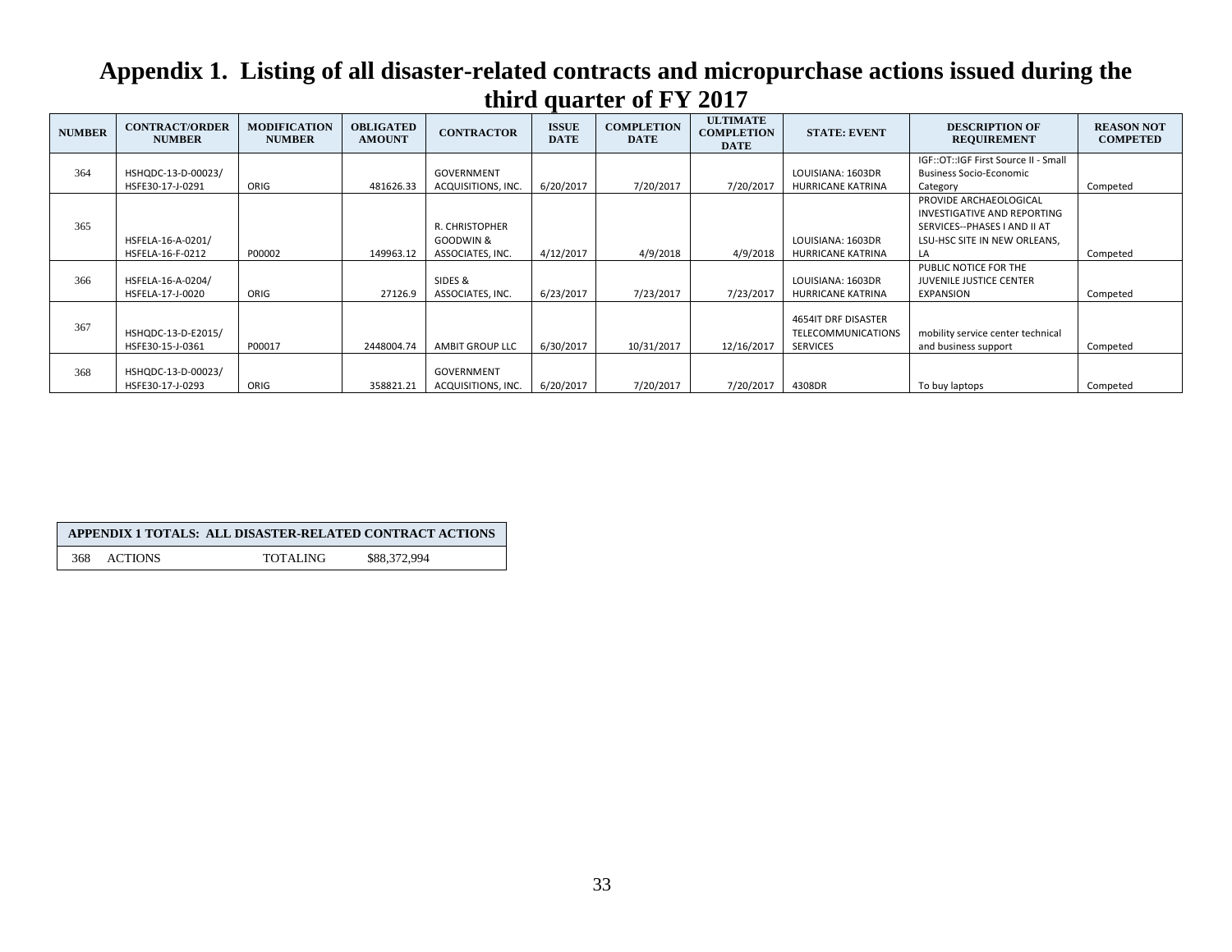# Appendix 1. Listing of all disaster-related contracts and micropurchase actions issued during the third quarter of FY 2017

| NUMBER | CONTRACT/ORDER NUMBER | MODIFICATION NUMBER | OBLIGATED AMOUNT | CONTRACTOR | ISSUE DATE | COMPLETION DATE | ULTIMATE COMPLETION DATE | STATE: EVENT | DESCRIPTION OF REQUIREMENT | REASON NOT COMPETED |
|---|---|---|---|---|---|---|---|---|---|---|
| 364 | HSHQDC-13-D-00023/ HSFE30-17-J-0291 | ORIG | 481626.33 | GOVERNMENT ACQUISITIONS, INC. | 6/20/2017 | 7/20/2017 | 7/20/2017 | LOUISIANA: 1603DR HURRICANE KATRINA | IGF::OT::IGF First Source II - Small Business Socio-Economic Category | Competed |
| 365 | HSFELA-16-A-0201/ HSFELA-16-F-0212 | P00002 | 149963.12 | R. CHRISTOPHER GOODWIN & ASSOCIATES, INC. | 4/12/2017 | 4/9/2018 | 4/9/2018 | LOUISIANA: 1603DR HURRICANE KATRINA | PROVIDE ARCHAEOLOGICAL INVESTIGATIVE AND REPORTING SERVICES--PHASES I AND II AT LSU-HSC SITE IN NEW ORLEANS, LA | Competed |
| 366 | HSFELA-16-A-0204/ HSFELA-17-J-0020 | ORIG | 27126.9 | SIDES & ASSOCIATES, INC. | 6/23/2017 | 7/23/2017 | 7/23/2017 | LOUISIANA: 1603DR HURRICANE KATRINA | PUBLIC NOTICE FOR THE JUVENILE JUSTICE CENTER EXPANSION | Competed |
| 367 | HSHQDC-13-D-E2015/ HSFE30-15-J-0361 | P00017 | 2448004.74 | AMBIT GROUP LLC | 6/30/2017 | 10/31/2017 | 12/16/2017 | 4654IT DRF DISASTER TELECOMMUNICATIONS SERVICES | mobility service center technical and business support | Competed |
| 368 | HSHQDC-13-D-00023/ HSFE30-17-J-0293 | ORIG | 358821.21 | GOVERNMENT ACQUISITIONS, INC. | 6/20/2017 | 7/20/2017 | 7/20/2017 | 4308DR | To buy laptops | Competed |

| APPENDIX 1 TOTALS: ALL DISASTER-RELATED CONTRACT ACTIONS | | | |
|---|---|---|---|
| 368 | ACTIONS | TOTALING | $88,372,994 |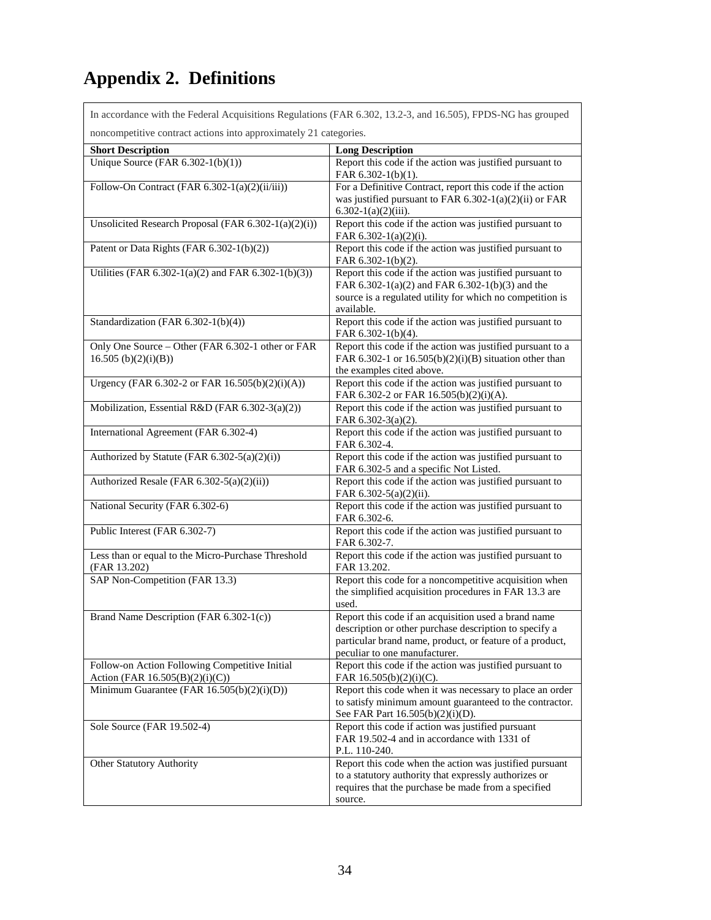# Appendix 2. Definitions

In accordance with the Federal Acquisitions Regulations (FAR 6.302, 13.2-3, and 16.505), FPDS-NG has grouped noncompetitive contract actions into approximately 21 categories.

| Short Description | Long Description |
|---|---|
| Unique Source (FAR 6.302-1(b)(1)) | Report this code if the action was justified pursuant to FAR 6.302-1(b)(1). |
| Follow-On Contract (FAR 6.302-1(a)(2)(ii/iii)) | For a Definitive Contract, report this code if the action was justified pursuant to FAR 6.302-1(a)(2)(ii) or FAR 6.302-1(a)(2)(iii). |
| Unsolicited Research Proposal (FAR 6.302-1(a)(2)(i)) | Report this code if the action was justified pursuant to FAR 6.302-1(a)(2)(i). |
| Patent or Data Rights (FAR 6.302-1(b)(2)) | Report this code if the action was justified pursuant to FAR 6.302-1(b)(2). |
| Utilities (FAR 6.302-1(a)(2) and FAR 6.302-1(b)(3)) | Report this code if the action was justified pursuant to FAR 6.302-1(a)(2) and FAR 6.302-1(b)(3) and the source is a regulated utility for which no competition is available. |
| Standardization (FAR 6.302-1(b)(4)) | Report this code if the action was justified pursuant to FAR 6.302-1(b)(4). |
| Only One Source – Other (FAR 6.302-1 other or FAR 16.505 (b)(2)(i)(B)) | Report this code if the action was justified pursuant to a FAR 6.302-1 or 16.505(b)(2)(i)(B) situation other than the examples cited above. |
| Urgency (FAR 6.302-2 or FAR 16.505(b)(2)(i)(A)) | Report this code if the action was justified pursuant to FAR 6.302-2 or FAR 16.505(b)(2)(i)(A). |
| Mobilization, Essential R&D (FAR 6.302-3(a)(2)) | Report this code if the action was justified pursuant to FAR 6.302-3(a)(2). |
| International Agreement (FAR 6.302-4) | Report this code if the action was justified pursuant to FAR 6.302-4. |
| Authorized by Statute (FAR 6.302-5(a)(2)(i)) | Report this code if the action was justified pursuant to FAR 6.302-5 and a specific Not Listed. |
| Authorized Resale (FAR 6.302-5(a)(2)(ii)) | Report this code if the action was justified pursuant to FAR 6.302-5(a)(2)(ii). |
| National Security (FAR 6.302-6) | Report this code if the action was justified pursuant to FAR 6.302-6. |
| Public Interest (FAR 6.302-7) | Report this code if the action was justified pursuant to FAR 6.302-7. |
| Less than or equal to the Micro-Purchase Threshold (FAR 13.202) | Report this code if the action was justified pursuant to FAR 13.202. |
| SAP Non-Competition (FAR 13.3) | Report this code for a noncompetitive acquisition when the simplified acquisition procedures in FAR 13.3 are used. |
| Brand Name Description (FAR 6.302-1(c)) | Report this code if an acquisition used a brand name description or other purchase description to specify a particular brand name, product, or feature of a product, peculiar to one manufacturer. |
| Follow-on Action Following Competitive Initial Action (FAR 16.505(B)(2)(i)(C)) | Report this code if the action was justified pursuant to FAR 16.505(b)(2)(i)(C). |
| Minimum Guarantee (FAR 16.505(b)(2)(i)(D)) | Report this code when it was necessary to place an order to satisfy minimum amount guaranteed to the contractor. See FAR Part 16.505(b)(2)(i)(D). |
| Sole Source (FAR 19.502-4) | Report this code if action was justified pursuant FAR 19.502-4 and in accordance with 1331 of P.L. 110-240. |
| Other Statutory Authority | Report this code when the action was justified pursuant to a statutory authority that expressly authorizes or requires that the purchase be made from a specified source. |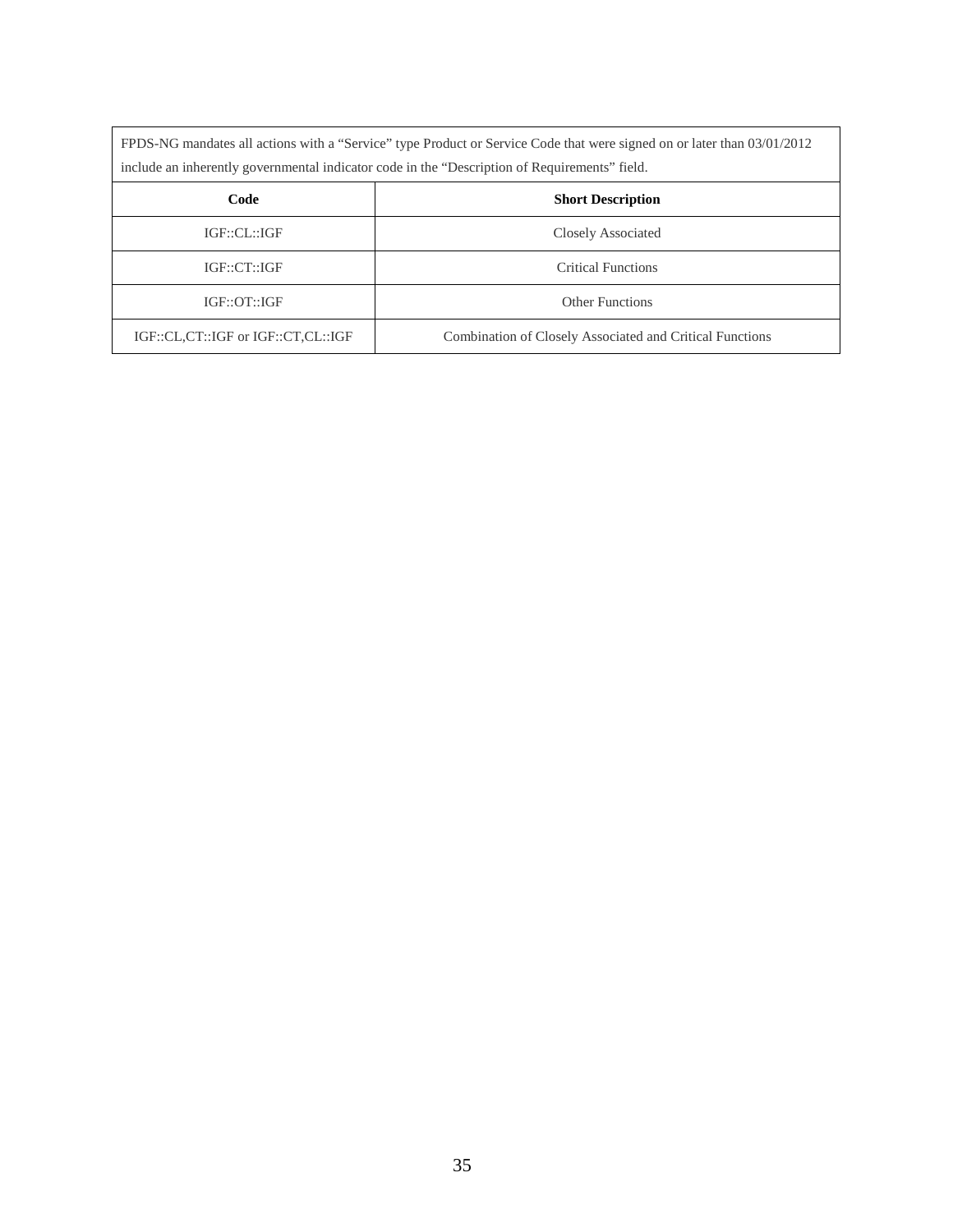FPDS-NG mandates all actions with a "Service" type Product or Service Code that were signed on or later than 03/01/2012 include an inherently governmental indicator code in the "Description of Requirements" field.

| Code | Short Description |
| --- | --- |
| IGF::CL::IGF | Closely Associated |
| IGF::CT::IGF | Critical Functions |
| IGF::OT::IGF | Other Functions |
| IGF::CL,CT::IGF or IGF::CT,CL::IGF | Combination of Closely Associated and Critical Functions |